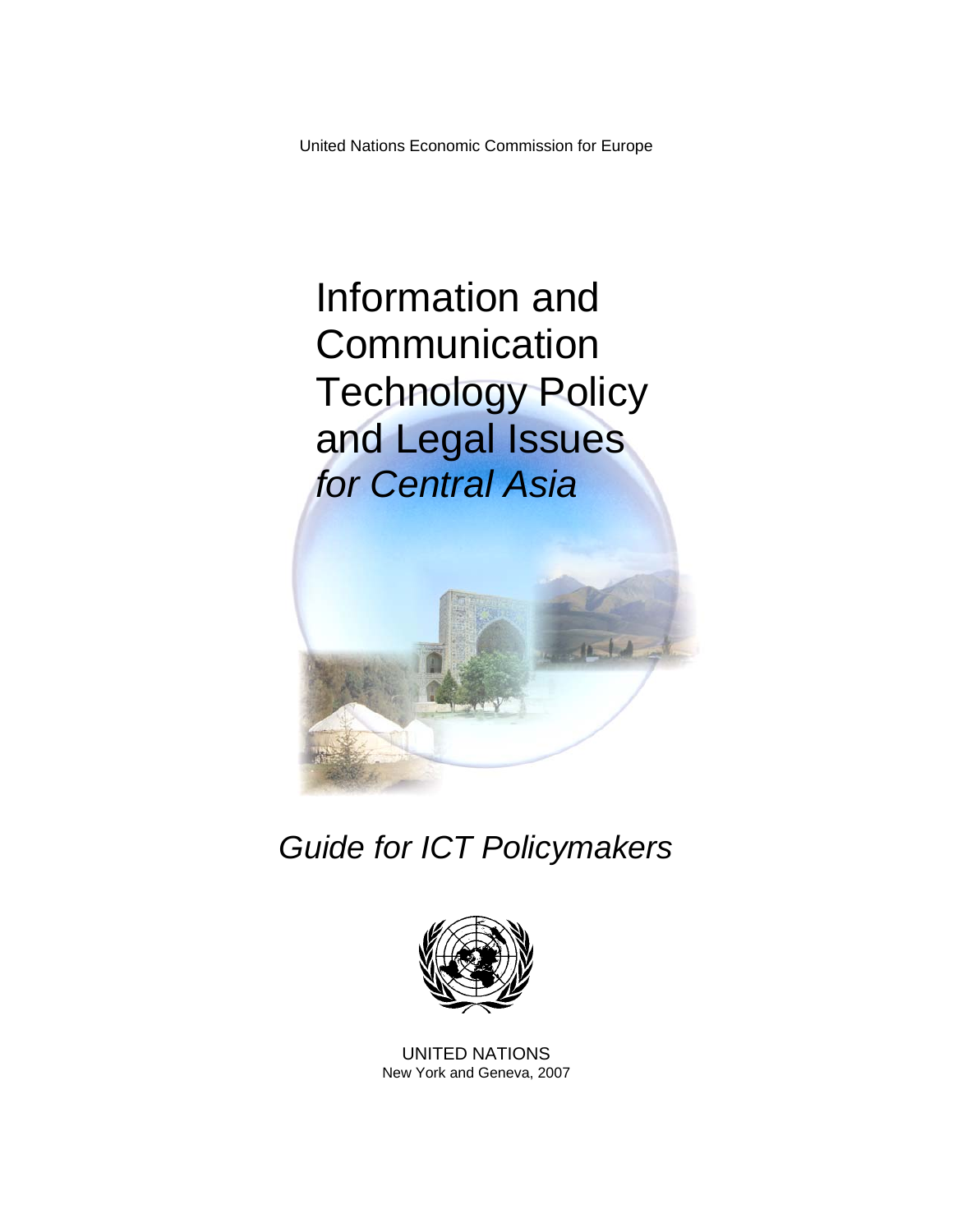United Nations Economic Commission for Europe

# Information and Communication Technology Policy and Legal Issues *for Central Asia*

## *Guide for ICT Policymakers*

UNITED NATIONS
New York and Geneva, 2007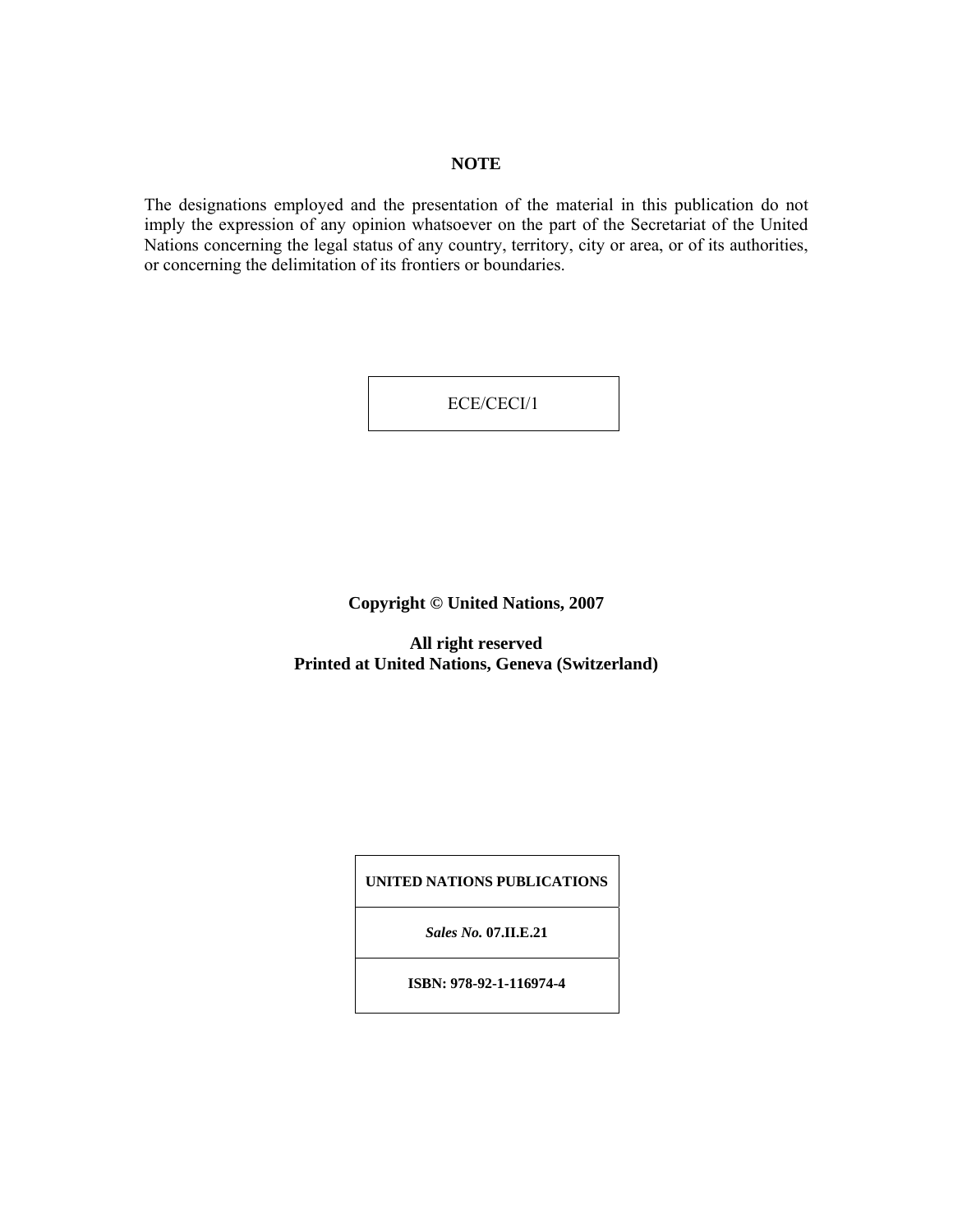**NOTE**

The designations employed and the presentation of the material in this publication do not imply the expression of any opinion whatsoever on the part of the Secretariat of the United Nations concerning the legal status of any country, territory, city or area, or of its authorities, or concerning the delimitation of its frontiers or boundaries.

| ECE/CECI/1 |
| --- |

**Copyright © United Nations, 2007**

**All right reserved**
**Printed at United Nations, Geneva (Switzerland)**

| **UNITED NATIONS PUBLICATIONS** |
| --- |
| ***Sales No.* 07.II.E.21** |
| **ISBN: 978-92-1-116974-4** |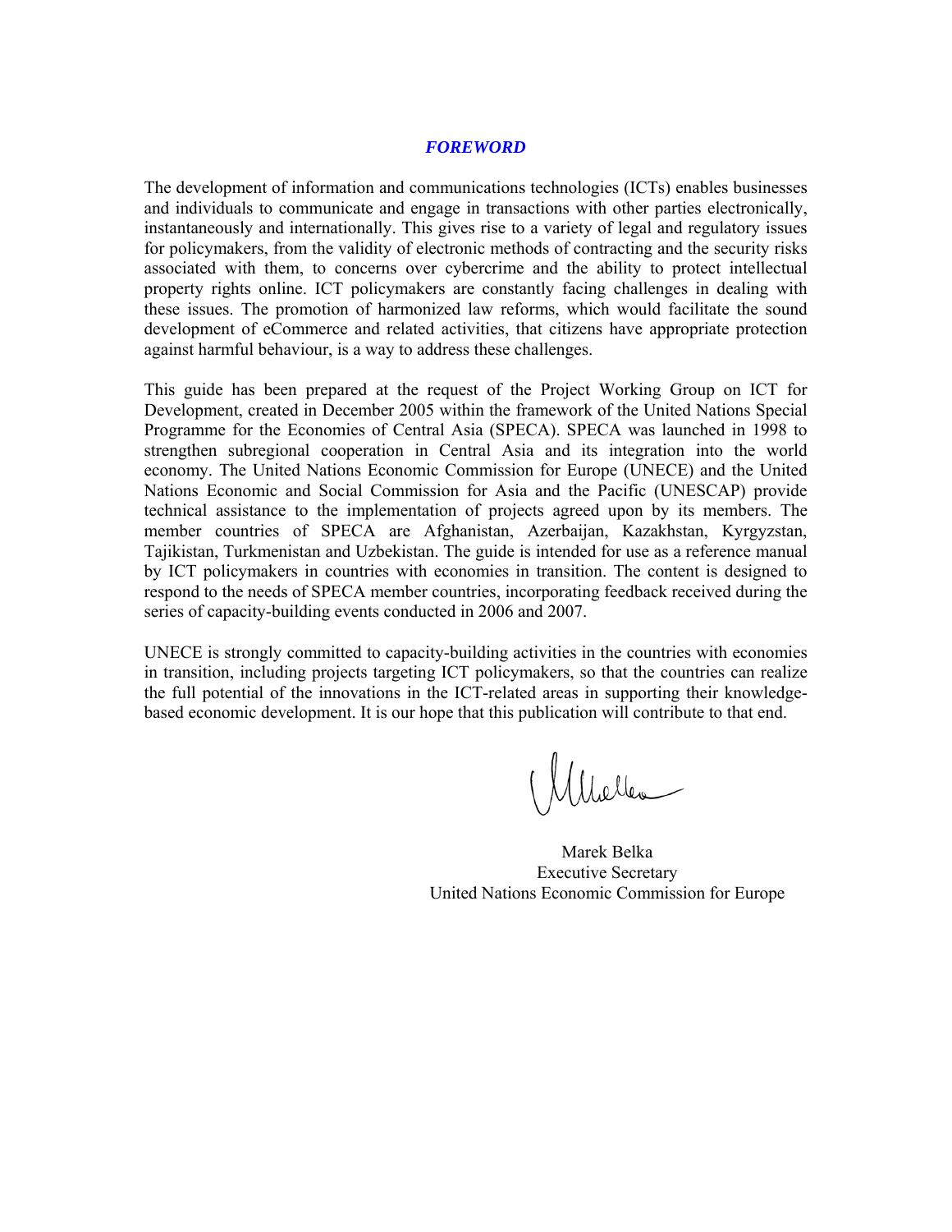# *FOREWORD*

The development of information and communications technologies (ICTs) enables businesses and individuals to communicate and engage in transactions with other parties electronically, instantaneously and internationally. This gives rise to a variety of legal and regulatory issues for policymakers, from the validity of electronic methods of contracting and the security risks associated with them, to concerns over cybercrime and the ability to protect intellectual property rights online. ICT policymakers are constantly facing challenges in dealing with these issues. The promotion of harmonized law reforms, which would facilitate the sound development of eCommerce and related activities, that citizens have appropriate protection against harmful behaviour, is a way to address these challenges.

This guide has been prepared at the request of the Project Working Group on ICT for Development, created in December 2005 within the framework of the United Nations Special Programme for the Economies of Central Asia (SPECA). SPECA was launched in 1998 to strengthen subregional cooperation in Central Asia and its integration into the world economy. The United Nations Economic Commission for Europe (UNECE) and the United Nations Economic and Social Commission for Asia and the Pacific (UNESCAP) provide technical assistance to the implementation of projects agreed upon by its members. The member countries of SPECA are Afghanistan, Azerbaijan, Kazakhstan, Kyrgyzstan, Tajikistan, Turkmenistan and Uzbekistan. The guide is intended for use as a reference manual by ICT policymakers in countries with economies in transition. The content is designed to respond to the needs of SPECA member countries, incorporating feedback received during the series of capacity-building events conducted in 2006 and 2007.

UNECE is strongly committed to capacity-building activities in the countries with economies in transition, including projects targeting ICT policymakers, so that the countries can realize the full potential of the innovations in the ICT-related areas in supporting their knowledge-based economic development. It is our hope that this publication will contribute to that end.

Marek Belka
Executive Secretary
United Nations Economic Commission for Europe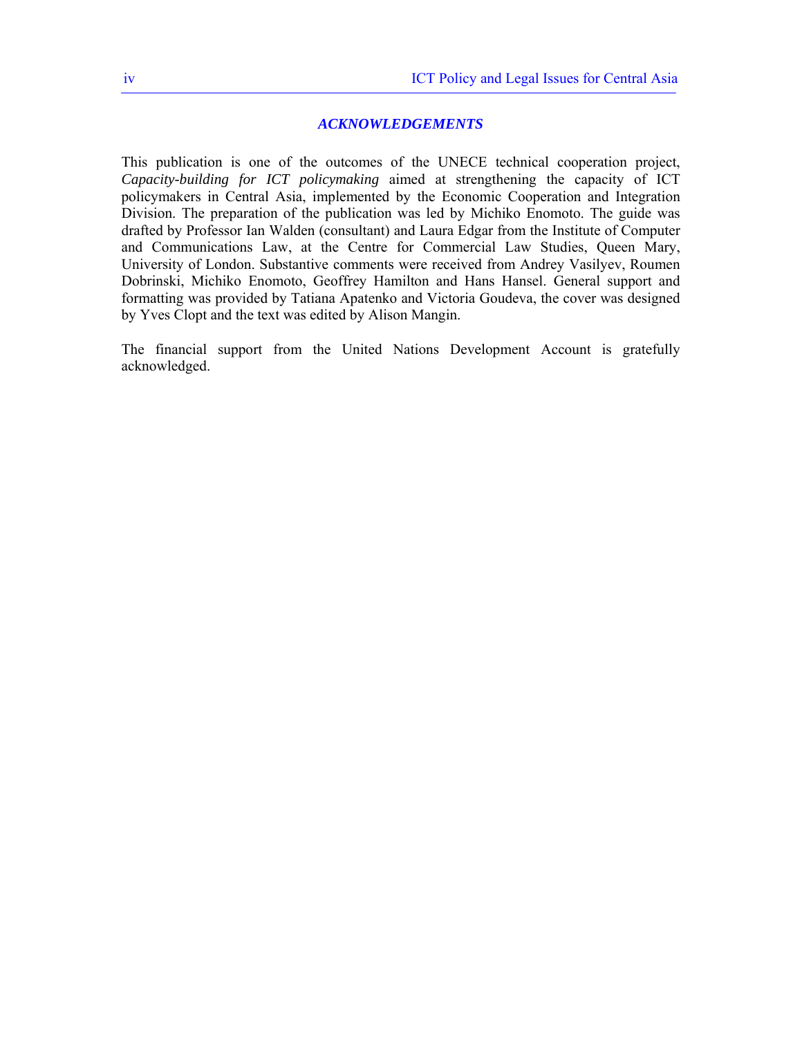## *ACKNOWLEDGEMENTS*

This publication is one of the outcomes of the UNECE technical cooperation project, *Capacity-building for ICT policymaking* aimed at strengthening the capacity of ICT policymakers in Central Asia, implemented by the Economic Cooperation and Integration Division. The preparation of the publication was led by Michiko Enomoto. The guide was drafted by Professor Ian Walden (consultant) and Laura Edgar from the Institute of Computer and Communications Law, at the Centre for Commercial Law Studies, Queen Mary, University of London. Substantive comments were received from Andrey Vasilyev, Roumen Dobrinski, Michiko Enomoto, Geoffrey Hamilton and Hans Hansel. General support and formatting was provided by Tatiana Apatenko and Victoria Goudeva, the cover was designed by Yves Clopt and the text was edited by Alison Mangin.

The financial support from the United Nations Development Account is gratefully acknowledged.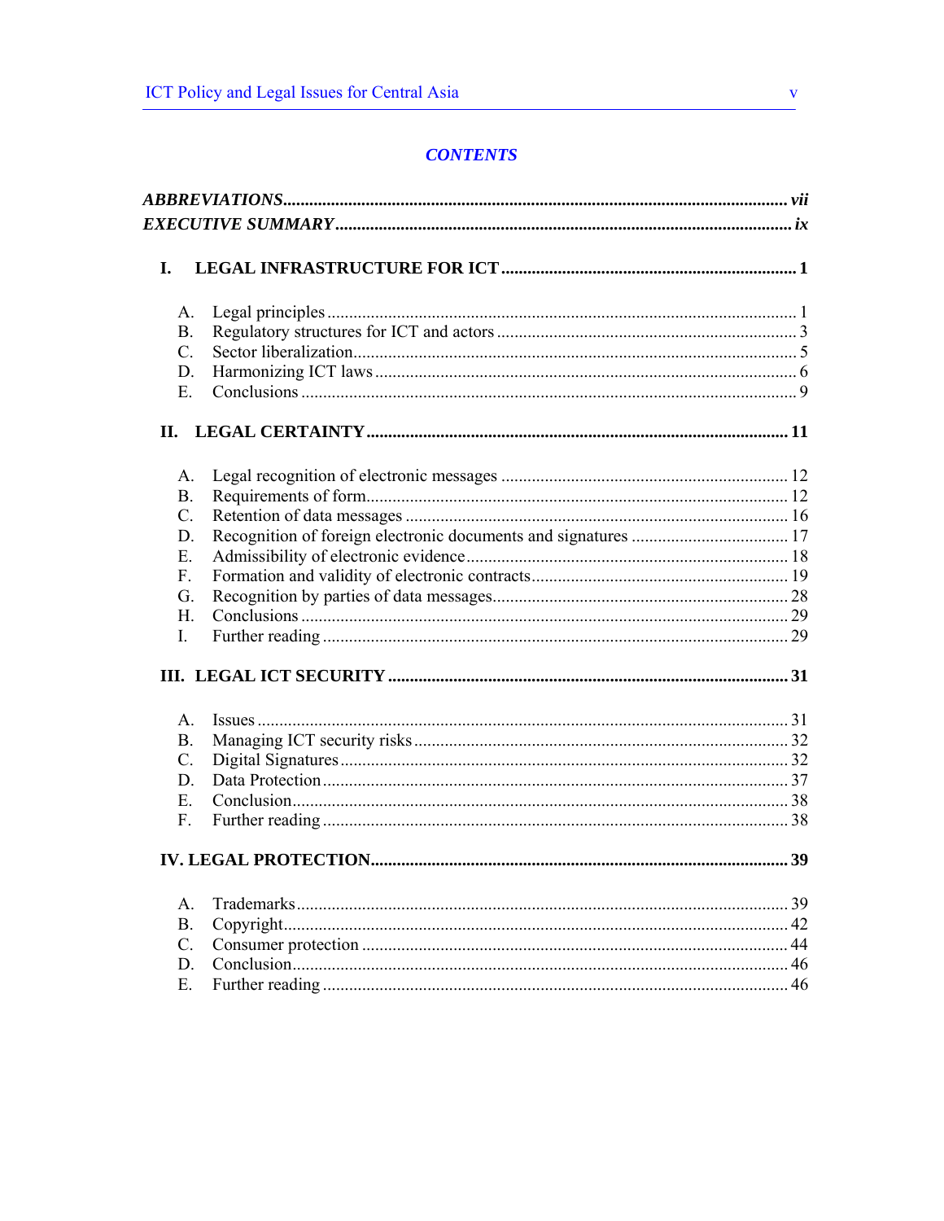## *CONTENTS*

***ABBREVIATIONS*** ..... ***vii***
***EXECUTIVE SUMMARY*** ..... ***ix***

**I. LEGAL INFRASTRUCTURE FOR ICT** ..... **1**

A. Legal principles ..... 1
B. Regulatory structures for ICT and actors ..... 3
C. Sector liberalization ..... 5
D. Harmonizing ICT laws ..... 6
E. Conclusions ..... 9

**II. LEGAL CERTAINTY** ..... **11**

A. Legal recognition of electronic messages ..... 12
B. Requirements of form ..... 12
C. Retention of data messages ..... 16
D. Recognition of foreign electronic documents and signatures ..... 17
E. Admissibility of electronic evidence ..... 18
F. Formation and validity of electronic contracts ..... 19
G. Recognition by parties of data messages ..... 28
H. Conclusions ..... 29
I. Further reading ..... 29

**III. LEGAL ICT SECURITY** ..... **31**

A. Issues ..... 31
B. Managing ICT security risks ..... 32
C. Digital Signatures ..... 32
D. Data Protection ..... 37
E. Conclusion ..... 38
F. Further reading ..... 38

**IV. LEGAL PROTECTION** ..... **39**

A. Trademarks ..... 39
B. Copyright ..... 42
C. Consumer protection ..... 44
D. Conclusion ..... 46
E. Further reading ..... 46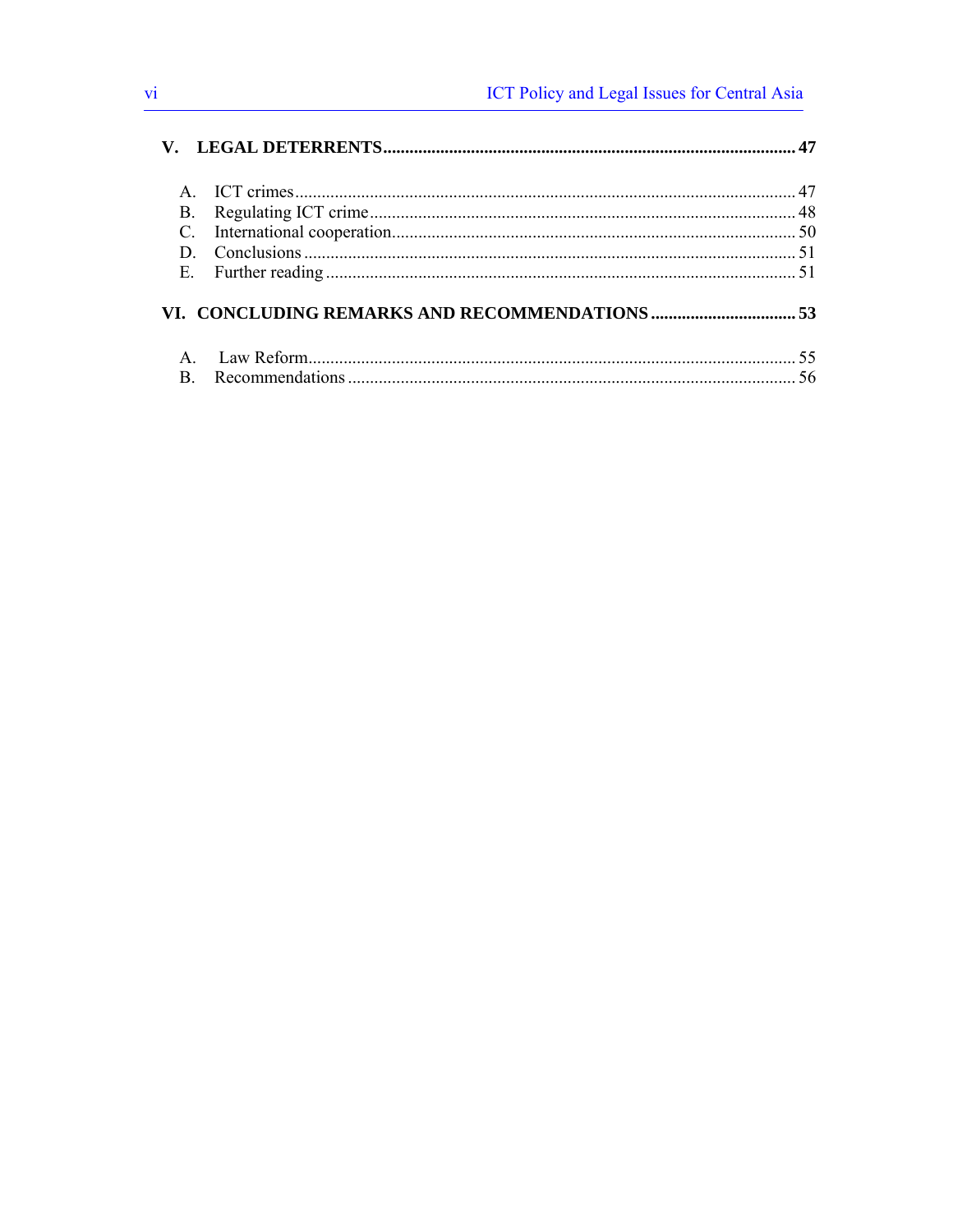**V. LEGAL DETERRENTS ........................................................................................ 47**

A. ICT crimes ........................................................................................................ 47
B. Regulating ICT crime ......................................................................................... 48
C. International cooperation.................................................................................... 50
D. Conclusions ........................................................................................................ 51
E. Further reading .................................................................................................... 51

**VI. CONCLUDING REMARKS AND RECOMMENDATIONS ................................. 53**

A. Law Reform......................................................................................................... 55
B. Recommendations ................................................................................................ 56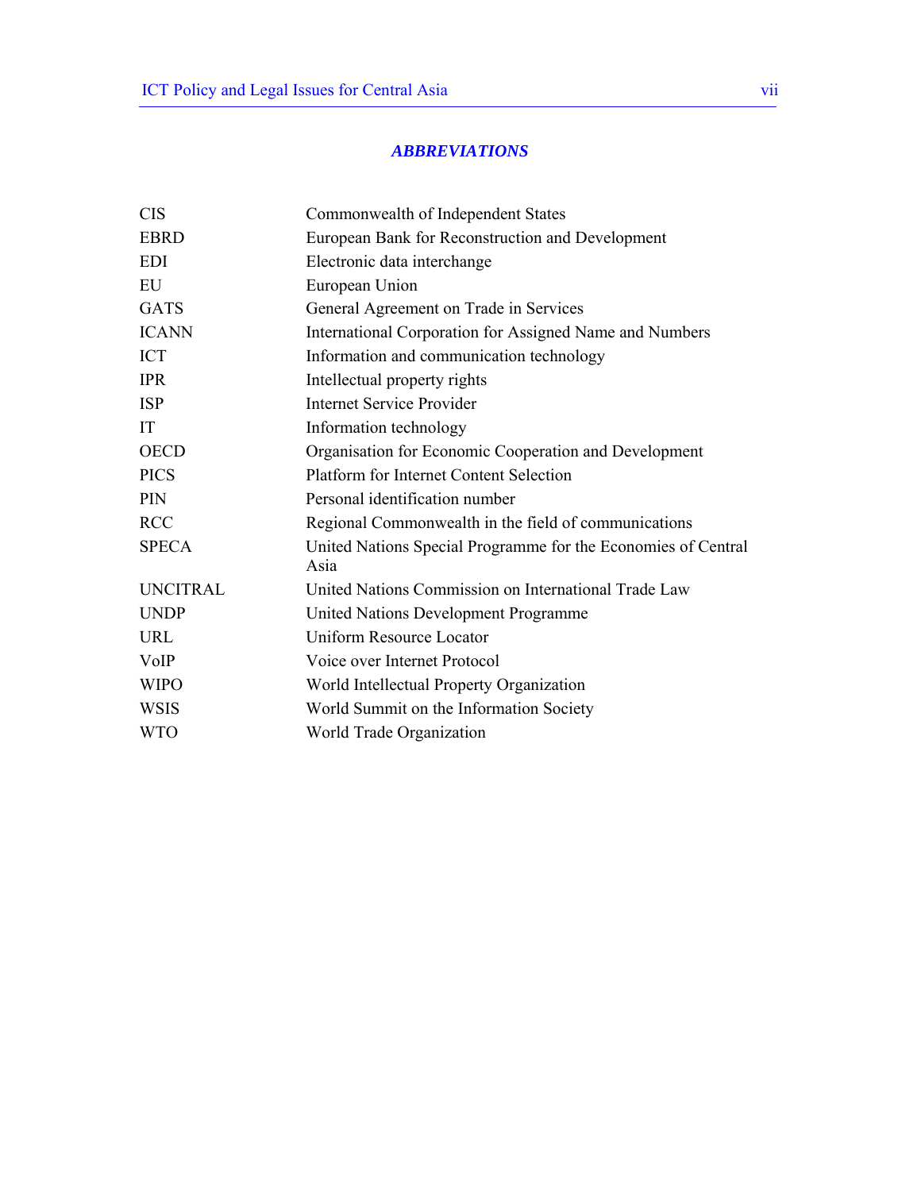## *ABBREVIATIONS*

| | |
|---|---|
| CIS | Commonwealth of Independent States |
| EBRD | European Bank for Reconstruction and Development |
| EDI | Electronic data interchange |
| EU | European Union |
| GATS | General Agreement on Trade in Services |
| ICANN | International Corporation for Assigned Name and Numbers |
| ICT | Information and communication technology |
| IPR | Intellectual property rights |
| ISP | Internet Service Provider |
| IT | Information technology |
| OECD | Organisation for Economic Cooperation and Development |
| PICS | Platform for Internet Content Selection |
| PIN | Personal identification number |
| RCC | Regional Commonwealth in the field of communications |
| SPECA | United Nations Special Programme for the Economies of Central Asia |
| UNCITRAL | United Nations Commission on International Trade Law |
| UNDP | United Nations Development Programme |
| URL | Uniform Resource Locator |
| VoIP | Voice over Internet Protocol |
| WIPO | World Intellectual Property Organization |
| WSIS | World Summit on the Information Society |
| WTO | World Trade Organization |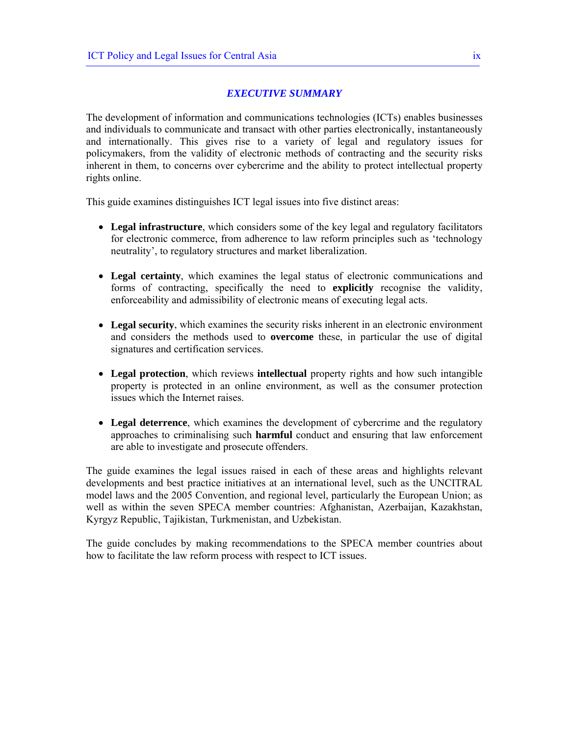## *EXECUTIVE SUMMARY*

The development of information and communications technologies (ICTs) enables businesses and individuals to communicate and transact with other parties electronically, instantaneously and internationally. This gives rise to a variety of legal and regulatory issues for policymakers, from the validity of electronic methods of contracting and the security risks inherent in them, to concerns over cybercrime and the ability to protect intellectual property rights online.

This guide examines distinguishes ICT legal issues into five distinct areas:

- **Legal infrastructure**, which considers some of the key legal and regulatory facilitators for electronic commerce, from adherence to law reform principles such as 'technology neutrality', to regulatory structures and market liberalization.

- **Legal certainty**, which examines the legal status of electronic communications and forms of contracting, specifically the need to **explicitly** recognise the validity, enforceability and admissibility of electronic means of executing legal acts.

- **Legal security**, which examines the security risks inherent in an electronic environment and considers the methods used to **overcome** these, in particular the use of digital signatures and certification services.

- **Legal protection**, which reviews **intellectual** property rights and how such intangible property is protected in an online environment, as well as the consumer protection issues which the Internet raises.

- **Legal deterrence**, which examines the development of cybercrime and the regulatory approaches to criminalising such **harmful** conduct and ensuring that law enforcement are able to investigate and prosecute offenders.

The guide examines the legal issues raised in each of these areas and highlights relevant developments and best practice initiatives at an international level, such as the UNCITRAL model laws and the 2005 Convention, and regional level, particularly the European Union; as well as within the seven SPECA member countries: Afghanistan, Azerbaijan, Kazakhstan, Kyrgyz Republic, Tajikistan, Turkmenistan, and Uzbekistan.

The guide concludes by making recommendations to the SPECA member countries about how to facilitate the law reform process with respect to ICT issues.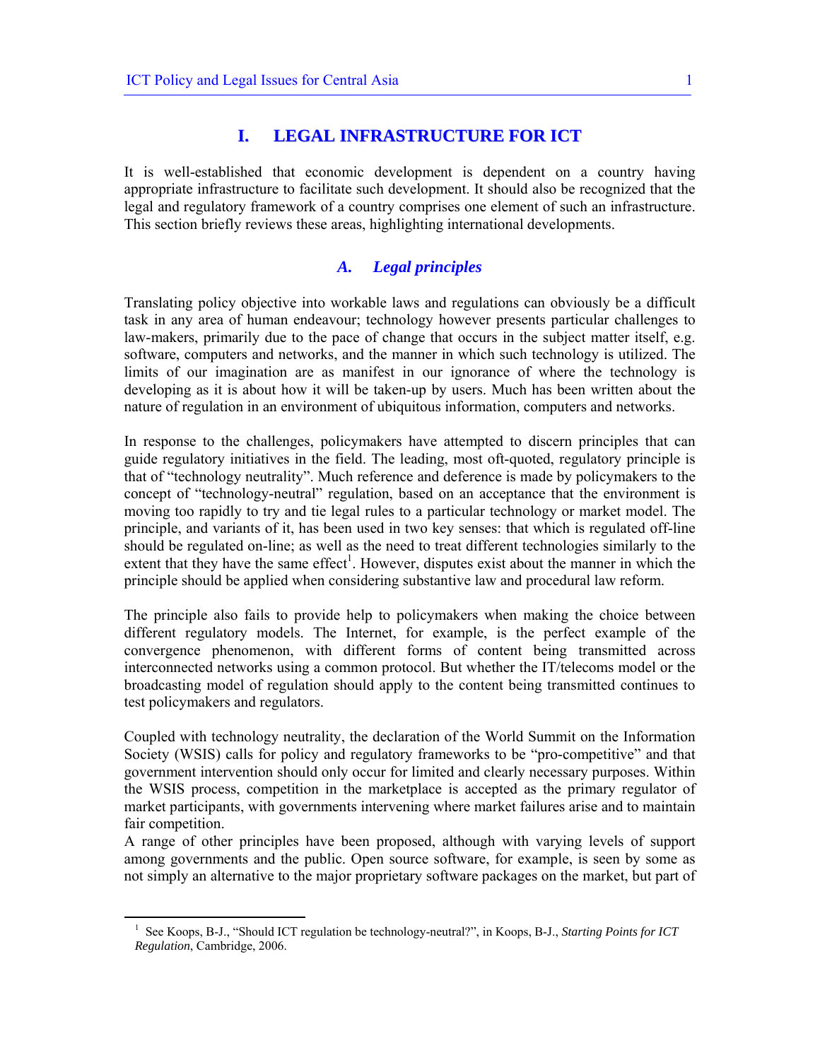# I. LEGAL INFRASTRUCTURE FOR ICT

It is well-established that economic development is dependent on a country having appropriate infrastructure to facilitate such development. It should also be recognized that the legal and regulatory framework of a country comprises one element of such an infrastructure. This section briefly reviews these areas, highlighting international developments.

## *A. Legal principles*

Translating policy objective into workable laws and regulations can obviously be a difficult task in any area of human endeavour; technology however presents particular challenges to law-makers, primarily due to the pace of change that occurs in the subject matter itself, e.g. software, computers and networks, and the manner in which such technology is utilized. The limits of our imagination are as manifest in our ignorance of where the technology is developing as it is about how it will be taken-up by users. Much has been written about the nature of regulation in an environment of ubiquitous information, computers and networks.

In response to the challenges, policymakers have attempted to discern principles that can guide regulatory initiatives in the field. The leading, most oft-quoted, regulatory principle is that of "technology neutrality". Much reference and deference is made by policymakers to the concept of "technology-neutral" regulation, based on an acceptance that the environment is moving too rapidly to try and tie legal rules to a particular technology or market model. The principle, and variants of it, has been used in two key senses: that which is regulated off-line should be regulated on-line; as well as the need to treat different technologies similarly to the extent that they have the same effect[1]. However, disputes exist about the manner in which the principle should be applied when considering substantive law and procedural law reform.

The principle also fails to provide help to policymakers when making the choice between different regulatory models. The Internet, for example, is the perfect example of the convergence phenomenon, with different forms of content being transmitted across interconnected networks using a common protocol. But whether the IT/telecoms model or the broadcasting model of regulation should apply to the content being transmitted continues to test policymakers and regulators.

Coupled with technology neutrality, the declaration of the World Summit on the Information Society (WSIS) calls for policy and regulatory frameworks to be "pro-competitive" and that government intervention should only occur for limited and clearly necessary purposes. Within the WSIS process, competition in the marketplace is accepted as the primary regulator of market participants, with governments intervening where market failures arise and to maintain fair competition.

A range of other principles have been proposed, although with varying levels of support among governments and the public. Open source software, for example, is seen by some as not simply an alternative to the major proprietary software packages on the market, but part of

---

[1] See Koops, B-J., "Should ICT regulation be technology-neutral?", in Koops, B-J., *Starting Points for ICT Regulation*, Cambridge, 2006.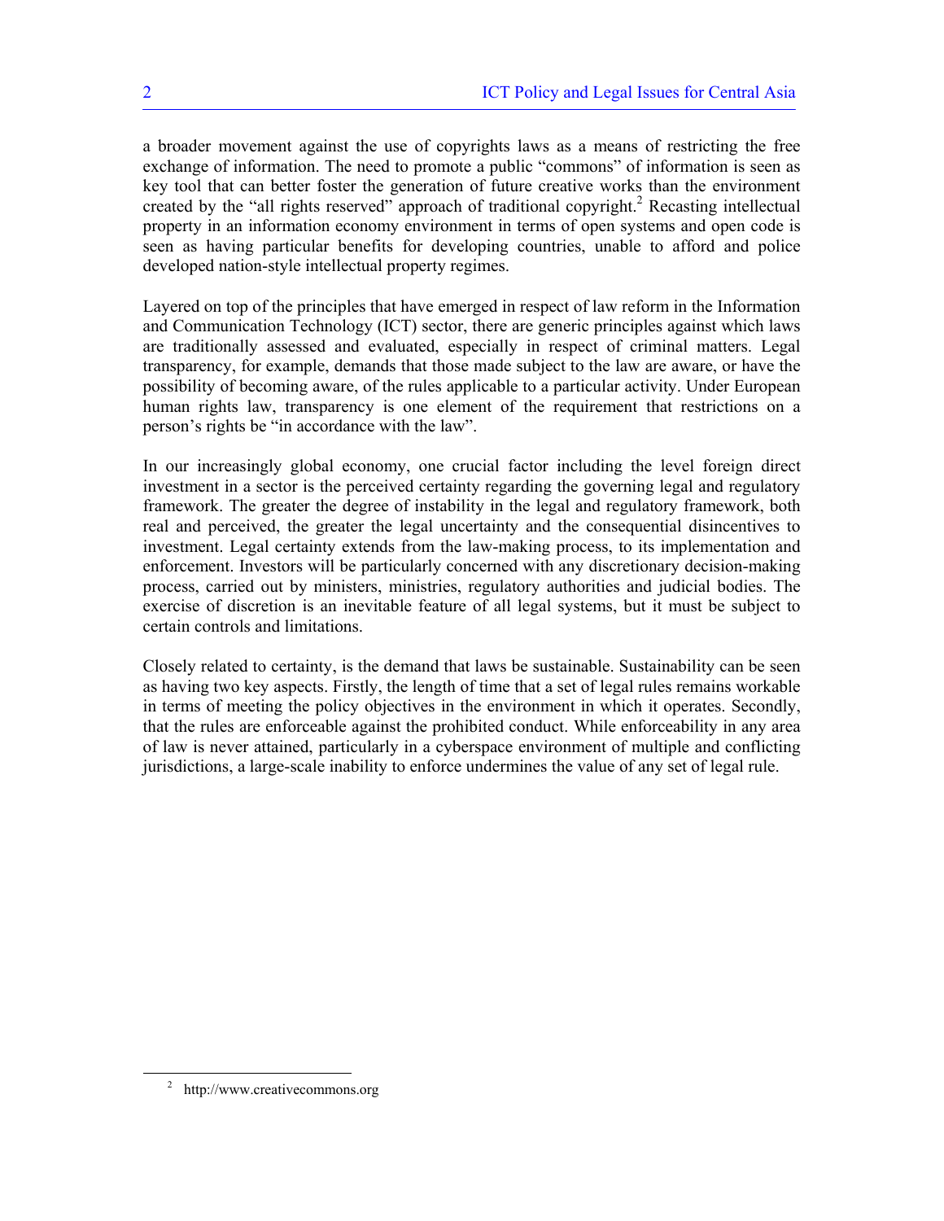a broader movement against the use of copyrights laws as a means of restricting the free exchange of information. The need to promote a public "commons" of information is seen as key tool that can better foster the generation of future creative works than the environment created by the "all rights reserved" approach of traditional copyright.[2] Recasting intellectual property in an information economy environment in terms of open systems and open code is seen as having particular benefits for developing countries, unable to afford and police developed nation-style intellectual property regimes.

Layered on top of the principles that have emerged in respect of law reform in the Information and Communication Technology (ICT) sector, there are generic principles against which laws are traditionally assessed and evaluated, especially in respect of criminal matters. Legal transparency, for example, demands that those made subject to the law are aware, or have the possibility of becoming aware, of the rules applicable to a particular activity. Under European human rights law, transparency is one element of the requirement that restrictions on a person's rights be "in accordance with the law".

In our increasingly global economy, one crucial factor including the level foreign direct investment in a sector is the perceived certainty regarding the governing legal and regulatory framework. The greater the degree of instability in the legal and regulatory framework, both real and perceived, the greater the legal uncertainty and the consequential disincentives to investment. Legal certainty extends from the law-making process, to its implementation and enforcement. Investors will be particularly concerned with any discretionary decision-making process, carried out by ministers, ministries, regulatory authorities and judicial bodies. The exercise of discretion is an inevitable feature of all legal systems, but it must be subject to certain controls and limitations.

Closely related to certainty, is the demand that laws be sustainable. Sustainability can be seen as having two key aspects. Firstly, the length of time that a set of legal rules remains workable in terms of meeting the policy objectives in the environment in which it operates. Secondly, that the rules are enforceable against the prohibited conduct. While enforceability in any area of law is never attained, particularly in a cyberspace environment of multiple and conflicting jurisdictions, a large-scale inability to enforce undermines the value of any set of legal rule.

[2] http://www.creativecommons.org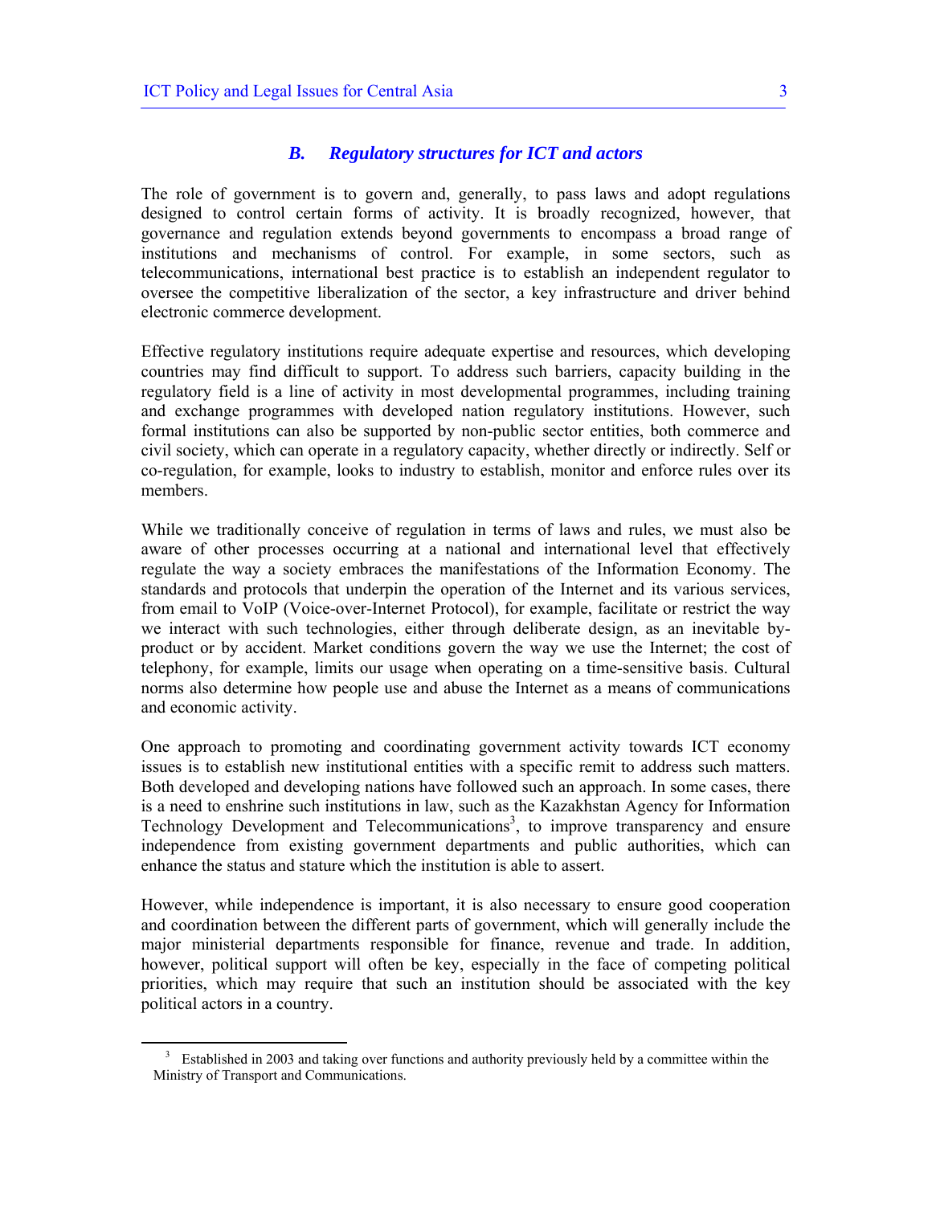## *B. Regulatory structures for ICT and actors*

The role of government is to govern and, generally, to pass laws and adopt regulations designed to control certain forms of activity. It is broadly recognized, however, that governance and regulation extends beyond governments to encompass a broad range of institutions and mechanisms of control. For example, in some sectors, such as telecommunications, international best practice is to establish an independent regulator to oversee the competitive liberalization of the sector, a key infrastructure and driver behind electronic commerce development.

Effective regulatory institutions require adequate expertise and resources, which developing countries may find difficult to support. To address such barriers, capacity building in the regulatory field is a line of activity in most developmental programmes, including training and exchange programmes with developed nation regulatory institutions. However, such formal institutions can also be supported by non-public sector entities, both commerce and civil society, which can operate in a regulatory capacity, whether directly or indirectly. Self or co-regulation, for example, looks to industry to establish, monitor and enforce rules over its members.

While we traditionally conceive of regulation in terms of laws and rules, we must also be aware of other processes occurring at a national and international level that effectively regulate the way a society embraces the manifestations of the Information Economy. The standards and protocols that underpin the operation of the Internet and its various services, from email to VoIP (Voice-over-Internet Protocol), for example, facilitate or restrict the way we interact with such technologies, either through deliberate design, as an inevitable by-product or by accident. Market conditions govern the way we use the Internet; the cost of telephony, for example, limits our usage when operating on a time-sensitive basis. Cultural norms also determine how people use and abuse the Internet as a means of communications and economic activity.

One approach to promoting and coordinating government activity towards ICT economy issues is to establish new institutional entities with a specific remit to address such matters. Both developed and developing nations have followed such an approach. In some cases, there is a need to enshrine such institutions in law, such as the Kazakhstan Agency for Information Technology Development and Telecommunications[3], to improve transparency and ensure independence from existing government departments and public authorities, which can enhance the status and stature which the institution is able to assert.

However, while independence is important, it is also necessary to ensure good cooperation and coordination between the different parts of government, which will generally include the major ministerial departments responsible for finance, revenue and trade. In addition, however, political support will often be key, especially in the face of competing political priorities, which may require that such an institution should be associated with the key political actors in a country.

[3] Established in 2003 and taking over functions and authority previously held by a committee within the Ministry of Transport and Communications.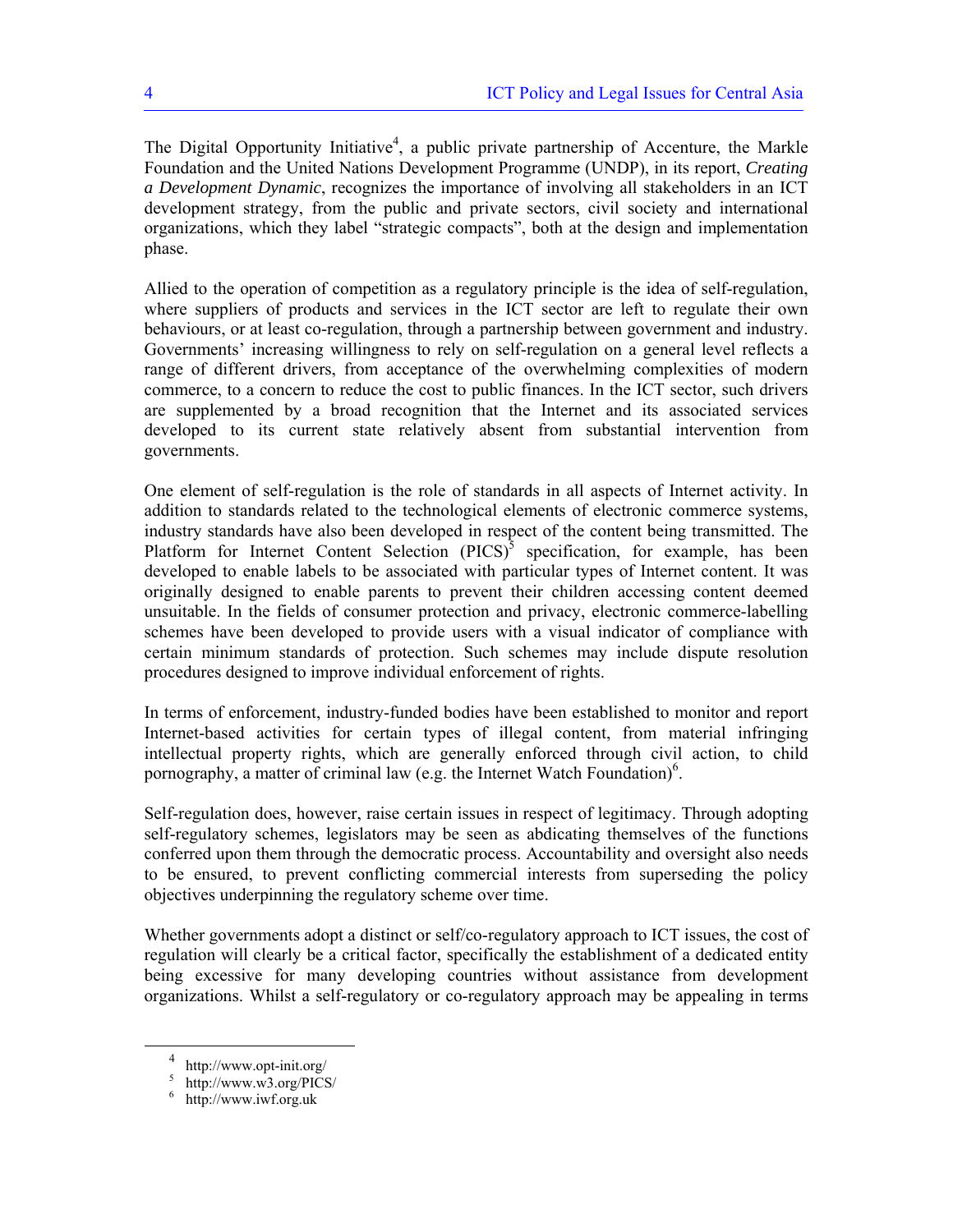The Digital Opportunity Initiative[4], a public private partnership of Accenture, the Markle Foundation and the United Nations Development Programme (UNDP), in its report, *Creating a Development Dynamic*, recognizes the importance of involving all stakeholders in an ICT development strategy, from the public and private sectors, civil society and international organizations, which they label "strategic compacts", both at the design and implementation phase.

Allied to the operation of competition as a regulatory principle is the idea of self-regulation, where suppliers of products and services in the ICT sector are left to regulate their own behaviours, or at least co-regulation, through a partnership between government and industry. Governments' increasing willingness to rely on self-regulation on a general level reflects a range of different drivers, from acceptance of the overwhelming complexities of modern commerce, to a concern to reduce the cost to public finances. In the ICT sector, such drivers are supplemented by a broad recognition that the Internet and its associated services developed to its current state relatively absent from substantial intervention from governments.

One element of self-regulation is the role of standards in all aspects of Internet activity. In addition to standards related to the technological elements of electronic commerce systems, industry standards have also been developed in respect of the content being transmitted. The Platform for Internet Content Selection (PICS)[5] specification, for example, has been developed to enable labels to be associated with particular types of Internet content. It was originally designed to enable parents to prevent their children accessing content deemed unsuitable. In the fields of consumer protection and privacy, electronic commerce-labelling schemes have been developed to provide users with a visual indicator of compliance with certain minimum standards of protection. Such schemes may include dispute resolution procedures designed to improve individual enforcement of rights.

In terms of enforcement, industry-funded bodies have been established to monitor and report Internet-based activities for certain types of illegal content, from material infringing intellectual property rights, which are generally enforced through civil action, to child pornography, a matter of criminal law (e.g. the Internet Watch Foundation)[6].

Self-regulation does, however, raise certain issues in respect of legitimacy. Through adopting self-regulatory schemes, legislators may be seen as abdicating themselves of the functions conferred upon them through the democratic process. Accountability and oversight also needs to be ensured, to prevent conflicting commercial interests from superseding the policy objectives underpinning the regulatory scheme over time.

Whether governments adopt a distinct or self/co-regulatory approach to ICT issues, the cost of regulation will clearly be a critical factor, specifically the establishment of a dedicated entity being excessive for many developing countries without assistance from development organizations. Whilst a self-regulatory or co-regulatory approach may be appealing in terms

---

[4] http://www.opt-init.org/

[5] http://www.w3.org/PICS/

[6] http://www.iwf.org.uk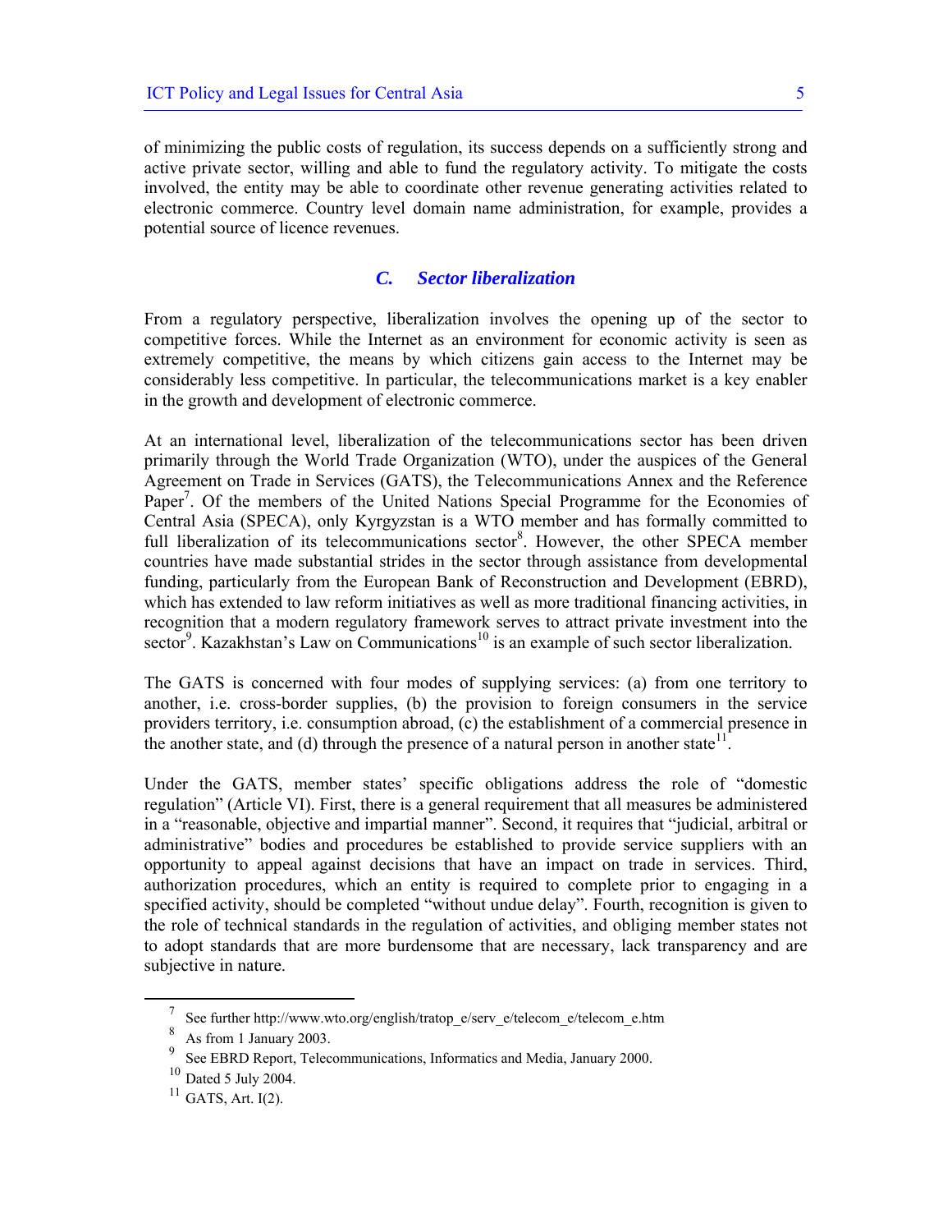of minimizing the public costs of regulation, its success depends on a sufficiently strong and active private sector, willing and able to fund the regulatory activity. To mitigate the costs involved, the entity may be able to coordinate other revenue generating activities related to electronic commerce. Country level domain name administration, for example, provides a potential source of licence revenues.

### *C. Sector liberalization*

From a regulatory perspective, liberalization involves the opening up of the sector to competitive forces. While the Internet as an environment for economic activity is seen as extremely competitive, the means by which citizens gain access to the Internet may be considerably less competitive. In particular, the telecommunications market is a key enabler in the growth and development of electronic commerce.

At an international level, liberalization of the telecommunications sector has been driven primarily through the World Trade Organization (WTO), under the auspices of the General Agreement on Trade in Services (GATS), the Telecommunications Annex and the Reference Paper[7]. Of the members of the United Nations Special Programme for the Economies of Central Asia (SPECA), only Kyrgyzstan is a WTO member and has formally committed to full liberalization of its telecommunications sector[8]. However, the other SPECA member countries have made substantial strides in the sector through assistance from developmental funding, particularly from the European Bank of Reconstruction and Development (EBRD), which has extended to law reform initiatives as well as more traditional financing activities, in recognition that a modern regulatory framework serves to attract private investment into the sector[9]. Kazakhstan's Law on Communications[10] is an example of such sector liberalization.

The GATS is concerned with four modes of supplying services: (a) from one territory to another, i.e. cross-border supplies, (b) the provision to foreign consumers in the service providers territory, i.e. consumption abroad, (c) the establishment of a commercial presence in the another state, and (d) through the presence of a natural person in another state[11].

Under the GATS, member states' specific obligations address the role of "domestic regulation" (Article VI). First, there is a general requirement that all measures be administered in a "reasonable, objective and impartial manner". Second, it requires that "judicial, arbitral or administrative" bodies and procedures be established to provide service suppliers with an opportunity to appeal against decisions that have an impact on trade in services. Third, authorization procedures, which an entity is required to complete prior to engaging in a specified activity, should be completed "without undue delay". Fourth, recognition is given to the role of technical standards in the regulation of activities, and obliging member states not to adopt standards that are more burdensome that are necessary, lack transparency and are subjective in nature.

---

[7] See further http://www.wto.org/english/tratop_e/serv_e/telecom_e/telecom_e.htm

[8] As from 1 January 2003.

[9] See EBRD Report, Telecommunications, Informatics and Media, January 2000.

[10] Dated 5 July 2004.

[11] GATS, Art. I(2).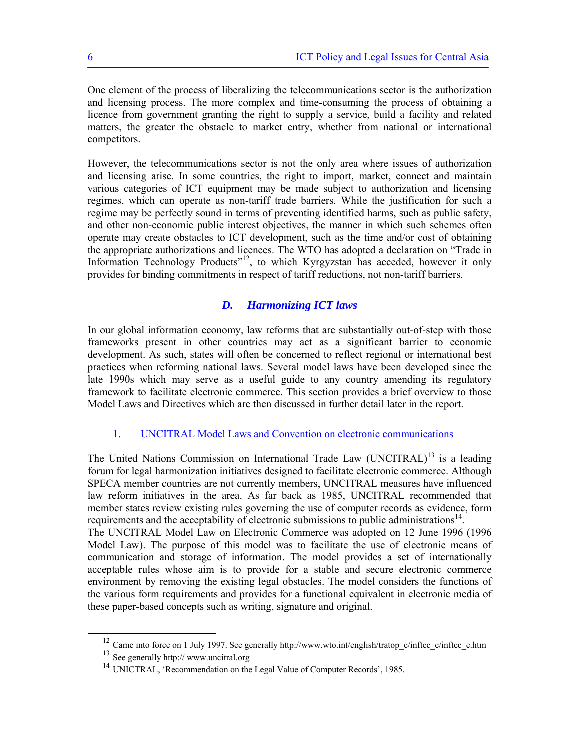One element of the process of liberalizing the telecommunications sector is the authorization and licensing process. The more complex and time-consuming the process of obtaining a licence from government granting the right to supply a service, build a facility and related matters, the greater the obstacle to market entry, whether from national or international competitors.

However, the telecommunications sector is not the only area where issues of authorization and licensing arise. In some countries, the right to import, market, connect and maintain various categories of ICT equipment may be made subject to authorization and licensing regimes, which can operate as non-tariff trade barriers. While the justification for such a regime may be perfectly sound in terms of preventing identified harms, such as public safety, and other non-economic public interest objectives, the manner in which such schemes often operate may create obstacles to ICT development, such as the time and/or cost of obtaining the appropriate authorizations and licences. The WTO has adopted a declaration on "Trade in Information Technology Products"[12], to which Kyrgyzstan has acceded, however it only provides for binding commitments in respect of tariff reductions, not non-tariff barriers.

## *D. Harmonizing ICT laws*

In our global information economy, law reforms that are substantially out-of-step with those frameworks present in other countries may act as a significant barrier to economic development. As such, states will often be concerned to reflect regional or international best practices when reforming national laws. Several model laws have been developed since the late 1990s which may serve as a useful guide to any country amending its regulatory framework to facilitate electronic commerce. This section provides a brief overview to those Model Laws and Directives which are then discussed in further detail later in the report.

### 1. UNCITRAL Model Laws and Convention on electronic communications

The United Nations Commission on International Trade Law (UNCITRAL)[13] is a leading forum for legal harmonization initiatives designed to facilitate electronic commerce. Although SPECA member countries are not currently members, UNCITRAL measures have influenced law reform initiatives in the area. As far back as 1985, UNCITRAL recommended that member states review existing rules governing the use of computer records as evidence, form requirements and the acceptability of electronic submissions to public administrations[14].

The UNCITRAL Model Law on Electronic Commerce was adopted on 12 June 1996 (1996 Model Law). The purpose of this model was to facilitate the use of electronic means of communication and storage of information. The model provides a set of internationally acceptable rules whose aim is to provide for a stable and secure electronic commerce environment by removing the existing legal obstacles. The model considers the functions of the various form requirements and provides for a functional equivalent in electronic media of these paper-based concepts such as writing, signature and original.

---

[12] Came into force on 1 July 1997. See generally http://www.wto.int/english/tratop_e/inftec_e/inftec_e.htm

[13] See generally http:// www.uncitral.org

[14] UNICTRAL, 'Recommendation on the Legal Value of Computer Records', 1985.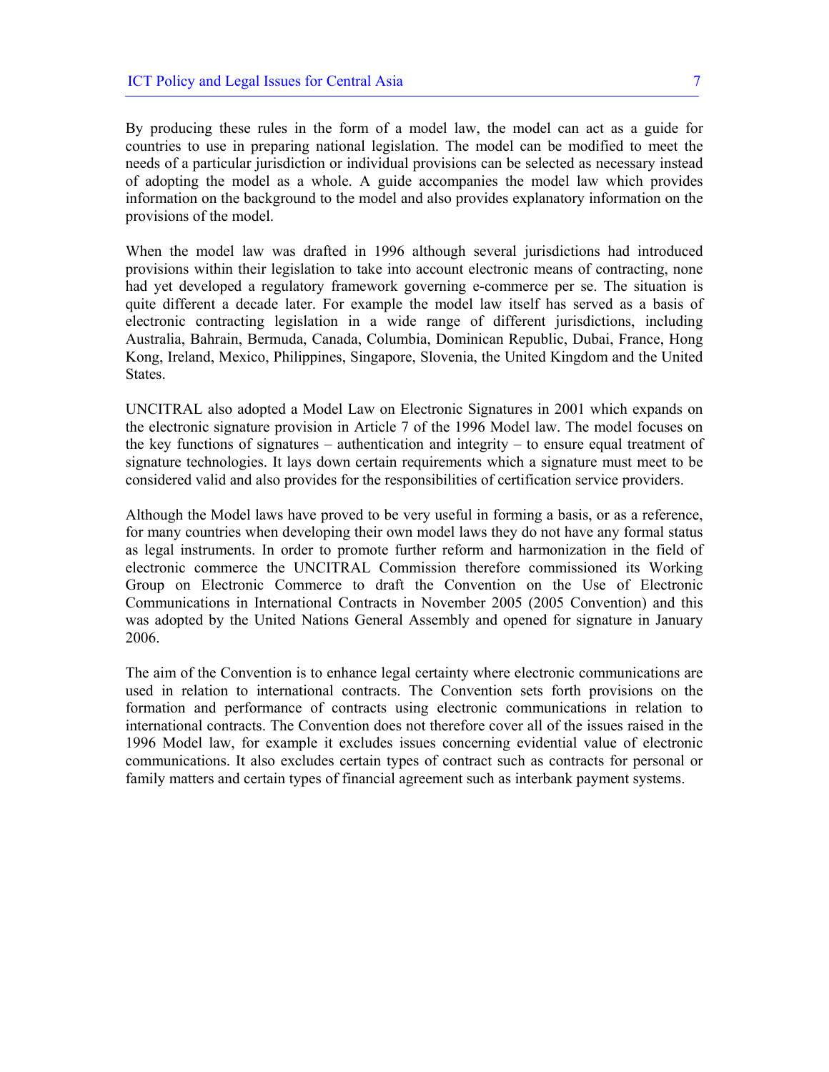By producing these rules in the form of a model law, the model can act as a guide for countries to use in preparing national legislation. The model can be modified to meet the needs of a particular jurisdiction or individual provisions can be selected as necessary instead of adopting the model as a whole. A guide accompanies the model law which provides information on the background to the model and also provides explanatory information on the provisions of the model.

When the model law was drafted in 1996 although several jurisdictions had introduced provisions within their legislation to take into account electronic means of contracting, none had yet developed a regulatory framework governing e-commerce per se. The situation is quite different a decade later. For example the model law itself has served as a basis of electronic contracting legislation in a wide range of different jurisdictions, including Australia, Bahrain, Bermuda, Canada, Columbia, Dominican Republic, Dubai, France, Hong Kong, Ireland, Mexico, Philippines, Singapore, Slovenia, the United Kingdom and the United States.

UNCITRAL also adopted a Model Law on Electronic Signatures in 2001 which expands on the electronic signature provision in Article 7 of the 1996 Model law. The model focuses on the key functions of signatures – authentication and integrity – to ensure equal treatment of signature technologies. It lays down certain requirements which a signature must meet to be considered valid and also provides for the responsibilities of certification service providers.

Although the Model laws have proved to be very useful in forming a basis, or as a reference, for many countries when developing their own model laws they do not have any formal status as legal instruments. In order to promote further reform and harmonization in the field of electronic commerce the UNCITRAL Commission therefore commissioned its Working Group on Electronic Commerce to draft the Convention on the Use of Electronic Communications in International Contracts in November 2005 (2005 Convention) and this was adopted by the United Nations General Assembly and opened for signature in January 2006.

The aim of the Convention is to enhance legal certainty where electronic communications are used in relation to international contracts. The Convention sets forth provisions on the formation and performance of contracts using electronic communications in relation to international contracts. The Convention does not therefore cover all of the issues raised in the 1996 Model law, for example it excludes issues concerning evidential value of electronic communications. It also excludes certain types of contract such as contracts for personal or family matters and certain types of financial agreement such as interbank payment systems.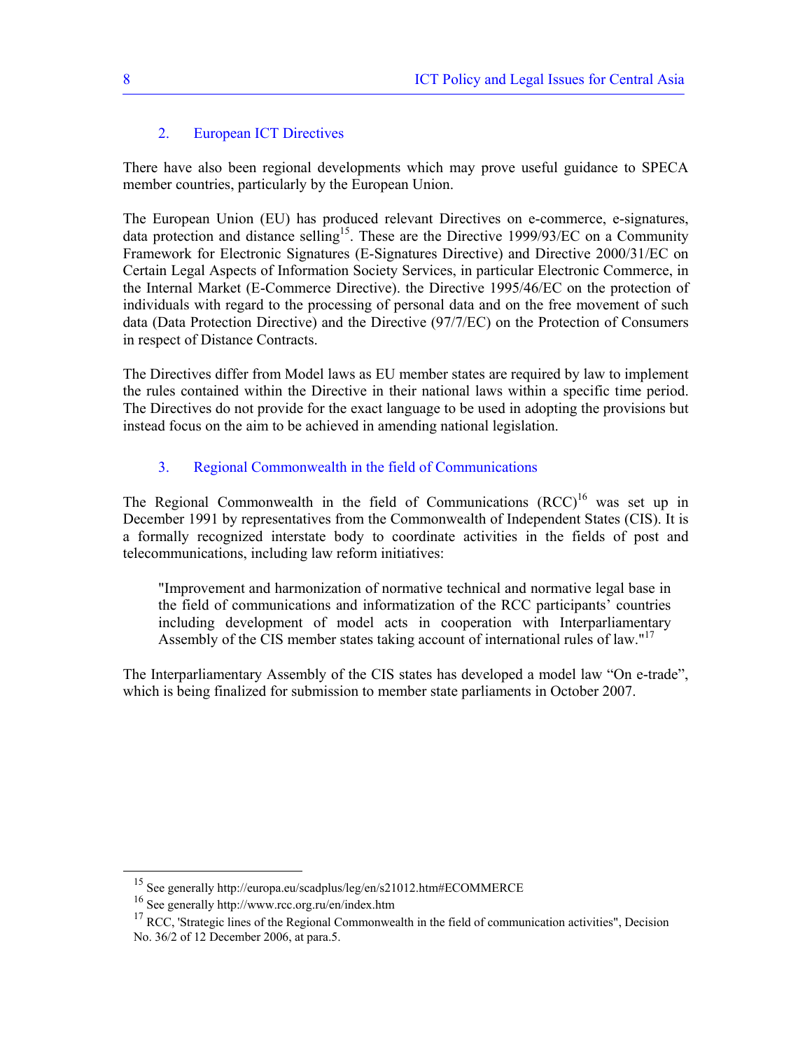## 2. European ICT Directives

There have also been regional developments which may prove useful guidance to SPECA member countries, particularly by the European Union.

The European Union (EU) has produced relevant Directives on e-commerce, e-signatures, data protection and distance selling[15]. These are the Directive 1999/93/EC on a Community Framework for Electronic Signatures (E-Signatures Directive) and Directive 2000/31/EC on Certain Legal Aspects of Information Society Services, in particular Electronic Commerce, in the Internal Market (E-Commerce Directive). the Directive 1995/46/EC on the protection of individuals with regard to the processing of personal data and on the free movement of such data (Data Protection Directive) and the Directive (97/7/EC) on the Protection of Consumers in respect of Distance Contracts.

The Directives differ from Model laws as EU member states are required by law to implement the rules contained within the Directive in their national laws within a specific time period. The Directives do not provide for the exact language to be used in adopting the provisions but instead focus on the aim to be achieved in amending national legislation.

## 3. Regional Commonwealth in the field of Communications

The Regional Commonwealth in the field of Communications (RCC)[16] was set up in December 1991 by representatives from the Commonwealth of Independent States (CIS). It is a formally recognized interstate body to coordinate activities in the fields of post and telecommunications, including law reform initiatives:

> "Improvement and harmonization of normative technical and normative legal base in the field of communications and informatization of the RCC participants' countries including development of model acts in cooperation with Interparliamentary Assembly of the CIS member states taking account of international rules of law."[17]

The Interparliamentary Assembly of the CIS states has developed a model law "On e-trade", which is being finalized for submission to member state parliaments in October 2007.

---

[15] See generally http://europa.eu/scadplus/leg/en/s21012.htm#ECOMMERCE

[16] See generally http://www.rcc.org.ru/en/index.htm

[17] RCC, 'Strategic lines of the Regional Commonwealth in the field of communication activities", Decision No. 36/2 of 12 December 2006, at para.5.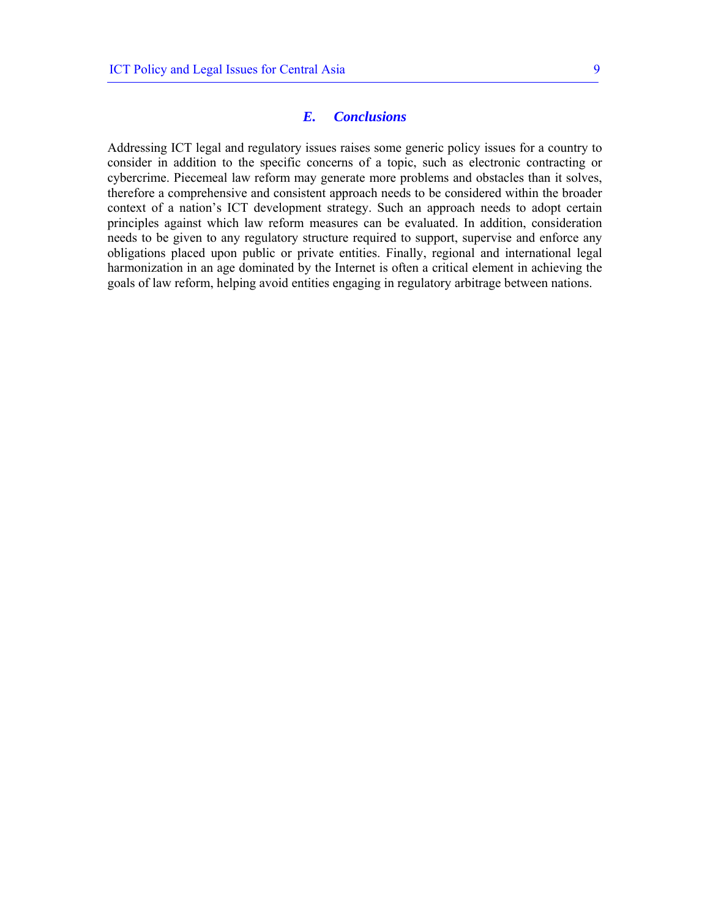## *E. Conclusions*

Addressing ICT legal and regulatory issues raises some generic policy issues for a country to consider in addition to the specific concerns of a topic, such as electronic contracting or cybercrime. Piecemeal law reform may generate more problems and obstacles than it solves, therefore a comprehensive and consistent approach needs to be considered within the broader context of a nation's ICT development strategy. Such an approach needs to adopt certain principles against which law reform measures can be evaluated. In addition, consideration needs to be given to any regulatory structure required to support, supervise and enforce any obligations placed upon public or private entities. Finally, regional and international legal harmonization in an age dominated by the Internet is often a critical element in achieving the goals of law reform, helping avoid entities engaging in regulatory arbitrage between nations.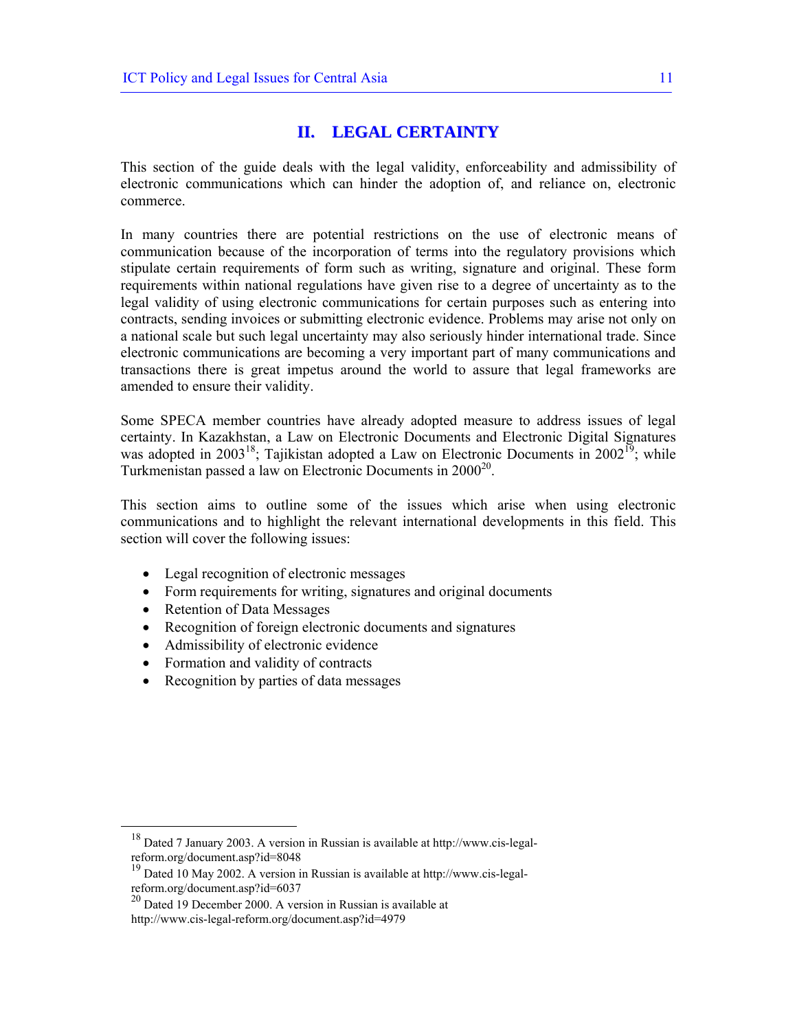# II. LEGAL CERTAINTY

This section of the guide deals with the legal validity, enforceability and admissibility of electronic communications which can hinder the adoption of, and reliance on, electronic commerce.

In many countries there are potential restrictions on the use of electronic means of communication because of the incorporation of terms into the regulatory provisions which stipulate certain requirements of form such as writing, signature and original. These form requirements within national regulations have given rise to a degree of uncertainty as to the legal validity of using electronic communications for certain purposes such as entering into contracts, sending invoices or submitting electronic evidence. Problems may arise not only on a national scale but such legal uncertainty may also seriously hinder international trade. Since electronic communications are becoming a very important part of many communications and transactions there is great impetus around the world to assure that legal frameworks are amended to ensure their validity.

Some SPECA member countries have already adopted measure to address issues of legal certainty. In Kazakhstan, a Law on Electronic Documents and Electronic Digital Signatures was adopted in 2003[18]; Tajikistan adopted a Law on Electronic Documents in 2002[19]; while Turkmenistan passed a law on Electronic Documents in 2000[20].

This section aims to outline some of the issues which arise when using electronic communications and to highlight the relevant international developments in this field. This section will cover the following issues:

- Legal recognition of electronic messages
- Form requirements for writing, signatures and original documents
- Retention of Data Messages
- Recognition of foreign electronic documents and signatures
- Admissibility of electronic evidence
- Formation and validity of contracts
- Recognition by parties of data messages

---

[18] Dated 7 January 2003. A version in Russian is available at http://www.cis-legal-reform.org/document.asp?id=8048

[19] Dated 10 May 2002. A version in Russian is available at http://www.cis-legal-reform.org/document.asp?id=6037

[20] Dated 19 December 2000. A version in Russian is available at http://www.cis-legal-reform.org/document.asp?id=4979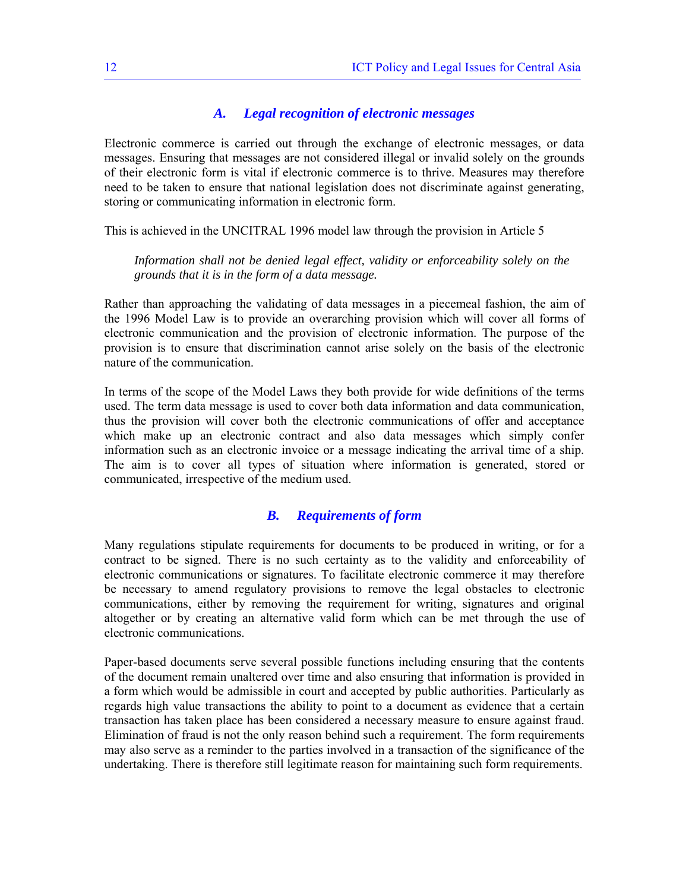### *A. Legal recognition of electronic messages*

Electronic commerce is carried out through the exchange of electronic messages, or data messages. Ensuring that messages are not considered illegal or invalid solely on the grounds of their electronic form is vital if electronic commerce is to thrive. Measures may therefore need to be taken to ensure that national legislation does not discriminate against generating, storing or communicating information in electronic form.

This is achieved in the UNCITRAL 1996 model law through the provision in Article 5

> *Information shall not be denied legal effect, validity or enforceability solely on the grounds that it is in the form of a data message.*

Rather than approaching the validating of data messages in a piecemeal fashion, the aim of the 1996 Model Law is to provide an overarching provision which will cover all forms of electronic communication and the provision of electronic information. The purpose of the provision is to ensure that discrimination cannot arise solely on the basis of the electronic nature of the communication.

In terms of the scope of the Model Laws they both provide for wide definitions of the terms used. The term data message is used to cover both data information and data communication, thus the provision will cover both the electronic communications of offer and acceptance which make up an electronic contract and also data messages which simply confer information such as an electronic invoice or a message indicating the arrival time of a ship. The aim is to cover all types of situation where information is generated, stored or communicated, irrespective of the medium used.

### *B. Requirements of form*

Many regulations stipulate requirements for documents to be produced in writing, or for a contract to be signed. There is no such certainty as to the validity and enforceability of electronic communications or signatures. To facilitate electronic commerce it may therefore be necessary to amend regulatory provisions to remove the legal obstacles to electronic communications, either by removing the requirement for writing, signatures and original altogether or by creating an alternative valid form which can be met through the use of electronic communications.

Paper-based documents serve several possible functions including ensuring that the contents of the document remain unaltered over time and also ensuring that information is provided in a form which would be admissible in court and accepted by public authorities. Particularly as regards high value transactions the ability to point to a document as evidence that a certain transaction has taken place has been considered a necessary measure to ensure against fraud. Elimination of fraud is not the only reason behind such a requirement. The form requirements may also serve as a reminder to the parties involved in a transaction of the significance of the undertaking. There is therefore still legitimate reason for maintaining such form requirements.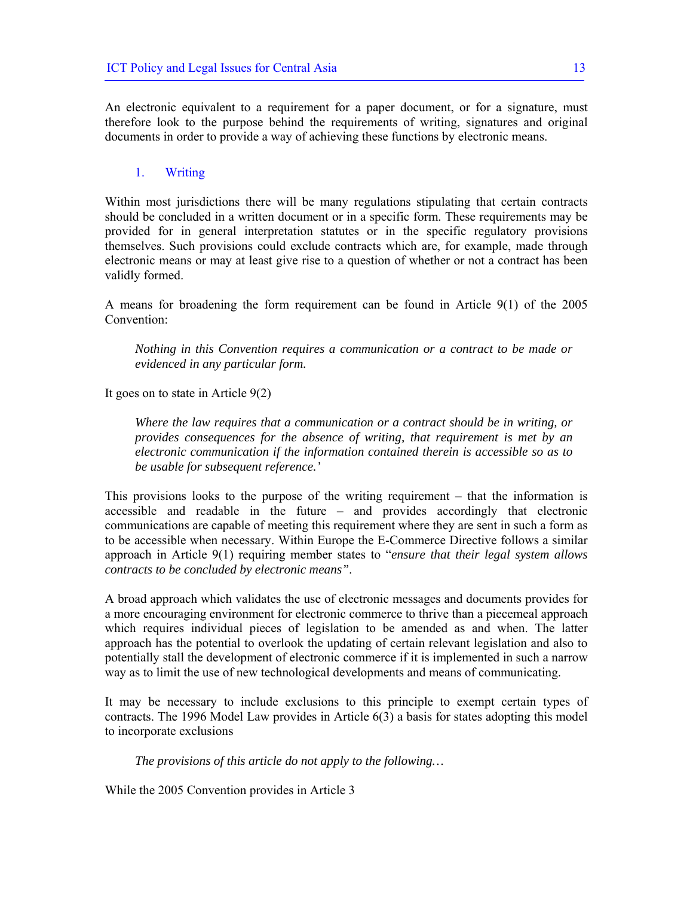An electronic equivalent to a requirement for a paper document, or for a signature, must therefore look to the purpose behind the requirements of writing, signatures and original documents in order to provide a way of achieving these functions by electronic means.

### 1. Writing

Within most jurisdictions there will be many regulations stipulating that certain contracts should be concluded in a written document or in a specific form. These requirements may be provided for in general interpretation statutes or in the specific regulatory provisions themselves. Such provisions could exclude contracts which are, for example, made through electronic means or may at least give rise to a question of whether or not a contract has been validly formed.

A means for broadening the form requirement can be found in Article 9(1) of the 2005 Convention:

> *Nothing in this Convention requires a communication or a contract to be made or evidenced in any particular form.*

It goes on to state in Article 9(2)

> *Where the law requires that a communication or a contract should be in writing, or provides consequences for the absence of writing, that requirement is met by an electronic communication if the information contained therein is accessible so as to be usable for subsequent reference.'*

This provisions looks to the purpose of the writing requirement – that the information is accessible and readable in the future – and provides accordingly that electronic communications are capable of meeting this requirement where they are sent in such a form as to be accessible when necessary. Within Europe the E-Commerce Directive follows a similar approach in Article 9(1) requiring member states to "*ensure that their legal system allows contracts to be concluded by electronic means"*.

A broad approach which validates the use of electronic messages and documents provides for a more encouraging environment for electronic commerce to thrive than a piecemeal approach which requires individual pieces of legislation to be amended as and when. The latter approach has the potential to overlook the updating of certain relevant legislation and also to potentially stall the development of electronic commerce if it is implemented in such a narrow way as to limit the use of new technological developments and means of communicating.

It may be necessary to include exclusions to this principle to exempt certain types of contracts. The 1996 Model Law provides in Article 6(3) a basis for states adopting this model to incorporate exclusions

> *The provisions of this article do not apply to the following…*

While the 2005 Convention provides in Article 3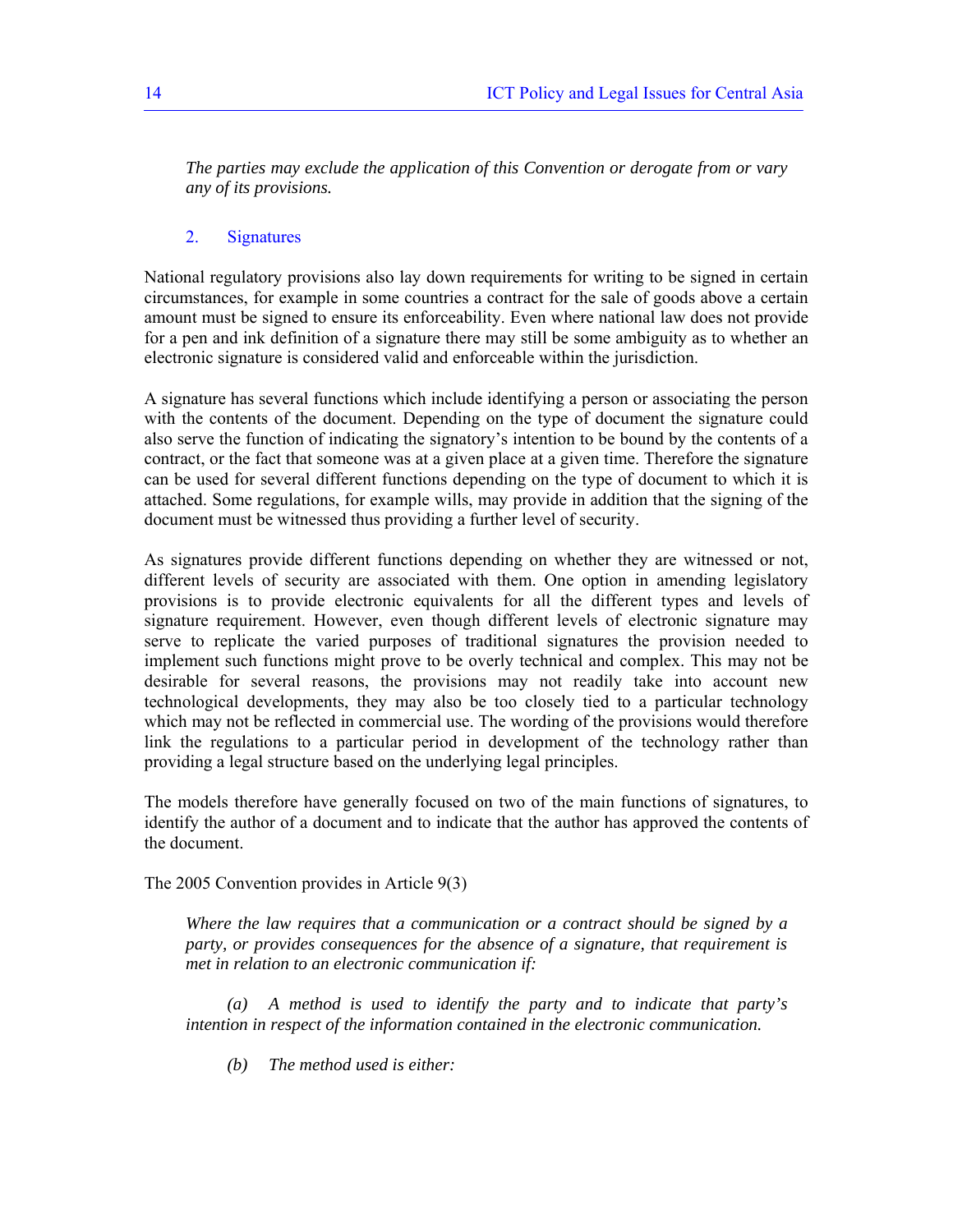*The parties may exclude the application of this Convention or derogate from or vary any of its provisions.*

### 2. Signatures

National regulatory provisions also lay down requirements for writing to be signed in certain circumstances, for example in some countries a contract for the sale of goods above a certain amount must be signed to ensure its enforceability. Even where national law does not provide for a pen and ink definition of a signature there may still be some ambiguity as to whether an electronic signature is considered valid and enforceable within the jurisdiction.

A signature has several functions which include identifying a person or associating the person with the contents of the document. Depending on the type of document the signature could also serve the function of indicating the signatory's intention to be bound by the contents of a contract, or the fact that someone was at a given place at a given time. Therefore the signature can be used for several different functions depending on the type of document to which it is attached. Some regulations, for example wills, may provide in addition that the signing of the document must be witnessed thus providing a further level of security.

As signatures provide different functions depending on whether they are witnessed or not, different levels of security are associated with them. One option in amending legislatory provisions is to provide electronic equivalents for all the different types and levels of signature requirement. However, even though different levels of electronic signature may serve to replicate the varied purposes of traditional signatures the provision needed to implement such functions might prove to be overly technical and complex. This may not be desirable for several reasons, the provisions may not readily take into account new technological developments, they may also be too closely tied to a particular technology which may not be reflected in commercial use. The wording of the provisions would therefore link the regulations to a particular period in development of the technology rather than providing a legal structure based on the underlying legal principles.

The models therefore have generally focused on two of the main functions of signatures, to identify the author of a document and to indicate that the author has approved the contents of the document.

The 2005 Convention provides in Article 9(3)

*Where the law requires that a communication or a contract should be signed by a party, or provides consequences for the absence of a signature, that requirement is met in relation to an electronic communication if:*

*(a) A method is used to identify the party and to indicate that party's intention in respect of the information contained in the electronic communication.*

*(b) The method used is either:*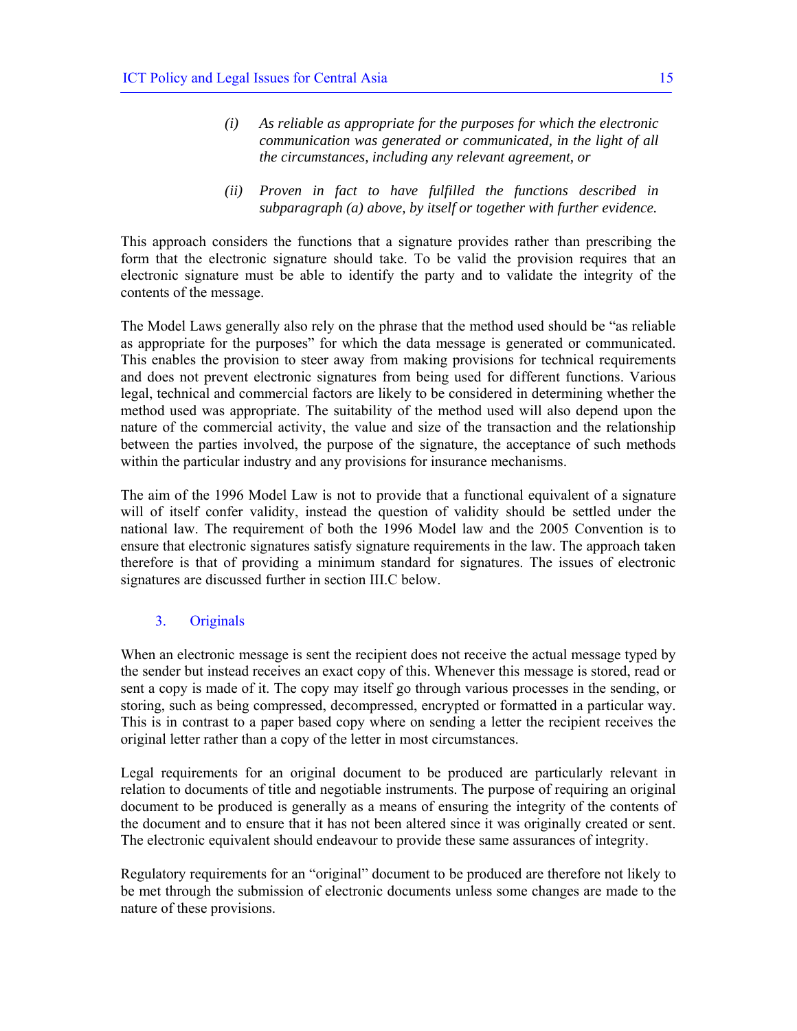> *(i) As reliable as appropriate for the purposes for which the electronic communication was generated or communicated, in the light of all the circumstances, including any relevant agreement, or*
>
> *(ii) Proven in fact to have fulfilled the functions described in subparagraph (a) above, by itself or together with further evidence.*

This approach considers the functions that a signature provides rather than prescribing the form that the electronic signature should take. To be valid the provision requires that an electronic signature must be able to identify the party and to validate the integrity of the contents of the message.

The Model Laws generally also rely on the phrase that the method used should be "as reliable as appropriate for the purposes" for which the data message is generated or communicated. This enables the provision to steer away from making provisions for technical requirements and does not prevent electronic signatures from being used for different functions. Various legal, technical and commercial factors are likely to be considered in determining whether the method used was appropriate. The suitability of the method used will also depend upon the nature of the commercial activity, the value and size of the transaction and the relationship between the parties involved, the purpose of the signature, the acceptance of such methods within the particular industry and any provisions for insurance mechanisms.

The aim of the 1996 Model Law is not to provide that a functional equivalent of a signature will of itself confer validity, instead the question of validity should be settled under the national law. The requirement of both the 1996 Model law and the 2005 Convention is to ensure that electronic signatures satisfy signature requirements in the law. The approach taken therefore is that of providing a minimum standard for signatures. The issues of electronic signatures are discussed further in section III.C below.

### 3. Originals

When an electronic message is sent the recipient does not receive the actual message typed by the sender but instead receives an exact copy of this. Whenever this message is stored, read or sent a copy is made of it. The copy may itself go through various processes in the sending, or storing, such as being compressed, decompressed, encrypted or formatted in a particular way. This is in contrast to a paper based copy where on sending a letter the recipient receives the original letter rather than a copy of the letter in most circumstances.

Legal requirements for an original document to be produced are particularly relevant in relation to documents of title and negotiable instruments. The purpose of requiring an original document to be produced is generally as a means of ensuring the integrity of the contents of the document and to ensure that it has not been altered since it was originally created or sent. The electronic equivalent should endeavour to provide these same assurances of integrity.

Regulatory requirements for an "original" document to be produced are therefore not likely to be met through the submission of electronic documents unless some changes are made to the nature of these provisions.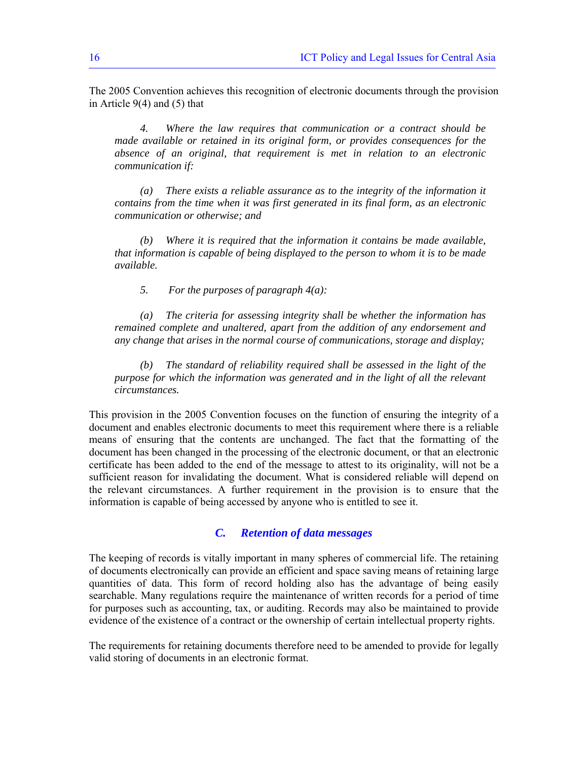The 2005 Convention achieves this recognition of electronic documents through the provision in Article 9(4) and (5) that

> *4. Where the law requires that communication or a contract should be made available or retained in its original form, or provides consequences for the absence of an original, that requirement is met in relation to an electronic communication if:*
>
> *(a) There exists a reliable assurance as to the integrity of the information it contains from the time when it was first generated in its final form, as an electronic communication or otherwise; and*
>
> *(b) Where it is required that the information it contains be made available, that information is capable of being displayed to the person to whom it is to be made available.*
>
> *5. For the purposes of paragraph 4(a):*
>
> *(a) The criteria for assessing integrity shall be whether the information has remained complete and unaltered, apart from the addition of any endorsement and any change that arises in the normal course of communications, storage and display;*
>
> *(b) The standard of reliability required shall be assessed in the light of the purpose for which the information was generated and in the light of all the relevant circumstances.*

This provision in the 2005 Convention focuses on the function of ensuring the integrity of a document and enables electronic documents to meet this requirement where there is a reliable means of ensuring that the contents are unchanged. The fact that the formatting of the document has been changed in the processing of the electronic document, or that an electronic certificate has been added to the end of the message to attest to its originality, will not be a sufficient reason for invalidating the document. What is considered reliable will depend on the relevant circumstances. A further requirement in the provision is to ensure that the information is capable of being accessed by anyone who is entitled to see it.

### *C. Retention of data messages*

The keeping of records is vitally important in many spheres of commercial life. The retaining of documents electronically can provide an efficient and space saving means of retaining large quantities of data. This form of record holding also has the advantage of being easily searchable. Many regulations require the maintenance of written records for a period of time for purposes such as accounting, tax, or auditing. Records may also be maintained to provide evidence of the existence of a contract or the ownership of certain intellectual property rights.

The requirements for retaining documents therefore need to be amended to provide for legally valid storing of documents in an electronic format.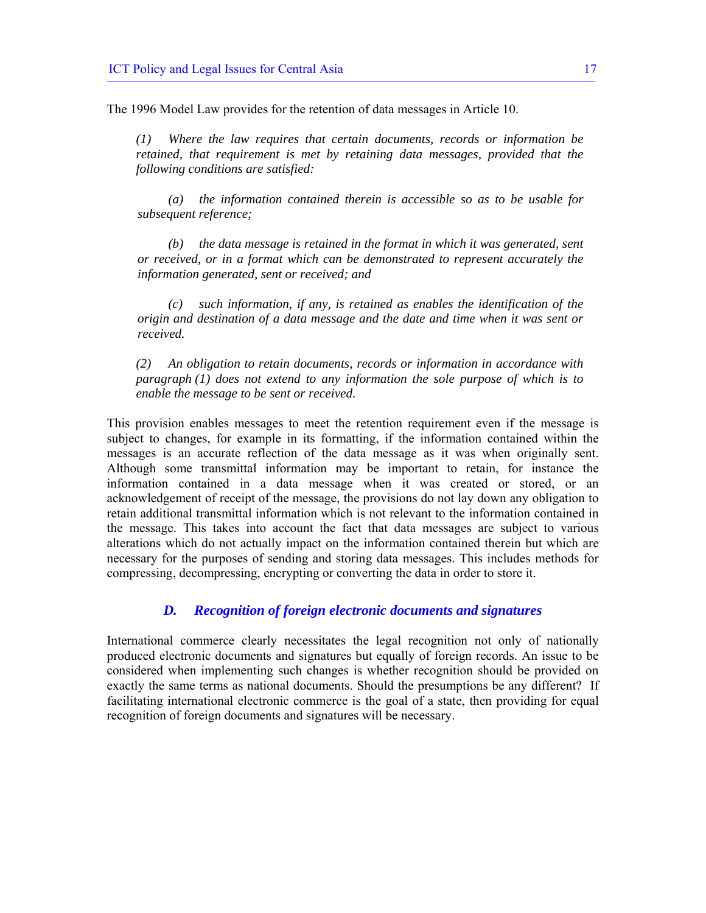The 1996 Model Law provides for the retention of data messages in Article 10.

> *(1) Where the law requires that certain documents, records or information be retained, that requirement is met by retaining data messages, provided that the following conditions are satisfied:*
>
> *(a) the information contained therein is accessible so as to be usable for subsequent reference;*
>
> *(b) the data message is retained in the format in which it was generated, sent or received, or in a format which can be demonstrated to represent accurately the information generated, sent or received; and*
>
> *(c) such information, if any, is retained as enables the identification of the origin and destination of a data message and the date and time when it was sent or received.*
>
> *(2) An obligation to retain documents, records or information in accordance with paragraph (1) does not extend to any information the sole purpose of which is to enable the message to be sent or received.*

This provision enables messages to meet the retention requirement even if the message is subject to changes, for example in its formatting, if the information contained within the messages is an accurate reflection of the data message as it was when originally sent. Although some transmittal information may be important to retain, for instance the information contained in a data message when it was created or stored, or an acknowledgement of receipt of the message, the provisions do not lay down any obligation to retain additional transmittal information which is not relevant to the information contained in the message. This takes into account the fact that data messages are subject to various alterations which do not actually impact on the information contained therein but which are necessary for the purposes of sending and storing data messages. This includes methods for compressing, decompressing, encrypting or converting the data in order to store it.

### *D. Recognition of foreign electronic documents and signatures*

International commerce clearly necessitates the legal recognition not only of nationally produced electronic documents and signatures but equally of foreign records. An issue to be considered when implementing such changes is whether recognition should be provided on exactly the same terms as national documents. Should the presumptions be any different? If facilitating international electronic commerce is the goal of a state, then providing for equal recognition of foreign documents and signatures will be necessary.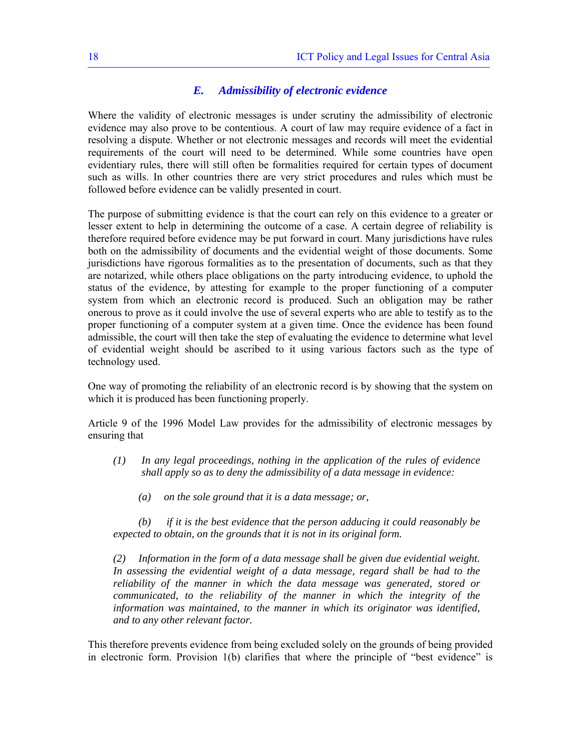### *E. Admissibility of electronic evidence*

Where the validity of electronic messages is under scrutiny the admissibility of electronic evidence may also prove to be contentious. A court of law may require evidence of a fact in resolving a dispute. Whether or not electronic messages and records will meet the evidential requirements of the court will need to be determined. While some countries have open evidentiary rules, there will still often be formalities required for certain types of document such as wills. In other countries there are very strict procedures and rules which must be followed before evidence can be validly presented in court.

The purpose of submitting evidence is that the court can rely on this evidence to a greater or lesser extent to help in determining the outcome of a case. A certain degree of reliability is therefore required before evidence may be put forward in court. Many jurisdictions have rules both on the admissibility of documents and the evidential weight of those documents. Some jurisdictions have rigorous formalities as to the presentation of documents, such as that they are notarized, while others place obligations on the party introducing evidence, to uphold the status of the evidence, by attesting for example to the proper functioning of a computer system from which an electronic record is produced. Such an obligation may be rather onerous to prove as it could involve the use of several experts who are able to testify as to the proper functioning of a computer system at a given time. Once the evidence has been found admissible, the court will then take the step of evaluating the evidence to determine what level of evidential weight should be ascribed to it using various factors such as the type of technology used.

One way of promoting the reliability of an electronic record is by showing that the system on which it is produced has been functioning properly.

Article 9 of the 1996 Model Law provides for the admissibility of electronic messages by ensuring that

> *(1) In any legal proceedings, nothing in the application of the rules of evidence shall apply so as to deny the admissibility of a data message in evidence:*
>
> *(a) on the sole ground that it is a data message; or,*
>
> *(b) if it is the best evidence that the person adducing it could reasonably be expected to obtain, on the grounds that it is not in its original form.*
>
> *(2) Information in the form of a data message shall be given due evidential weight. In assessing the evidential weight of a data message, regard shall be had to the reliability of the manner in which the data message was generated, stored or communicated, to the reliability of the manner in which the integrity of the information was maintained, to the manner in which its originator was identified, and to any other relevant factor.*

This therefore prevents evidence from being excluded solely on the grounds of being provided in electronic form. Provision 1(b) clarifies that where the principle of "best evidence" is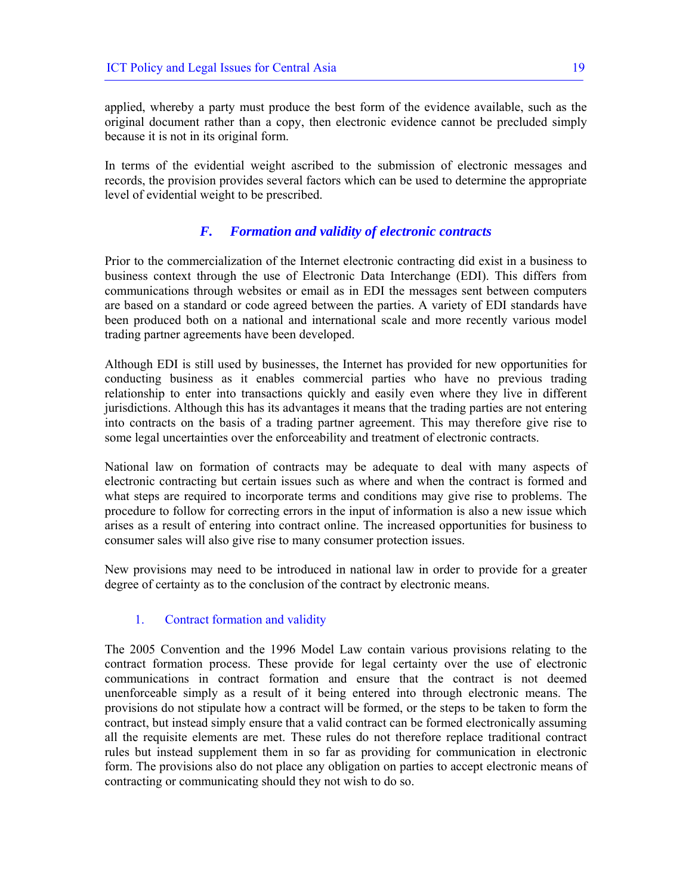applied, whereby a party must produce the best form of the evidence available, such as the original document rather than a copy, then electronic evidence cannot be precluded simply because it is not in its original form.

In terms of the evidential weight ascribed to the submission of electronic messages and records, the provision provides several factors which can be used to determine the appropriate level of evidential weight to be prescribed.

## *F. Formation and validity of electronic contracts*

Prior to the commercialization of the Internet electronic contracting did exist in a business to business context through the use of Electronic Data Interchange (EDI). This differs from communications through websites or email as in EDI the messages sent between computers are based on a standard or code agreed between the parties. A variety of EDI standards have been produced both on a national and international scale and more recently various model trading partner agreements have been developed.

Although EDI is still used by businesses, the Internet has provided for new opportunities for conducting business as it enables commercial parties who have no previous trading relationship to enter into transactions quickly and easily even where they live in different jurisdictions. Although this has its advantages it means that the trading parties are not entering into contracts on the basis of a trading partner agreement. This may therefore give rise to some legal uncertainties over the enforceability and treatment of electronic contracts.

National law on formation of contracts may be adequate to deal with many aspects of electronic contracting but certain issues such as where and when the contract is formed and what steps are required to incorporate terms and conditions may give rise to problems. The procedure to follow for correcting errors in the input of information is also a new issue which arises as a result of entering into contract online. The increased opportunities for business to consumer sales will also give rise to many consumer protection issues.

New provisions may need to be introduced in national law in order to provide for a greater degree of certainty as to the conclusion of the contract by electronic means.

### 1. Contract formation and validity

The 2005 Convention and the 1996 Model Law contain various provisions relating to the contract formation process. These provide for legal certainty over the use of electronic communications in contract formation and ensure that the contract is not deemed unenforceable simply as a result of it being entered into through electronic means. The provisions do not stipulate how a contract will be formed, or the steps to be taken to form the contract, but instead simply ensure that a valid contract can be formed electronically assuming all the requisite elements are met. These rules do not therefore replace traditional contract rules but instead supplement them in so far as providing for communication in electronic form. The provisions also do not place any obligation on parties to accept electronic means of contracting or communicating should they not wish to do so.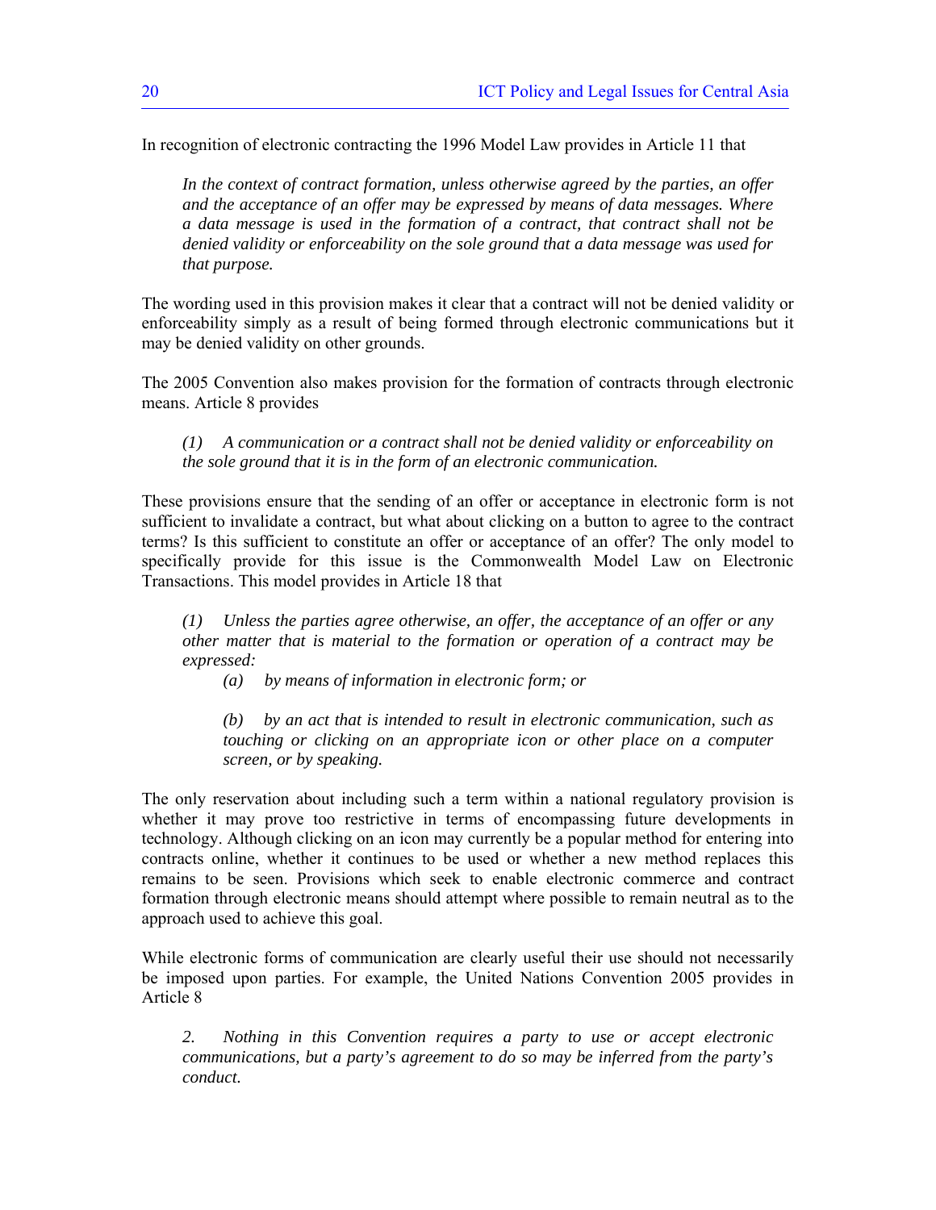In recognition of electronic contracting the 1996 Model Law provides in Article 11 that

> *In the context of contract formation, unless otherwise agreed by the parties, an offer and the acceptance of an offer may be expressed by means of data messages. Where a data message is used in the formation of a contract, that contract shall not be denied validity or enforceability on the sole ground that a data message was used for that purpose.*

The wording used in this provision makes it clear that a contract will not be denied validity or enforceability simply as a result of being formed through electronic communications but it may be denied validity on other grounds.

The 2005 Convention also makes provision for the formation of contracts through electronic means. Article 8 provides

> *(1) A communication or a contract shall not be denied validity or enforceability on the sole ground that it is in the form of an electronic communication.*

These provisions ensure that the sending of an offer or acceptance in electronic form is not sufficient to invalidate a contract, but what about clicking on a button to agree to the contract terms? Is this sufficient to constitute an offer or acceptance of an offer? The only model to specifically provide for this issue is the Commonwealth Model Law on Electronic Transactions. This model provides in Article 18 that

> *(1) Unless the parties agree otherwise, an offer, the acceptance of an offer or any other matter that is material to the formation or operation of a contract may be expressed:*
>
> *(a) by means of information in electronic form; or*
>
> *(b) by an act that is intended to result in electronic communication, such as touching or clicking on an appropriate icon or other place on a computer screen, or by speaking.*

The only reservation about including such a term within a national regulatory provision is whether it may prove too restrictive in terms of encompassing future developments in technology. Although clicking on an icon may currently be a popular method for entering into contracts online, whether it continues to be used or whether a new method replaces this remains to be seen. Provisions which seek to enable electronic commerce and contract formation through electronic means should attempt where possible to remain neutral as to the approach used to achieve this goal.

While electronic forms of communication are clearly useful their use should not necessarily be imposed upon parties. For example, the United Nations Convention 2005 provides in Article 8

> *2. Nothing in this Convention requires a party to use or accept electronic communications, but a party's agreement to do so may be inferred from the party's conduct.*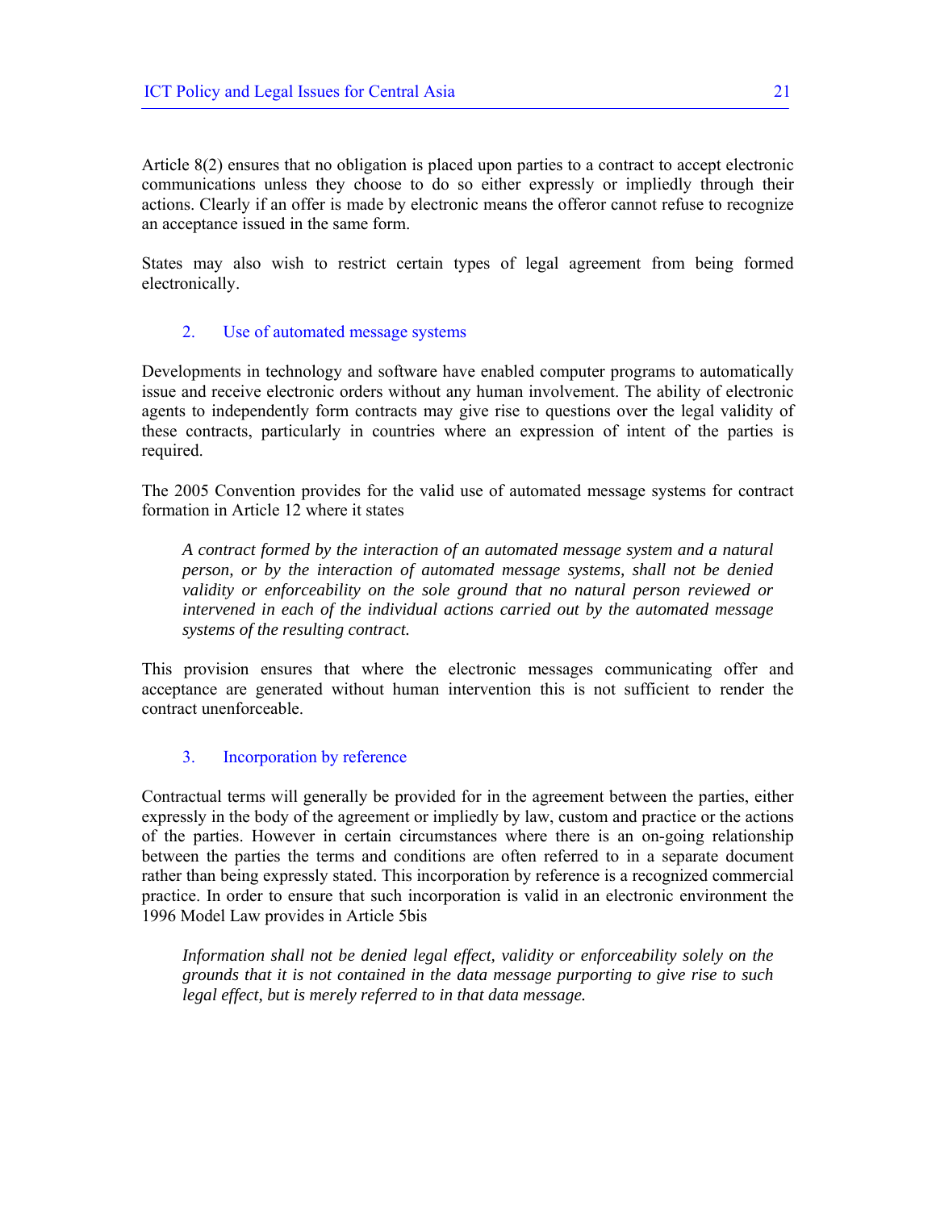Article 8(2) ensures that no obligation is placed upon parties to a contract to accept electronic communications unless they choose to do so either expressly or impliedly through their actions. Clearly if an offer is made by electronic means the offeror cannot refuse to recognize an acceptance issued in the same form.

States may also wish to restrict certain types of legal agreement from being formed electronically.

### 2. Use of automated message systems

Developments in technology and software have enabled computer programs to automatically issue and receive electronic orders without any human involvement. The ability of electronic agents to independently form contracts may give rise to questions over the legal validity of these contracts, particularly in countries where an expression of intent of the parties is required.

The 2005 Convention provides for the valid use of automated message systems for contract formation in Article 12 where it states

> *A contract formed by the interaction of an automated message system and a natural person, or by the interaction of automated message systems, shall not be denied validity or enforceability on the sole ground that no natural person reviewed or intervened in each of the individual actions carried out by the automated message systems of the resulting contract.*

This provision ensures that where the electronic messages communicating offer and acceptance are generated without human intervention this is not sufficient to render the contract unenforceable.

### 3. Incorporation by reference

Contractual terms will generally be provided for in the agreement between the parties, either expressly in the body of the agreement or impliedly by law, custom and practice or the actions of the parties. However in certain circumstances where there is an on-going relationship between the parties the terms and conditions are often referred to in a separate document rather than being expressly stated. This incorporation by reference is a recognized commercial practice. In order to ensure that such incorporation is valid in an electronic environment the 1996 Model Law provides in Article 5bis

> *Information shall not be denied legal effect, validity or enforceability solely on the grounds that it is not contained in the data message purporting to give rise to such legal effect, but is merely referred to in that data message.*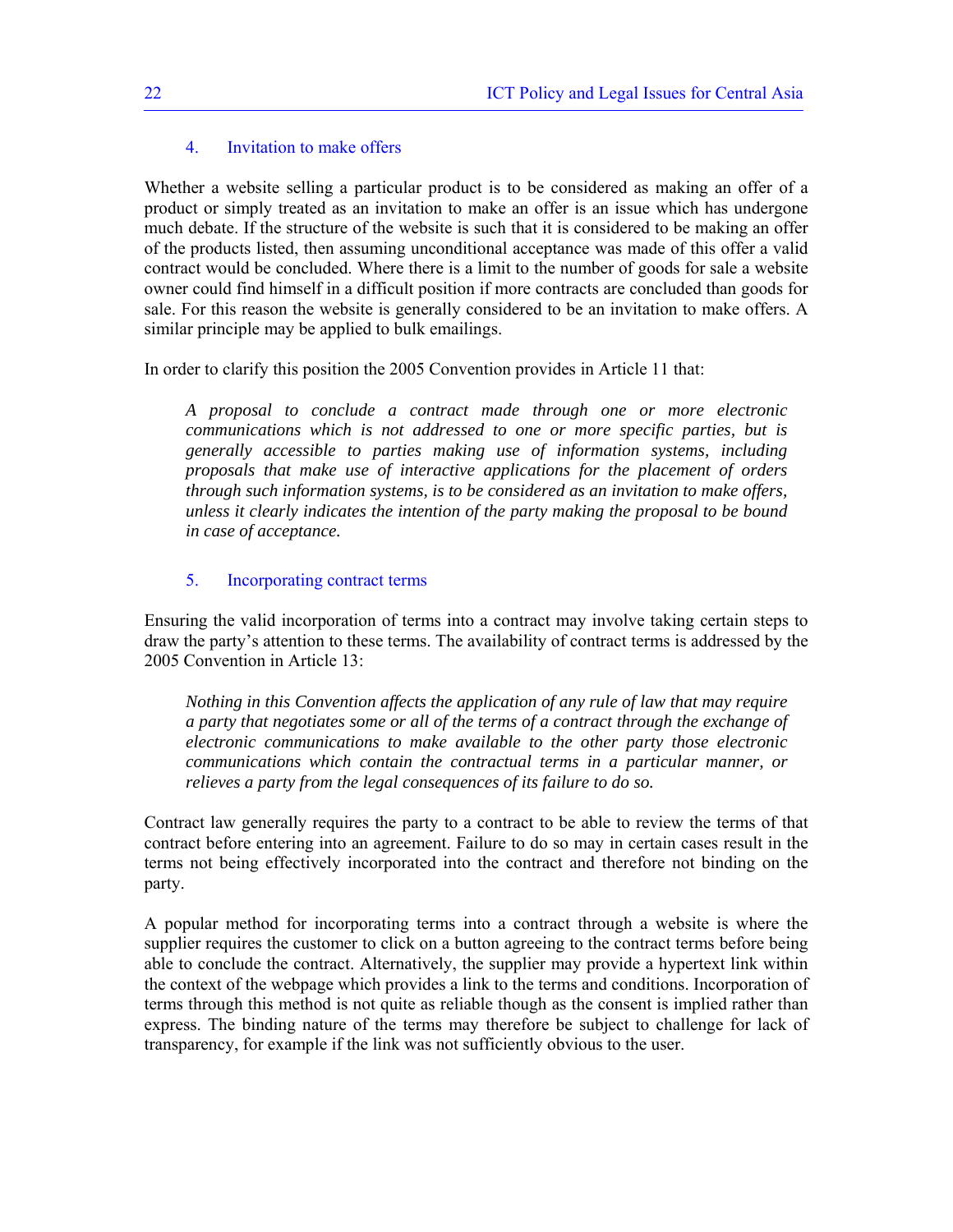### 4. Invitation to make offers

Whether a website selling a particular product is to be considered as making an offer of a product or simply treated as an invitation to make an offer is an issue which has undergone much debate. If the structure of the website is such that it is considered to be making an offer of the products listed, then assuming unconditional acceptance was made of this offer a valid contract would be concluded. Where there is a limit to the number of goods for sale a website owner could find himself in a difficult position if more contracts are concluded than goods for sale. For this reason the website is generally considered to be an invitation to make offers. A similar principle may be applied to bulk emailings.

In order to clarify this position the 2005 Convention provides in Article 11 that:

> *A proposal to conclude a contract made through one or more electronic communications which is not addressed to one or more specific parties, but is generally accessible to parties making use of information systems, including proposals that make use of interactive applications for the placement of orders through such information systems, is to be considered as an invitation to make offers, unless it clearly indicates the intention of the party making the proposal to be bound in case of acceptance.*

### 5. Incorporating contract terms

Ensuring the valid incorporation of terms into a contract may involve taking certain steps to draw the party's attention to these terms. The availability of contract terms is addressed by the 2005 Convention in Article 13:

> *Nothing in this Convention affects the application of any rule of law that may require a party that negotiates some or all of the terms of a contract through the exchange of electronic communications to make available to the other party those electronic communications which contain the contractual terms in a particular manner, or relieves a party from the legal consequences of its failure to do so.*

Contract law generally requires the party to a contract to be able to review the terms of that contract before entering into an agreement. Failure to do so may in certain cases result in the terms not being effectively incorporated into the contract and therefore not binding on the party.

A popular method for incorporating terms into a contract through a website is where the supplier requires the customer to click on a button agreeing to the contract terms before being able to conclude the contract. Alternatively, the supplier may provide a hypertext link within the context of the webpage which provides a link to the terms and conditions. Incorporation of terms through this method is not quite as reliable though as the consent is implied rather than express. The binding nature of the terms may therefore be subject to challenge for lack of transparency, for example if the link was not sufficiently obvious to the user.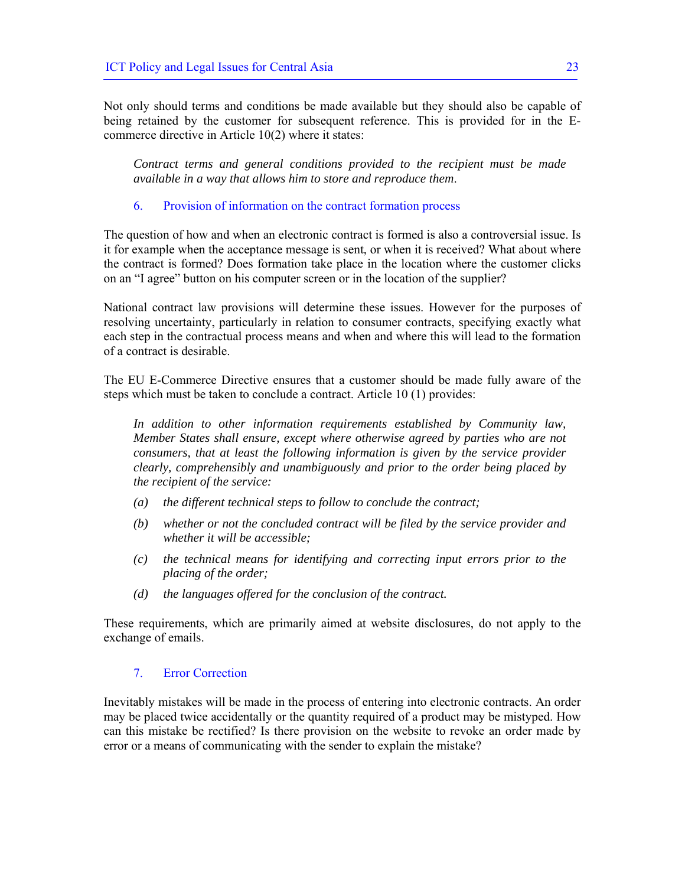Not only should terms and conditions be made available but they should also be capable of being retained by the customer for subsequent reference. This is provided for in the E-commerce directive in Article 10(2) where it states:

> *Contract terms and general conditions provided to the recipient must be made available in a way that allows him to store and reproduce them*.

### 6. Provision of information on the contract formation process

The question of how and when an electronic contract is formed is also a controversial issue. Is it for example when the acceptance message is sent, or when it is received? What about where the contract is formed? Does formation take place in the location where the customer clicks on an “I agree” button on his computer screen or in the location of the supplier?

National contract law provisions will determine these issues. However for the purposes of resolving uncertainty, particularly in relation to consumer contracts, specifying exactly what each step in the contractual process means and when and where this will lead to the formation of a contract is desirable.

The EU E-Commerce Directive ensures that a customer should be made fully aware of the steps which must be taken to conclude a contract. Article 10 (1) provides:

> *In addition to other information requirements established by Community law, Member States shall ensure, except where otherwise agreed by parties who are not consumers, that at least the following information is given by the service provider clearly, comprehensibly and unambiguously and prior to the order being placed by the recipient of the service:*
>
> *(a) the different technical steps to follow to conclude the contract;*
>
> *(b) whether or not the concluded contract will be filed by the service provider and whether it will be accessible;*
>
> *(c) the technical means for identifying and correcting input errors prior to the placing of the order;*
>
> *(d) the languages offered for the conclusion of the contract.*

These requirements, which are primarily aimed at website disclosures, do not apply to the exchange of emails.

### 7. Error Correction

Inevitably mistakes will be made in the process of entering into electronic contracts. An order may be placed twice accidentally or the quantity required of a product may be mistyped. How can this mistake be rectified? Is there provision on the website to revoke an order made by error or a means of communicating with the sender to explain the mistake?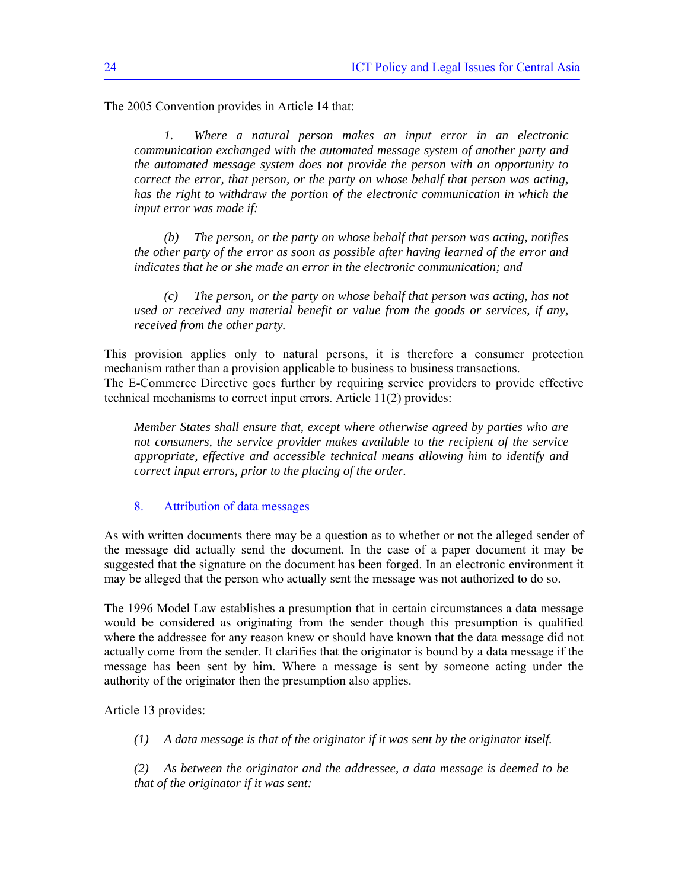The 2005 Convention provides in Article 14 that:

> *1. Where a natural person makes an input error in an electronic communication exchanged with the automated message system of another party and the automated message system does not provide the person with an opportunity to correct the error, that person, or the party on whose behalf that person was acting, has the right to withdraw the portion of the electronic communication in which the input error was made if:*
>
> *(b) The person, or the party on whose behalf that person was acting, notifies the other party of the error as soon as possible after having learned of the error and indicates that he or she made an error in the electronic communication; and*
>
> *(c) The person, or the party on whose behalf that person was acting, has not used or received any material benefit or value from the goods or services, if any, received from the other party.*

This provision applies only to natural persons, it is therefore a consumer protection mechanism rather than a provision applicable to business to business transactions.
The E-Commerce Directive goes further by requiring service providers to provide effective technical mechanisms to correct input errors. Article 11(2) provides:

> *Member States shall ensure that, except where otherwise agreed by parties who are not consumers, the service provider makes available to the recipient of the service appropriate, effective and accessible technical means allowing him to identify and correct input errors, prior to the placing of the order.*

## 8. Attribution of data messages

As with written documents there may be a question as to whether or not the alleged sender of the message did actually send the document. In the case of a paper document it may be suggested that the signature on the document has been forged. In an electronic environment it may be alleged that the person who actually sent the message was not authorized to do so.

The 1996 Model Law establishes a presumption that in certain circumstances a data message would be considered as originating from the sender though this presumption is qualified where the addressee for any reason knew or should have known that the data message did not actually come from the sender. It clarifies that the originator is bound by a data message if the message has been sent by him. Where a message is sent by someone acting under the authority of the originator then the presumption also applies.

Article 13 provides:

> *(1) A data message is that of the originator if it was sent by the originator itself.*
>
> *(2) As between the originator and the addressee, a data message is deemed to be that of the originator if it was sent:*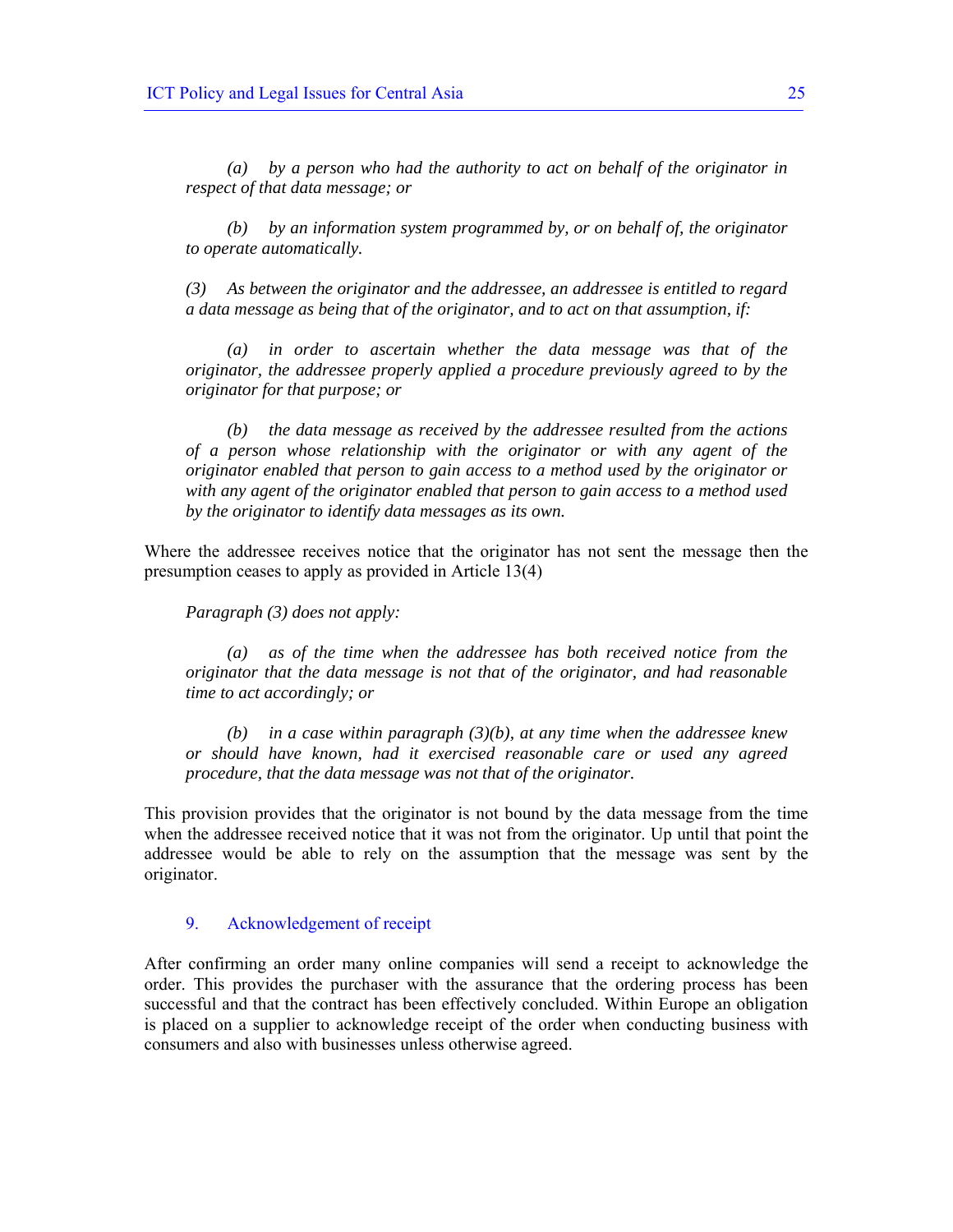*(a) by a person who had the authority to act on behalf of the originator in respect of that data message; or*

*(b) by an information system programmed by, or on behalf of, the originator to operate automatically.*

*(3) As between the originator and the addressee, an addressee is entitled to regard a data message as being that of the originator, and to act on that assumption, if:*

*(a) in order to ascertain whether the data message was that of the originator, the addressee properly applied a procedure previously agreed to by the originator for that purpose; or*

*(b) the data message as received by the addressee resulted from the actions of a person whose relationship with the originator or with any agent of the originator enabled that person to gain access to a method used by the originator or with any agent of the originator enabled that person to gain access to a method used by the originator to identify data messages as its own.*

Where the addressee receives notice that the originator has not sent the message then the presumption ceases to apply as provided in Article 13(4)

*Paragraph (3) does not apply:*

*(a) as of the time when the addressee has both received notice from the originator that the data message is not that of the originator, and had reasonable time to act accordingly; or*

*(b) in a case within paragraph (3)(b), at any time when the addressee knew or should have known, had it exercised reasonable care or used any agreed procedure, that the data message was not that of the originator.*

This provision provides that the originator is not bound by the data message from the time when the addressee received notice that it was not from the originator. Up until that point the addressee would be able to rely on the assumption that the message was sent by the originator.

### 9. Acknowledgement of receipt

After confirming an order many online companies will send a receipt to acknowledge the order. This provides the purchaser with the assurance that the ordering process has been successful and that the contract has been effectively concluded. Within Europe an obligation is placed on a supplier to acknowledge receipt of the order when conducting business with consumers and also with businesses unless otherwise agreed.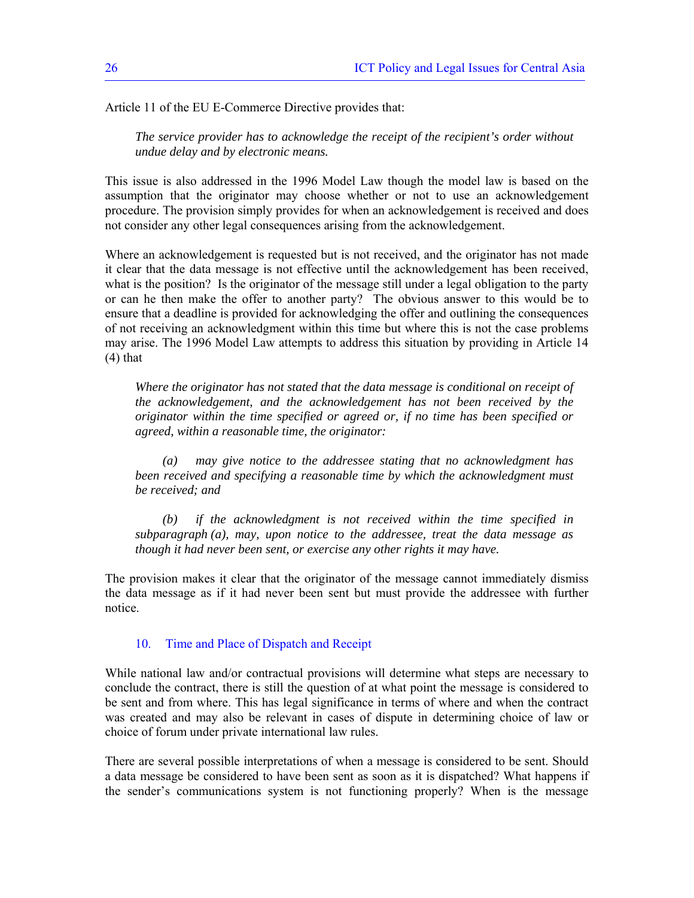Article 11 of the EU E-Commerce Directive provides that:

> *The service provider has to acknowledge the receipt of the recipient's order without undue delay and by electronic means.*

This issue is also addressed in the 1996 Model Law though the model law is based on the assumption that the originator may choose whether or not to use an acknowledgement procedure. The provision simply provides for when an acknowledgement is received and does not consider any other legal consequences arising from the acknowledgement.

Where an acknowledgement is requested but is not received, and the originator has not made it clear that the data message is not effective until the acknowledgement has been received, what is the position? Is the originator of the message still under a legal obligation to the party or can he then make the offer to another party? The obvious answer to this would be to ensure that a deadline is provided for acknowledging the offer and outlining the consequences of not receiving an acknowledgment within this time but where this is not the case problems may arise. The 1996 Model Law attempts to address this situation by providing in Article 14 (4) that

> *Where the originator has not stated that the data message is conditional on receipt of the acknowledgement, and the acknowledgement has not been received by the originator within the time specified or agreed or, if no time has been specified or agreed, within a reasonable time, the originator:*
>
> *(a) may give notice to the addressee stating that no acknowledgment has been received and specifying a reasonable time by which the acknowledgment must be received; and*
>
> *(b) if the acknowledgment is not received within the time specified in subparagraph (a), may, upon notice to the addressee, treat the data message as though it had never been sent, or exercise any other rights it may have.*

The provision makes it clear that the originator of the message cannot immediately dismiss the data message as if it had never been sent but must provide the addressee with further notice.

## 10. Time and Place of Dispatch and Receipt

While national law and/or contractual provisions will determine what steps are necessary to conclude the contract, there is still the question of at what point the message is considered to be sent and from where. This has legal significance in terms of where and when the contract was created and may also be relevant in cases of dispute in determining choice of law or choice of forum under private international law rules.

There are several possible interpretations of when a message is considered to be sent. Should a data message be considered to have been sent as soon as it is dispatched? What happens if the sender's communications system is not functioning properly? When is the message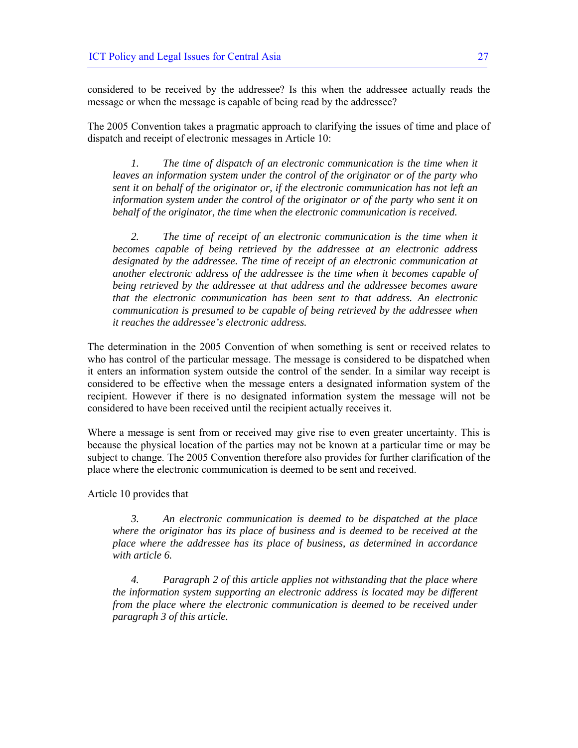considered to be received by the addressee? Is this when the addressee actually reads the message or when the message is capable of being read by the addressee?

The 2005 Convention takes a pragmatic approach to clarifying the issues of time and place of dispatch and receipt of electronic messages in Article 10:

> *1. The time of dispatch of an electronic communication is the time when it leaves an information system under the control of the originator or of the party who sent it on behalf of the originator or, if the electronic communication has not left an information system under the control of the originator or of the party who sent it on behalf of the originator, the time when the electronic communication is received.*
>
> *2. The time of receipt of an electronic communication is the time when it becomes capable of being retrieved by the addressee at an electronic address designated by the addressee. The time of receipt of an electronic communication at another electronic address of the addressee is the time when it becomes capable of being retrieved by the addressee at that address and the addressee becomes aware that the electronic communication has been sent to that address. An electronic communication is presumed to be capable of being retrieved by the addressee when it reaches the addressee's electronic address.*

The determination in the 2005 Convention of when something is sent or received relates to who has control of the particular message. The message is considered to be dispatched when it enters an information system outside the control of the sender. In a similar way receipt is considered to be effective when the message enters a designated information system of the recipient. However if there is no designated information system the message will not be considered to have been received until the recipient actually receives it.

Where a message is sent from or received may give rise to even greater uncertainty. This is because the physical location of the parties may not be known at a particular time or may be subject to change. The 2005 Convention therefore also provides for further clarification of the place where the electronic communication is deemed to be sent and received.

Article 10 provides that

> *3. An electronic communication is deemed to be dispatched at the place where the originator has its place of business and is deemed to be received at the place where the addressee has its place of business, as determined in accordance with article 6.*
>
> *4. Paragraph 2 of this article applies not withstanding that the place where the information system supporting an electronic address is located may be different from the place where the electronic communication is deemed to be received under paragraph 3 of this article.*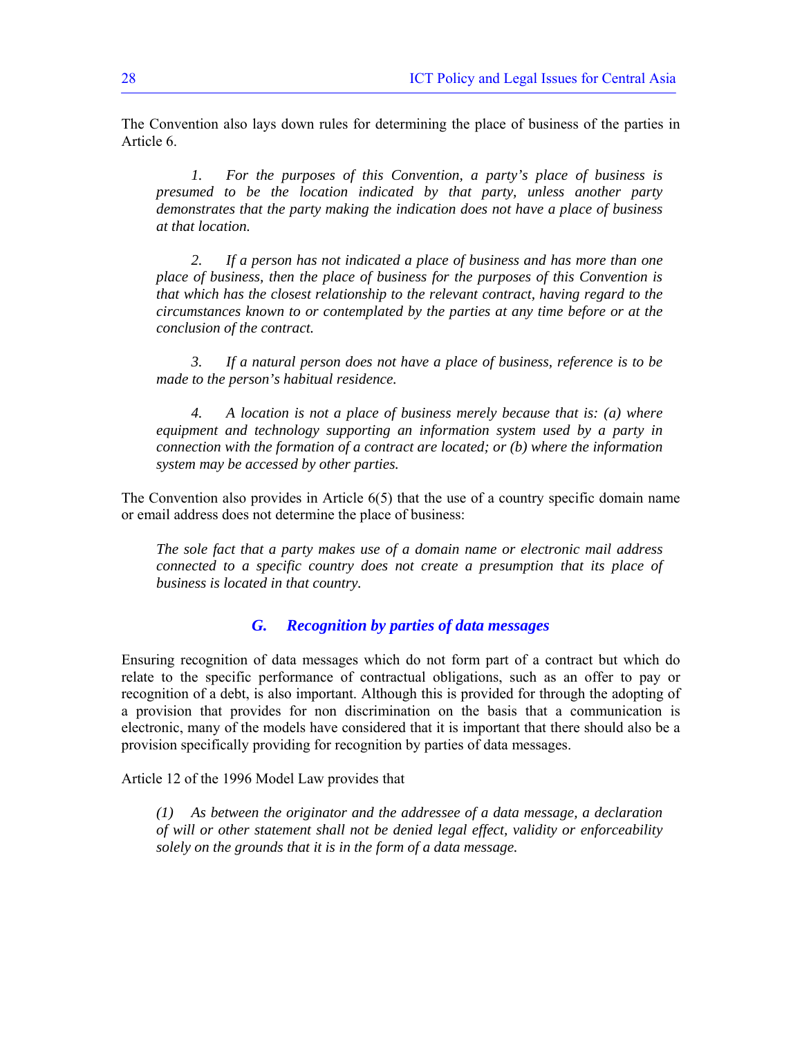The Convention also lays down rules for determining the place of business of the parties in Article 6.

> *1. For the purposes of this Convention, a party's place of business is presumed to be the location indicated by that party, unless another party demonstrates that the party making the indication does not have a place of business at that location.*
>
> *2. If a person has not indicated a place of business and has more than one place of business, then the place of business for the purposes of this Convention is that which has the closest relationship to the relevant contract, having regard to the circumstances known to or contemplated by the parties at any time before or at the conclusion of the contract.*
>
> *3. If a natural person does not have a place of business, reference is to be made to the person's habitual residence.*
>
> *4. A location is not a place of business merely because that is: (a) where equipment and technology supporting an information system used by a party in connection with the formation of a contract are located; or (b) where the information system may be accessed by other parties.*

The Convention also provides in Article 6(5) that the use of a country specific domain name or email address does not determine the place of business:

> *The sole fact that a party makes use of a domain name or electronic mail address connected to a specific country does not create a presumption that its place of business is located in that country.*

### G. Recognition by parties of data messages

Ensuring recognition of data messages which do not form part of a contract but which do relate to the specific performance of contractual obligations, such as an offer to pay or recognition of a debt, is also important. Although this is provided for through the adopting of a provision that provides for non discrimination on the basis that a communication is electronic, many of the models have considered that it is important that there should also be a provision specifically providing for recognition by parties of data messages.

Article 12 of the 1996 Model Law provides that

> *(1) As between the originator and the addressee of a data message, a declaration of will or other statement shall not be denied legal effect, validity or enforceability solely on the grounds that it is in the form of a data message.*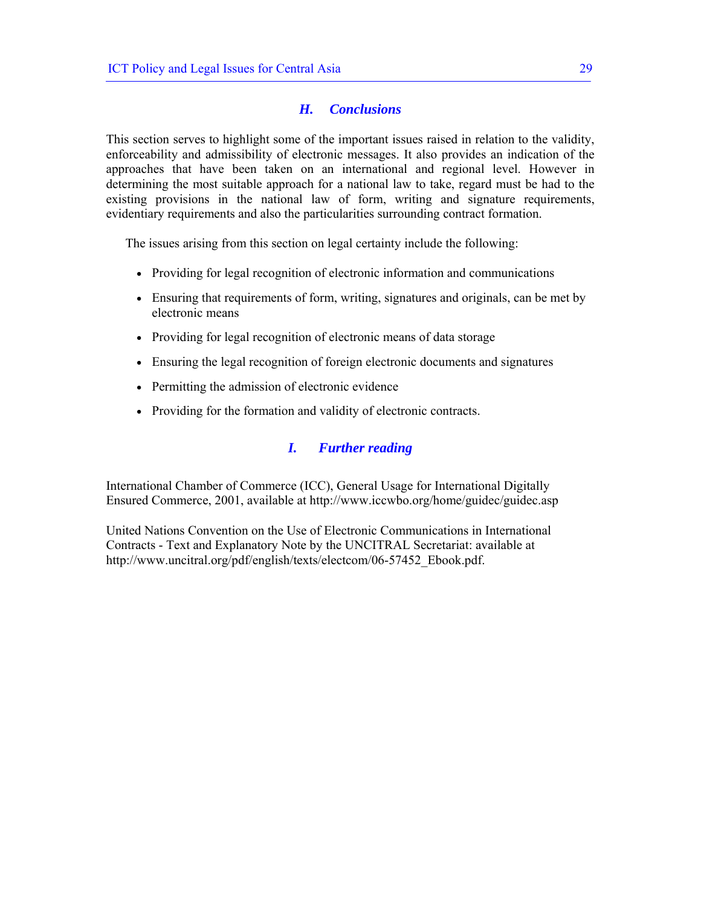### *H. Conclusions*

This section serves to highlight some of the important issues raised in relation to the validity, enforceability and admissibility of electronic messages. It also provides an indication of the approaches that have been taken on an international and regional level. However in determining the most suitable approach for a national law to take, regard must be had to the existing provisions in the national law of form, writing and signature requirements, evidentiary requirements and also the particularities surrounding contract formation.

The issues arising from this section on legal certainty include the following:

- Providing for legal recognition of electronic information and communications
- Ensuring that requirements of form, writing, signatures and originals, can be met by electronic means
- Providing for legal recognition of electronic means of data storage
- Ensuring the legal recognition of foreign electronic documents and signatures
- Permitting the admission of electronic evidence
- Providing for the formation and validity of electronic contracts.

### *I. Further reading*

International Chamber of Commerce (ICC), General Usage for International Digitally Ensured Commerce, 2001, available at http://www.iccwbo.org/home/guidec/guidec.asp

United Nations Convention on the Use of Electronic Communications in International Contracts - Text and Explanatory Note by the UNCITRAL Secretariat: available at http://www.uncitral.org/pdf/english/texts/electcom/06-57452_Ebook.pdf.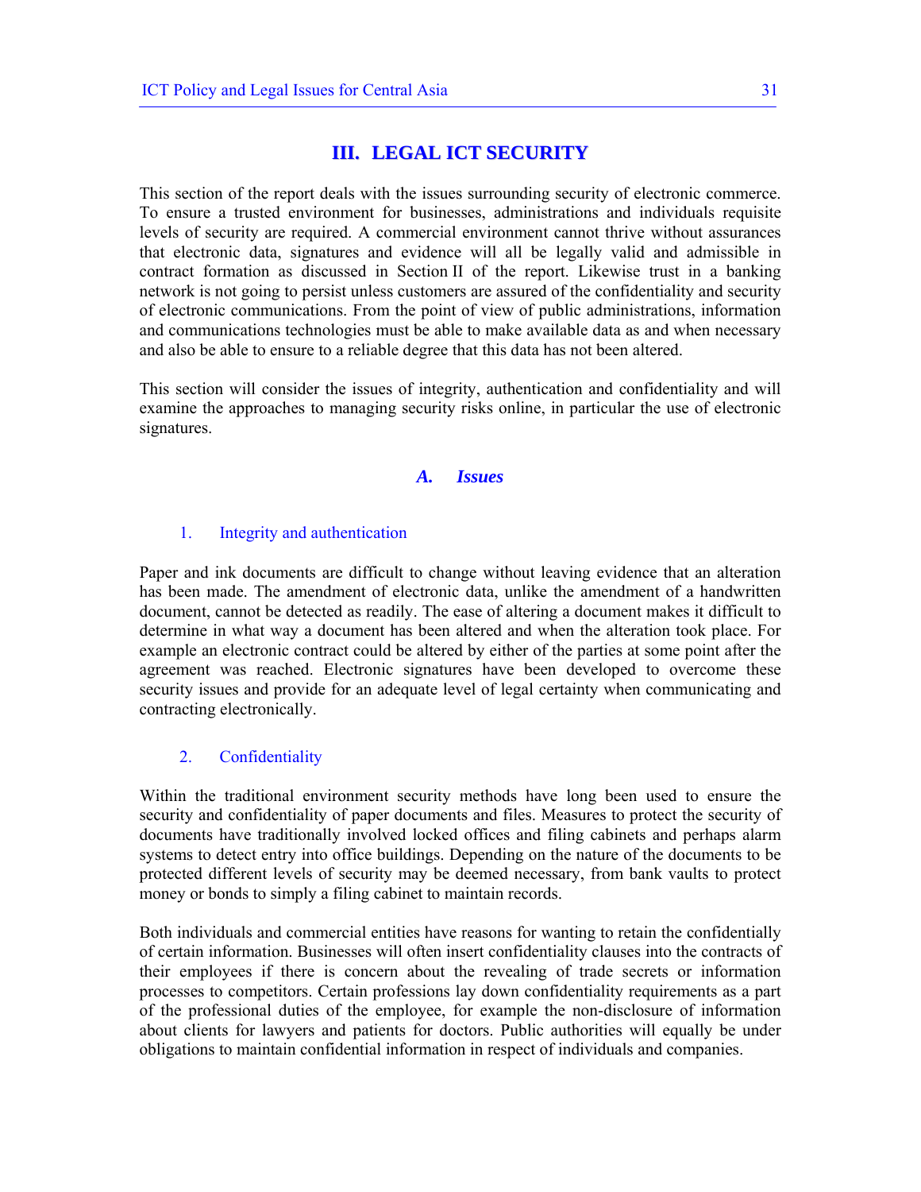# III. LEGAL ICT SECURITY

This section of the report deals with the issues surrounding security of electronic commerce. To ensure a trusted environment for businesses, administrations and individuals requisite levels of security are required. A commercial environment cannot thrive without assurances that electronic data, signatures and evidence will all be legally valid and admissible in contract formation as discussed in Section II of the report. Likewise trust in a banking network is not going to persist unless customers are assured of the confidentiality and security of electronic communications. From the point of view of public administrations, information and communications technologies must be able to make available data as and when necessary and also be able to ensure to a reliable degree that this data has not been altered.

This section will consider the issues of integrity, authentication and confidentiality and will examine the approaches to managing security risks online, in particular the use of electronic signatures.

## *A. Issues*

### 1. Integrity and authentication

Paper and ink documents are difficult to change without leaving evidence that an alteration has been made. The amendment of electronic data, unlike the amendment of a handwritten document, cannot be detected as readily. The ease of altering a document makes it difficult to determine in what way a document has been altered and when the alteration took place. For example an electronic contract could be altered by either of the parties at some point after the agreement was reached. Electronic signatures have been developed to overcome these security issues and provide for an adequate level of legal certainty when communicating and contracting electronically.

### 2. Confidentiality

Within the traditional environment security methods have long been used to ensure the security and confidentiality of paper documents and files. Measures to protect the security of documents have traditionally involved locked offices and filing cabinets and perhaps alarm systems to detect entry into office buildings. Depending on the nature of the documents to be protected different levels of security may be deemed necessary, from bank vaults to protect money or bonds to simply a filing cabinet to maintain records.

Both individuals and commercial entities have reasons for wanting to retain the confidentially of certain information. Businesses will often insert confidentiality clauses into the contracts of their employees if there is concern about the revealing of trade secrets or information processes to competitors. Certain professions lay down confidentiality requirements as a part of the professional duties of the employee, for example the non-disclosure of information about clients for lawyers and patients for doctors. Public authorities will equally be under obligations to maintain confidential information in respect of individuals and companies.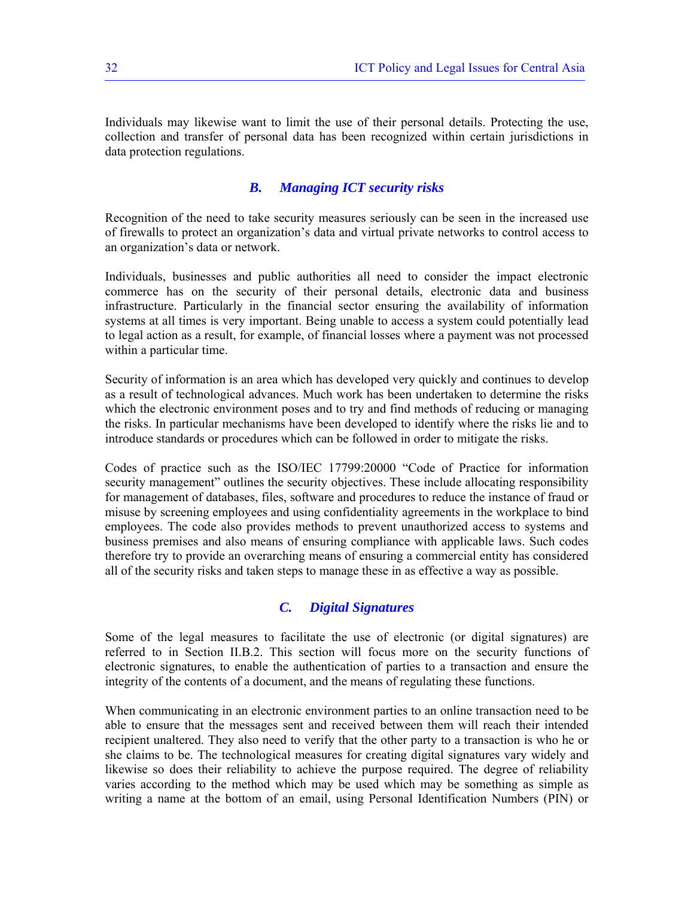Individuals may likewise want to limit the use of their personal details. Protecting the use, collection and transfer of personal data has been recognized within certain jurisdictions in data protection regulations.

### *B. Managing ICT security risks*

Recognition of the need to take security measures seriously can be seen in the increased use of firewalls to protect an organization's data and virtual private networks to control access to an organization's data or network.

Individuals, businesses and public authorities all need to consider the impact electronic commerce has on the security of their personal details, electronic data and business infrastructure. Particularly in the financial sector ensuring the availability of information systems at all times is very important. Being unable to access a system could potentially lead to legal action as a result, for example, of financial losses where a payment was not processed within a particular time.

Security of information is an area which has developed very quickly and continues to develop as a result of technological advances. Much work has been undertaken to determine the risks which the electronic environment poses and to try and find methods of reducing or managing the risks. In particular mechanisms have been developed to identify where the risks lie and to introduce standards or procedures which can be followed in order to mitigate the risks.

Codes of practice such as the ISO/IEC 17799:20000 "Code of Practice for information security management" outlines the security objectives. These include allocating responsibility for management of databases, files, software and procedures to reduce the instance of fraud or misuse by screening employees and using confidentiality agreements in the workplace to bind employees. The code also provides methods to prevent unauthorized access to systems and business premises and also means of ensuring compliance with applicable laws. Such codes therefore try to provide an overarching means of ensuring a commercial entity has considered all of the security risks and taken steps to manage these in as effective a way as possible.

### *C. Digital Signatures*

Some of the legal measures to facilitate the use of electronic (or digital signatures) are referred to in Section II.B.2. This section will focus more on the security functions of electronic signatures, to enable the authentication of parties to a transaction and ensure the integrity of the contents of a document, and the means of regulating these functions.

When communicating in an electronic environment parties to an online transaction need to be able to ensure that the messages sent and received between them will reach their intended recipient unaltered. They also need to verify that the other party to a transaction is who he or she claims to be. The technological measures for creating digital signatures vary widely and likewise so does their reliability to achieve the purpose required. The degree of reliability varies according to the method which may be used which may be something as simple as writing a name at the bottom of an email, using Personal Identification Numbers (PIN) or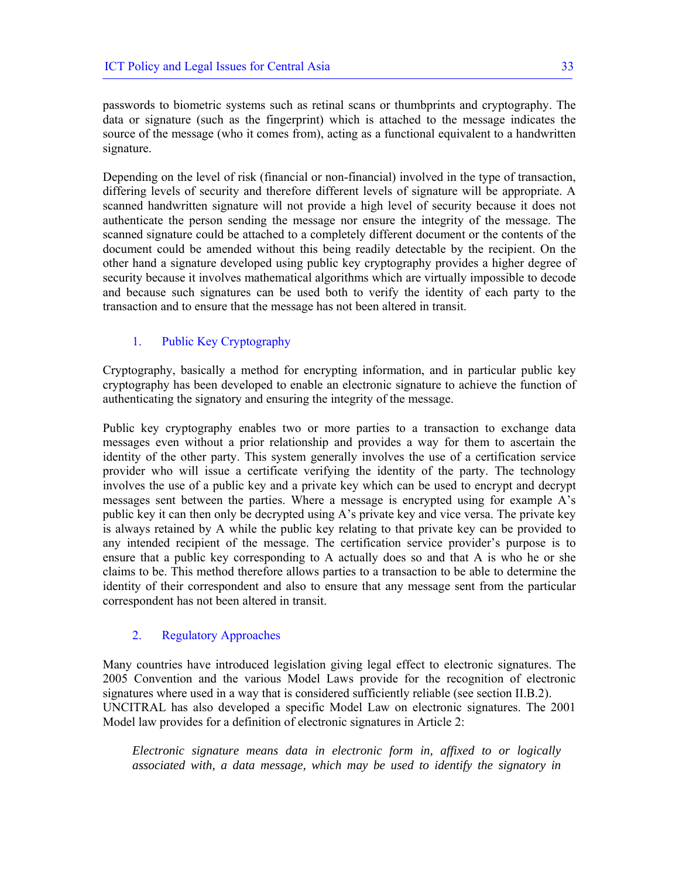passwords to biometric systems such as retinal scans or thumbprints and cryptography. The data or signature (such as the fingerprint) which is attached to the message indicates the source of the message (who it comes from), acting as a functional equivalent to a handwritten signature.

Depending on the level of risk (financial or non-financial) involved in the type of transaction, differing levels of security and therefore different levels of signature will be appropriate. A scanned handwritten signature will not provide a high level of security because it does not authenticate the person sending the message nor ensure the integrity of the message. The scanned signature could be attached to a completely different document or the contents of the document could be amended without this being readily detectable by the recipient. On the other hand a signature developed using public key cryptography provides a higher degree of security because it involves mathematical algorithms which are virtually impossible to decode and because such signatures can be used both to verify the identity of each party to the transaction and to ensure that the message has not been altered in transit.

### 1. Public Key Cryptography

Cryptography, basically a method for encrypting information, and in particular public key cryptography has been developed to enable an electronic signature to achieve the function of authenticating the signatory and ensuring the integrity of the message.

Public key cryptography enables two or more parties to a transaction to exchange data messages even without a prior relationship and provides a way for them to ascertain the identity of the other party. This system generally involves the use of a certification service provider who will issue a certificate verifying the identity of the party. The technology involves the use of a public key and a private key which can be used to encrypt and decrypt messages sent between the parties. Where a message is encrypted using for example A's public key it can then only be decrypted using A's private key and vice versa. The private key is always retained by A while the public key relating to that private key can be provided to any intended recipient of the message. The certification service provider's purpose is to ensure that a public key corresponding to A actually does so and that A is who he or she claims to be. This method therefore allows parties to a transaction to be able to determine the identity of their correspondent and also to ensure that any message sent from the particular correspondent has not been altered in transit.

### 2. Regulatory Approaches

Many countries have introduced legislation giving legal effect to electronic signatures. The 2005 Convention and the various Model Laws provide for the recognition of electronic signatures where used in a way that is considered sufficiently reliable (see section II.B.2). UNCITRAL has also developed a specific Model Law on electronic signatures. The 2001 Model law provides for a definition of electronic signatures in Article 2:

> *Electronic signature means data in electronic form in, affixed to or logically associated with, a data message, which may be used to identify the signatory in*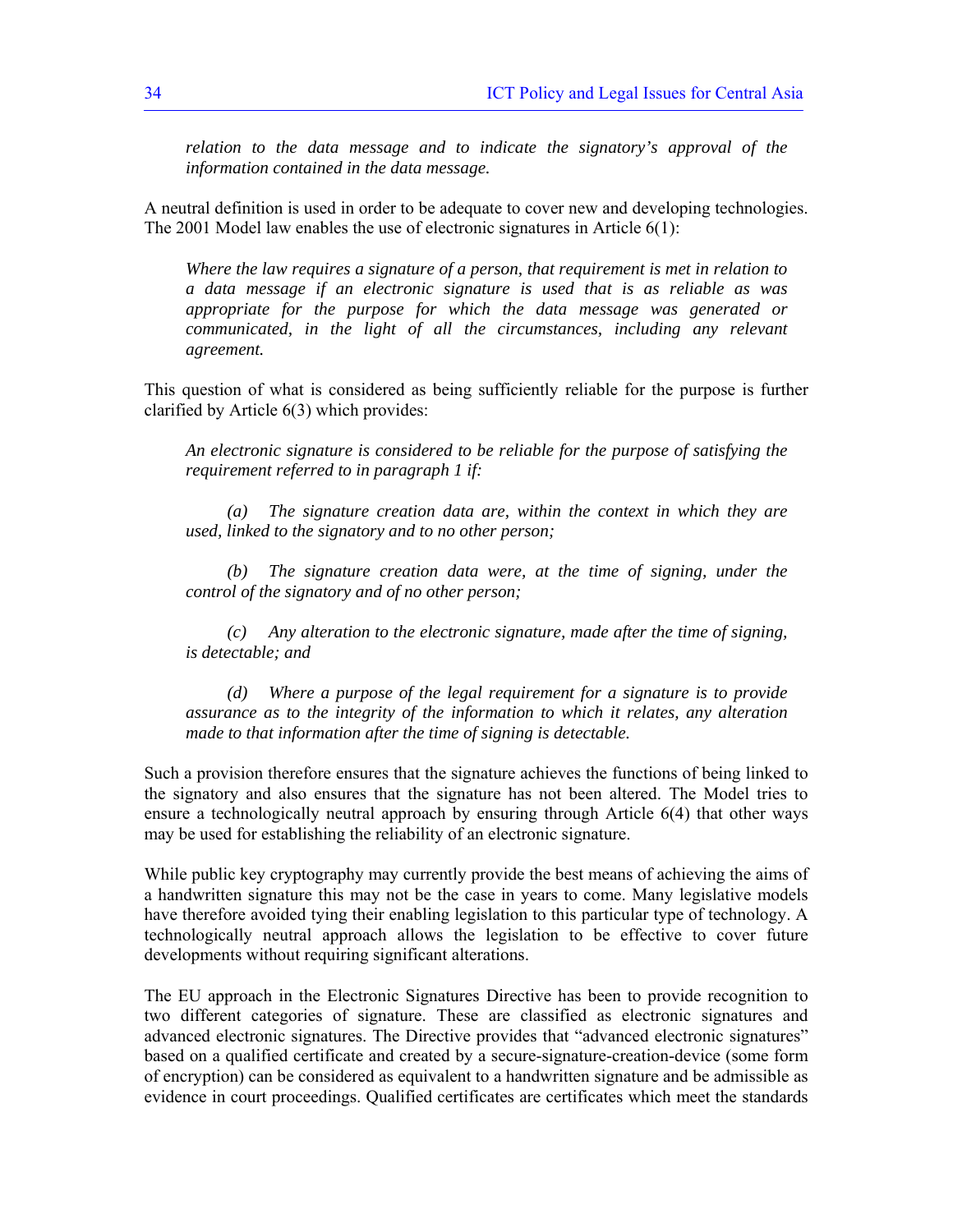*relation to the data message and to indicate the signatory's approval of the information contained in the data message.*

A neutral definition is used in order to be adequate to cover new and developing technologies. The 2001 Model law enables the use of electronic signatures in Article 6(1):

> *Where the law requires a signature of a person, that requirement is met in relation to a data message if an electronic signature is used that is as reliable as was appropriate for the purpose for which the data message was generated or communicated, in the light of all the circumstances, including any relevant agreement.*

This question of what is considered as being sufficiently reliable for the purpose is further clarified by Article 6(3) which provides:

> *An electronic signature is considered to be reliable for the purpose of satisfying the requirement referred to in paragraph 1 if:*
>
> *(a) The signature creation data are, within the context in which they are used, linked to the signatory and to no other person;*
>
> *(b) The signature creation data were, at the time of signing, under the control of the signatory and of no other person;*
>
> *(c) Any alteration to the electronic signature, made after the time of signing, is detectable; and*
>
> *(d) Where a purpose of the legal requirement for a signature is to provide assurance as to the integrity of the information to which it relates, any alteration made to that information after the time of signing is detectable.*

Such a provision therefore ensures that the signature achieves the functions of being linked to the signatory and also ensures that the signature has not been altered. The Model tries to ensure a technologically neutral approach by ensuring through Article 6(4) that other ways may be used for establishing the reliability of an electronic signature.

While public key cryptography may currently provide the best means of achieving the aims of a handwritten signature this may not be the case in years to come. Many legislative models have therefore avoided tying their enabling legislation to this particular type of technology. A technologically neutral approach allows the legislation to be effective to cover future developments without requiring significant alterations.

The EU approach in the Electronic Signatures Directive has been to provide recognition to two different categories of signature. These are classified as electronic signatures and advanced electronic signatures. The Directive provides that "advanced electronic signatures" based on a qualified certificate and created by a secure-signature-creation-device (some form of encryption) can be considered as equivalent to a handwritten signature and be admissible as evidence in court proceedings. Qualified certificates are certificates which meet the standards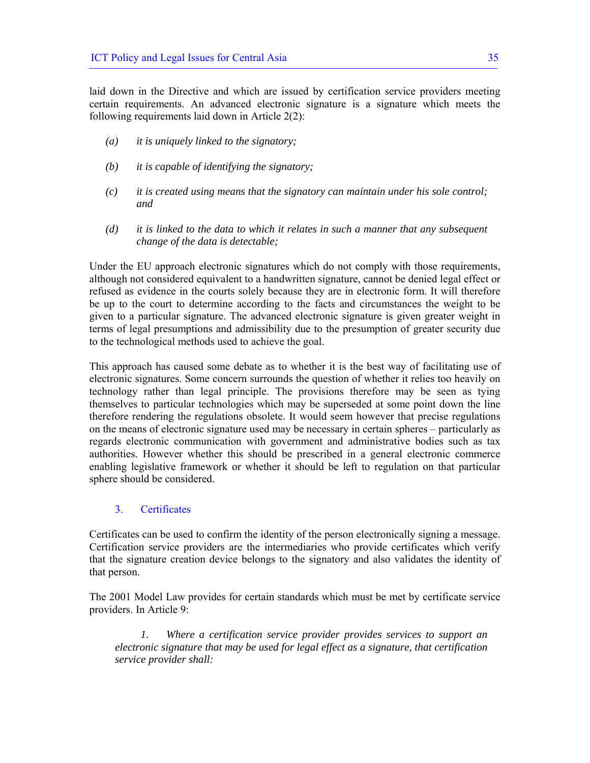laid down in the Directive and which are issued by certification service providers meeting certain requirements. An advanced electronic signature is a signature which meets the following requirements laid down in Article 2(2):

> *(a) it is uniquely linked to the signatory;*
>
> *(b) it is capable of identifying the signatory;*
>
> *(c) it is created using means that the signatory can maintain under his sole control; and*
>
> *(d) it is linked to the data to which it relates in such a manner that any subsequent change of the data is detectable;*

Under the EU approach electronic signatures which do not comply with those requirements, although not considered equivalent to a handwritten signature, cannot be denied legal effect or refused as evidence in the courts solely because they are in electronic form. It will therefore be up to the court to determine according to the facts and circumstances the weight to be given to a particular signature. The advanced electronic signature is given greater weight in terms of legal presumptions and admissibility due to the presumption of greater security due to the technological methods used to achieve the goal.

This approach has caused some debate as to whether it is the best way of facilitating use of electronic signatures. Some concern surrounds the question of whether it relies too heavily on technology rather than legal principle. The provisions therefore may be seen as tying themselves to particular technologies which may be superseded at some point down the line therefore rendering the regulations obsolete. It would seem however that precise regulations on the means of electronic signature used may be necessary in certain spheres – particularly as regards electronic communication with government and administrative bodies such as tax authorities. However whether this should be prescribed in a general electronic commerce enabling legislative framework or whether it should be left to regulation on that particular sphere should be considered.

### 3. Certificates

Certificates can be used to confirm the identity of the person electronically signing a message. Certification service providers are the intermediaries who provide certificates which verify that the signature creation device belongs to the signatory and also validates the identity of that person.

The 2001 Model Law provides for certain standards which must be met by certificate service providers. In Article 9:

> *1. Where a certification service provider provides services to support an electronic signature that may be used for legal effect as a signature, that certification service provider shall:*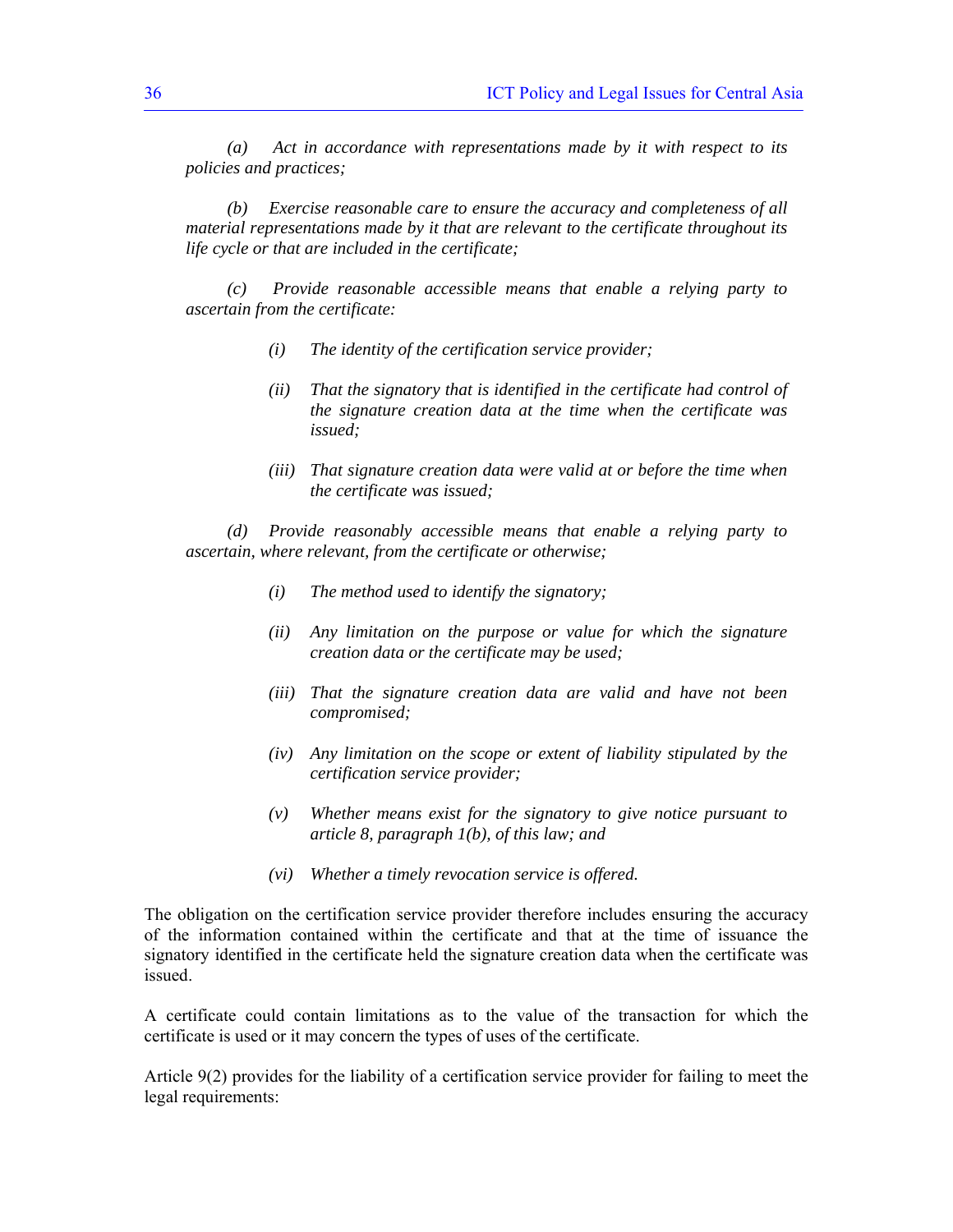*(a) Act in accordance with representations made by it with respect to its policies and practices;*

*(b) Exercise reasonable care to ensure the accuracy and completeness of all material representations made by it that are relevant to the certificate throughout its life cycle or that are included in the certificate;*

*(c) Provide reasonable accessible means that enable a relying party to ascertain from the certificate:*

> *(i) The identity of the certification service provider;*
>
> *(ii) That the signatory that is identified in the certificate had control of the signature creation data at the time when the certificate was issued;*
>
> *(iii) That signature creation data were valid at or before the time when the certificate was issued;*

*(d) Provide reasonably accessible means that enable a relying party to ascertain, where relevant, from the certificate or otherwise;*

> *(i) The method used to identify the signatory;*
>
> *(ii) Any limitation on the purpose or value for which the signature creation data or the certificate may be used;*
>
> *(iii) That the signature creation data are valid and have not been compromised;*
>
> *(iv) Any limitation on the scope or extent of liability stipulated by the certification service provider;*
>
> *(v) Whether means exist for the signatory to give notice pursuant to article 8, paragraph 1(b), of this law; and*
>
> *(vi) Whether a timely revocation service is offered.*

The obligation on the certification service provider therefore includes ensuring the accuracy of the information contained within the certificate and that at the time of issuance the signatory identified in the certificate held the signature creation data when the certificate was issued.

A certificate could contain limitations as to the value of the transaction for which the certificate is used or it may concern the types of uses of the certificate.

Article 9(2) provides for the liability of a certification service provider for failing to meet the legal requirements: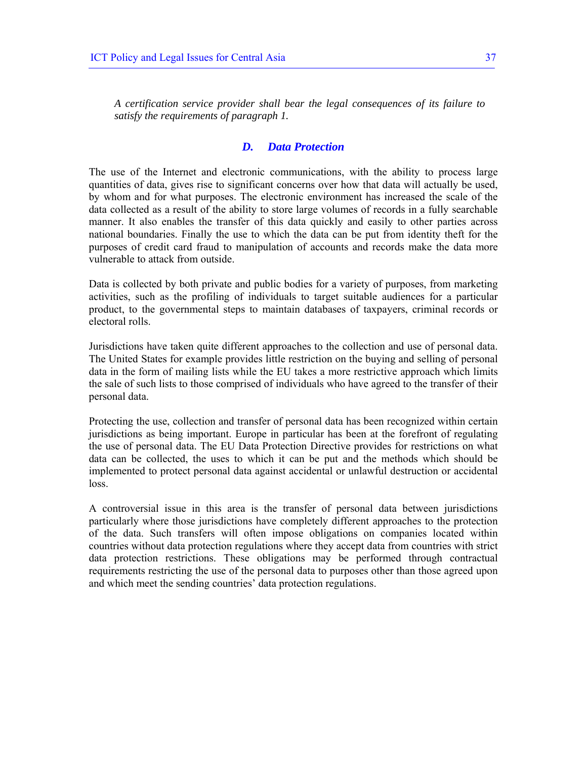*A certification service provider shall bear the legal consequences of its failure to satisfy the requirements of paragraph 1.*

### *D. Data Protection*

The use of the Internet and electronic communications, with the ability to process large quantities of data, gives rise to significant concerns over how that data will actually be used, by whom and for what purposes. The electronic environment has increased the scale of the data collected as a result of the ability to store large volumes of records in a fully searchable manner. It also enables the transfer of this data quickly and easily to other parties across national boundaries. Finally the use to which the data can be put from identity theft for the purposes of credit card fraud to manipulation of accounts and records make the data more vulnerable to attack from outside.

Data is collected by both private and public bodies for a variety of purposes, from marketing activities, such as the profiling of individuals to target suitable audiences for a particular product, to the governmental steps to maintain databases of taxpayers, criminal records or electoral rolls.

Jurisdictions have taken quite different approaches to the collection and use of personal data. The United States for example provides little restriction on the buying and selling of personal data in the form of mailing lists while the EU takes a more restrictive approach which limits the sale of such lists to those comprised of individuals who have agreed to the transfer of their personal data.

Protecting the use, collection and transfer of personal data has been recognized within certain jurisdictions as being important. Europe in particular has been at the forefront of regulating the use of personal data. The EU Data Protection Directive provides for restrictions on what data can be collected, the uses to which it can be put and the methods which should be implemented to protect personal data against accidental or unlawful destruction or accidental loss.

A controversial issue in this area is the transfer of personal data between jurisdictions particularly where those jurisdictions have completely different approaches to the protection of the data. Such transfers will often impose obligations on companies located within countries without data protection regulations where they accept data from countries with strict data protection restrictions. These obligations may be performed through contractual requirements restricting the use of the personal data to purposes other than those agreed upon and which meet the sending countries' data protection regulations.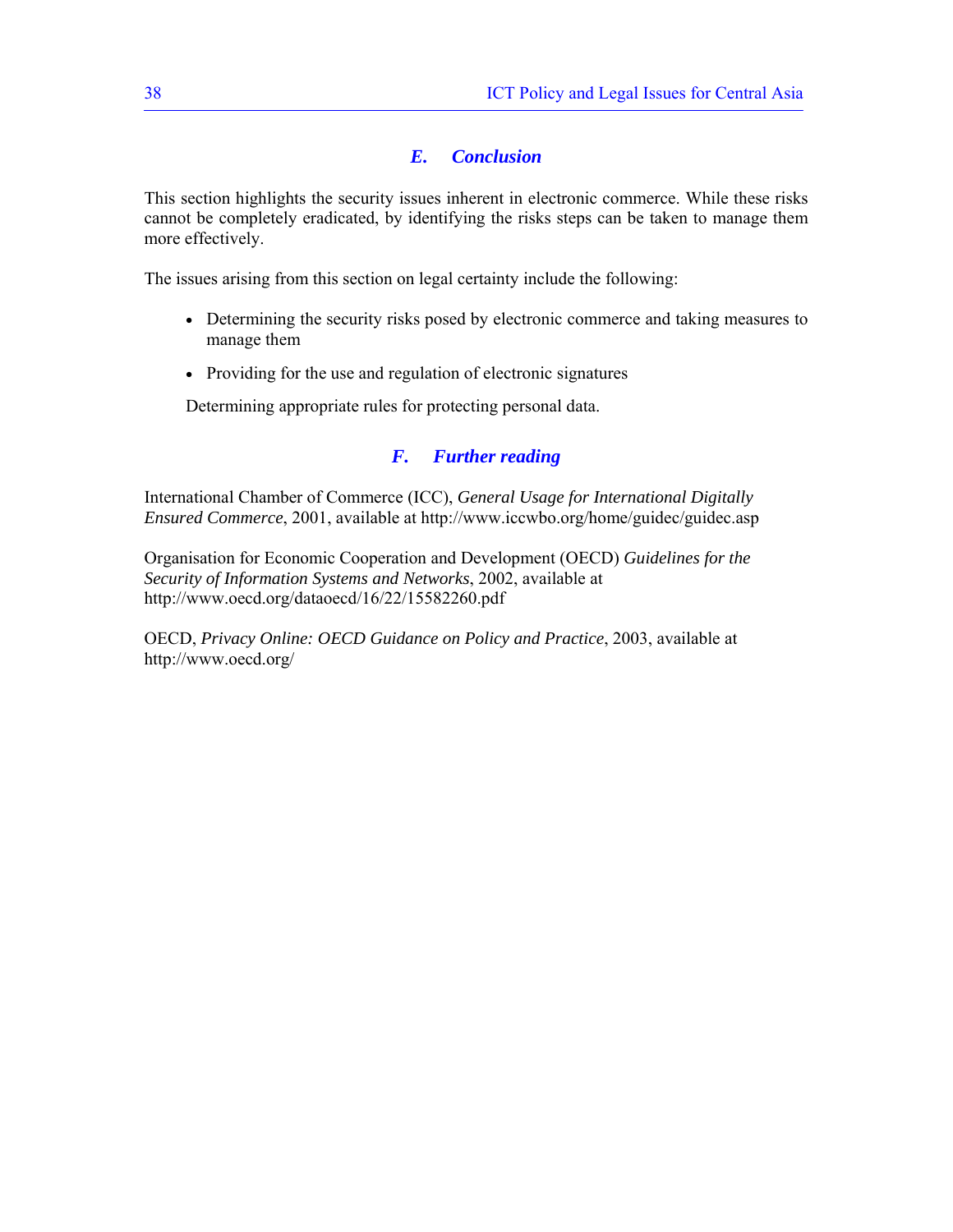## *E. Conclusion*

This section highlights the security issues inherent in electronic commerce. While these risks cannot be completely eradicated, by identifying the risks steps can be taken to manage them more effectively.

The issues arising from this section on legal certainty include the following:

- Determining the security risks posed by electronic commerce and taking measures to manage them
- Providing for the use and regulation of electronic signatures

Determining appropriate rules for protecting personal data.

## *F. Further reading*

International Chamber of Commerce (ICC), *General Usage for International Digitally Ensured Commerce*, 2001, available at http://www.iccwbo.org/home/guidec/guidec.asp

Organisation for Economic Cooperation and Development (OECD) *Guidelines for the Security of Information Systems and Networks*, 2002, available at http://www.oecd.org/dataoecd/16/22/15582260.pdf

OECD, *Privacy Online: OECD Guidance on Policy and Practice*, 2003, available at http://www.oecd.org/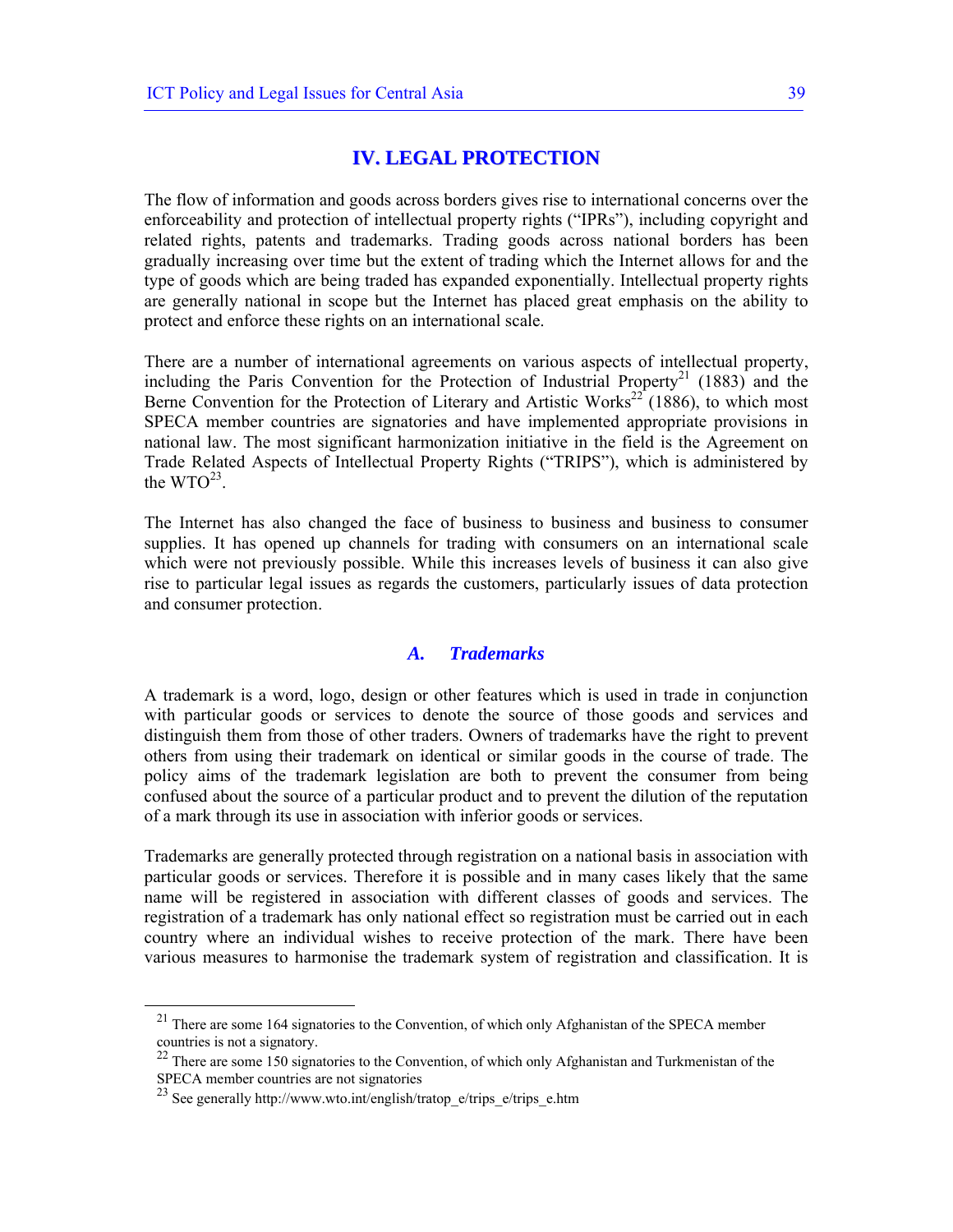# IV. LEGAL PROTECTION

The flow of information and goods across borders gives rise to international concerns over the enforceability and protection of intellectual property rights ("IPRs"), including copyright and related rights, patents and trademarks. Trading goods across national borders has been gradually increasing over time but the extent of trading which the Internet allows for and the type of goods which are being traded has expanded exponentially. Intellectual property rights are generally national in scope but the Internet has placed great emphasis on the ability to protect and enforce these rights on an international scale.

There are a number of international agreements on various aspects of intellectual property, including the Paris Convention for the Protection of Industrial Property[21] (1883) and the Berne Convention for the Protection of Literary and Artistic Works[22] (1886), to which most SPECA member countries are signatories and have implemented appropriate provisions in national law. The most significant harmonization initiative in the field is the Agreement on Trade Related Aspects of Intellectual Property Rights ("TRIPS"), which is administered by the WTO[23].

The Internet has also changed the face of business to business and business to consumer supplies. It has opened up channels for trading with consumers on an international scale which were not previously possible. While this increases levels of business it can also give rise to particular legal issues as regards the customers, particularly issues of data protection and consumer protection.

## *A. Trademarks*

A trademark is a word, logo, design or other features which is used in trade in conjunction with particular goods or services to denote the source of those goods and services and distinguish them from those of other traders. Owners of trademarks have the right to prevent others from using their trademark on identical or similar goods in the course of trade. The policy aims of the trademark legislation are both to prevent the consumer from being confused about the source of a particular product and to prevent the dilution of the reputation of a mark through its use in association with inferior goods or services.

Trademarks are generally protected through registration on a national basis in association with particular goods or services. Therefore it is possible and in many cases likely that the same name will be registered in association with different classes of goods and services. The registration of a trademark has only national effect so registration must be carried out in each country where an individual wishes to receive protection of the mark. There have been various measures to harmonise the trademark system of registration and classification. It is

---

[21] There are some 164 signatories to the Convention, of which only Afghanistan of the SPECA member countries is not a signatory.

[22] There are some 150 signatories to the Convention, of which only Afghanistan and Turkmenistan of the SPECA member countries are not signatories

[23] See generally http://www.wto.int/english/tratop_e/trips_e/trips_e.htm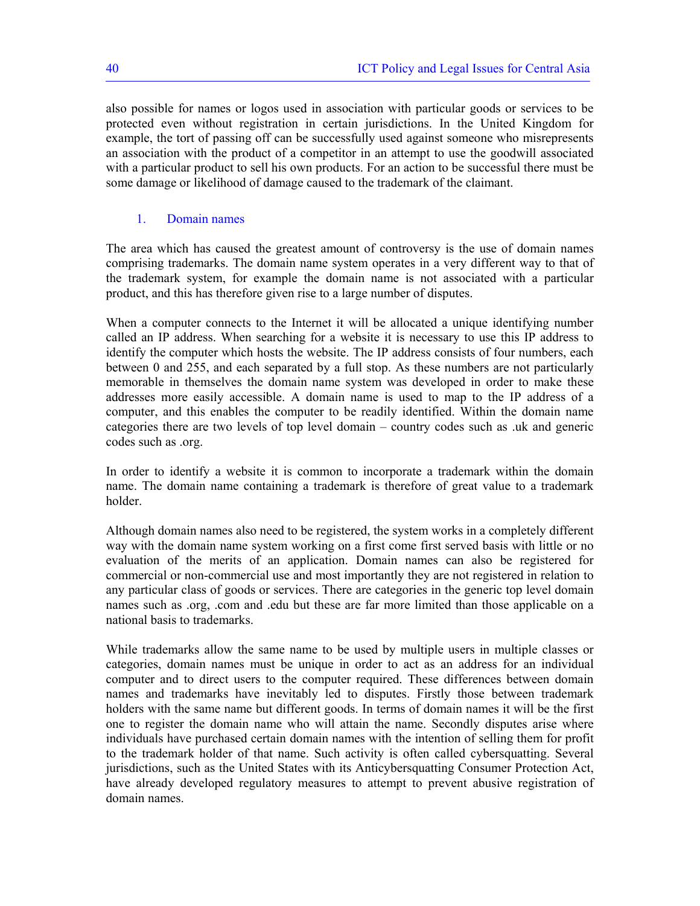also possible for names or logos used in association with particular goods or services to be protected even without registration in certain jurisdictions. In the United Kingdom for example, the tort of passing off can be successfully used against someone who misrepresents an association with the product of a competitor in an attempt to use the goodwill associated with a particular product to sell his own products. For an action to be successful there must be some damage or likelihood of damage caused to the trademark of the claimant.

### 1. Domain names

The area which has caused the greatest amount of controversy is the use of domain names comprising trademarks. The domain name system operates in a very different way to that of the trademark system, for example the domain name is not associated with a particular product, and this has therefore given rise to a large number of disputes.

When a computer connects to the Internet it will be allocated a unique identifying number called an IP address. When searching for a website it is necessary to use this IP address to identify the computer which hosts the website. The IP address consists of four numbers, each between 0 and 255, and each separated by a full stop. As these numbers are not particularly memorable in themselves the domain name system was developed in order to make these addresses more easily accessible. A domain name is used to map to the IP address of a computer, and this enables the computer to be readily identified. Within the domain name categories there are two levels of top level domain – country codes such as .uk and generic codes such as .org.

In order to identify a website it is common to incorporate a trademark within the domain name. The domain name containing a trademark is therefore of great value to a trademark holder.

Although domain names also need to be registered, the system works in a completely different way with the domain name system working on a first come first served basis with little or no evaluation of the merits of an application. Domain names can also be registered for commercial or non-commercial use and most importantly they are not registered in relation to any particular class of goods or services. There are categories in the generic top level domain names such as .org, .com and .edu but these are far more limited than those applicable on a national basis to trademarks.

While trademarks allow the same name to be used by multiple users in multiple classes or categories, domain names must be unique in order to act as an address for an individual computer and to direct users to the computer required. These differences between domain names and trademarks have inevitably led to disputes. Firstly those between trademark holders with the same name but different goods. In terms of domain names it will be the first one to register the domain name who will attain the name. Secondly disputes arise where individuals have purchased certain domain names with the intention of selling them for profit to the trademark holder of that name. Such activity is often called cybersquatting. Several jurisdictions, such as the United States with its Anticybersquatting Consumer Protection Act, have already developed regulatory measures to attempt to prevent abusive registration of domain names.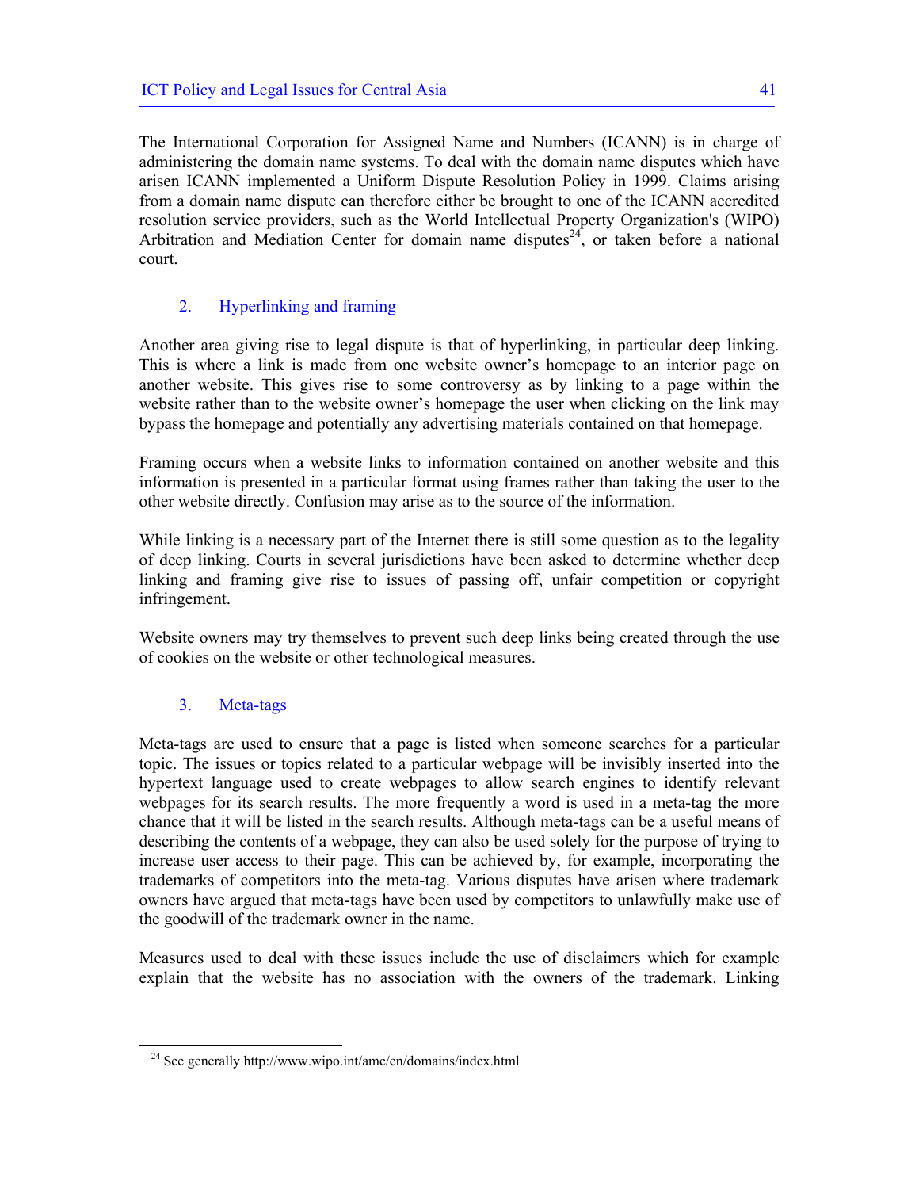The International Corporation for Assigned Name and Numbers (ICANN) is in charge of administering the domain name systems. To deal with the domain name disputes which have arisen ICANN implemented a Uniform Dispute Resolution Policy in 1999. Claims arising from a domain name dispute can therefore either be brought to one of the ICANN accredited resolution service providers, such as the World Intellectual Property Organization's (WIPO) Arbitration and Mediation Center for domain name disputes[24], or taken before a national court.

### 2. Hyperlinking and framing

Another area giving rise to legal dispute is that of hyperlinking, in particular deep linking. This is where a link is made from one website owner's homepage to an interior page on another website. This gives rise to some controversy as by linking to a page within the website rather than to the website owner's homepage the user when clicking on the link may bypass the homepage and potentially any advertising materials contained on that homepage.

Framing occurs when a website links to information contained on another website and this information is presented in a particular format using frames rather than taking the user to the other website directly. Confusion may arise as to the source of the information.

While linking is a necessary part of the Internet there is still some question as to the legality of deep linking. Courts in several jurisdictions have been asked to determine whether deep linking and framing give rise to issues of passing off, unfair competition or copyright infringement.

Website owners may try themselves to prevent such deep links being created through the use of cookies on the website or other technological measures.

### 3. Meta-tags

Meta-tags are used to ensure that a page is listed when someone searches for a particular topic. The issues or topics related to a particular webpage will be invisibly inserted into the hypertext language used to create webpages to allow search engines to identify relevant webpages for its search results. The more frequently a word is used in a meta-tag the more chance that it will be listed in the search results. Although meta-tags can be a useful means of describing the contents of a webpage, they can also be used solely for the purpose of trying to increase user access to their page. This can be achieved by, for example, incorporating the trademarks of competitors into the meta-tag. Various disputes have arisen where trademark owners have argued that meta-tags have been used by competitors to unlawfully make use of the goodwill of the trademark owner in the name.

Measures used to deal with these issues include the use of disclaimers which for example explain that the website has no association with the owners of the trademark. Linking

[24] See generally http://www.wipo.int/amc/en/domains/index.html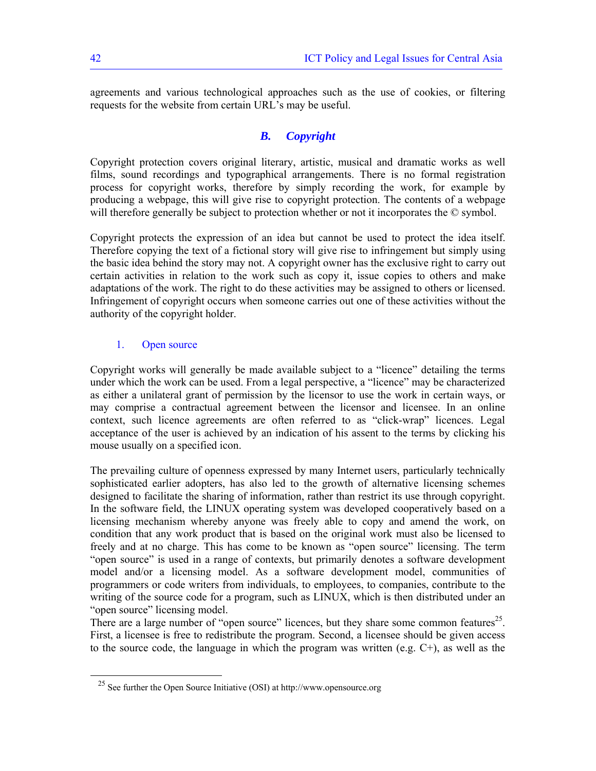agreements and various technological approaches such as the use of cookies, or filtering requests for the website from certain URL's may be useful.

## *B. Copyright*

Copyright protection covers original literary, artistic, musical and dramatic works as well films, sound recordings and typographical arrangements. There is no formal registration process for copyright works, therefore by simply recording the work, for example by producing a webpage, this will give rise to copyright protection. The contents of a webpage will therefore generally be subject to protection whether or not it incorporates the © symbol.

Copyright protects the expression of an idea but cannot be used to protect the idea itself. Therefore copying the text of a fictional story will give rise to infringement but simply using the basic idea behind the story may not. A copyright owner has the exclusive right to carry out certain activities in relation to the work such as copy it, issue copies to others and make adaptations of the work. The right to do these activities may be assigned to others or licensed. Infringement of copyright occurs when someone carries out one of these activities without the authority of the copyright holder.

### 1. Open source

Copyright works will generally be made available subject to a "licence" detailing the terms under which the work can be used. From a legal perspective, a "licence" may be characterized as either a unilateral grant of permission by the licensor to use the work in certain ways, or may comprise a contractual agreement between the licensor and licensee. In an online context, such licence agreements are often referred to as "click-wrap" licences. Legal acceptance of the user is achieved by an indication of his assent to the terms by clicking his mouse usually on a specified icon.

The prevailing culture of openness expressed by many Internet users, particularly technically sophisticated earlier adopters, has also led to the growth of alternative licensing schemes designed to facilitate the sharing of information, rather than restrict its use through copyright. In the software field, the LINUX operating system was developed cooperatively based on a licensing mechanism whereby anyone was freely able to copy and amend the work, on condition that any work product that is based on the original work must also be licensed to freely and at no charge. This has come to be known as "open source" licensing. The term "open source" is used in a range of contexts, but primarily denotes a software development model and/or a licensing model. As a software development model, communities of programmers or code writers from individuals, to employees, to companies, contribute to the writing of the source code for a program, such as LINUX, which is then distributed under an "open source" licensing model.

There are a large number of "open source" licences, but they share some common features[25]. First, a licensee is free to redistribute the program. Second, a licensee should be given access to the source code, the language in which the program was written (e.g. C+), as well as the

[25] See further the Open Source Initiative (OSI) at http://www.opensource.org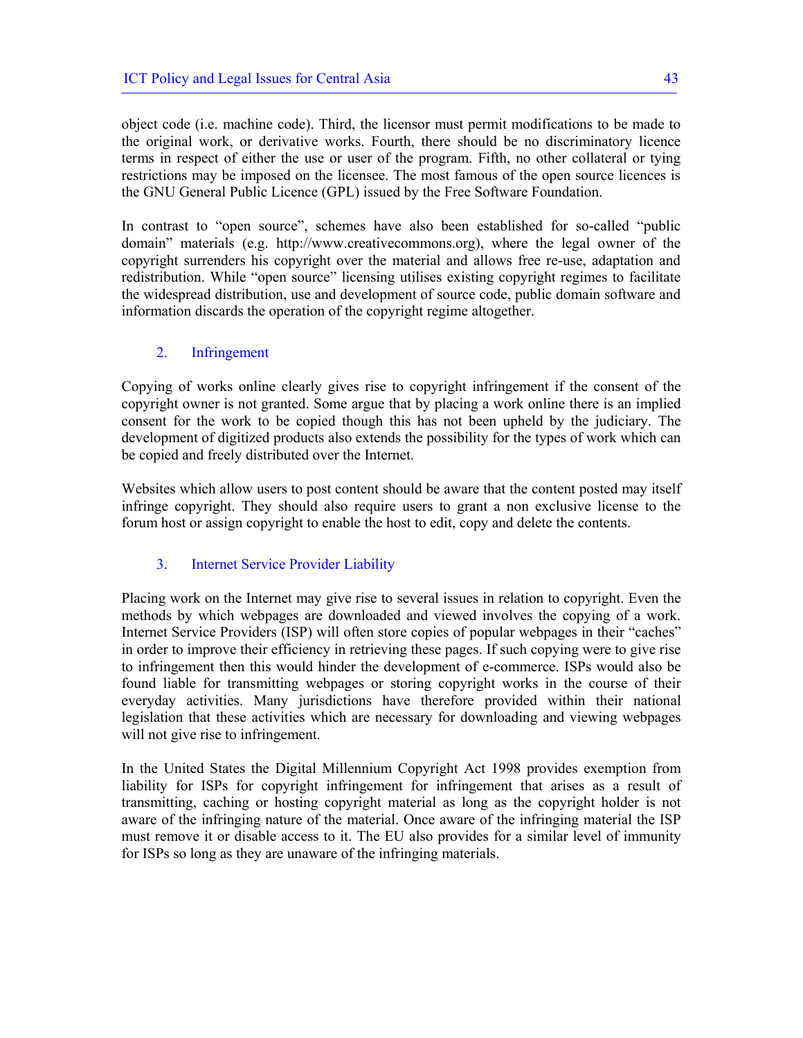object code (i.e. machine code). Third, the licensor must permit modifications to be made to the original work, or derivative works. Fourth, there should be no discriminatory licence terms in respect of either the use or user of the program. Fifth, no other collateral or tying restrictions may be imposed on the licensee. The most famous of the open source licences is the GNU General Public Licence (GPL) issued by the Free Software Foundation.

In contrast to “open source”, schemes have also been established for so-called “public domain” materials (e.g. http://www.creativecommons.org), where the legal owner of the copyright surrenders his copyright over the material and allows free re-use, adaptation and redistribution. While “open source” licensing utilises existing copyright regimes to facilitate the widespread distribution, use and development of source code, public domain software and information discards the operation of the copyright regime altogether.

### 2. Infringement

Copying of works online clearly gives rise to copyright infringement if the consent of the copyright owner is not granted. Some argue that by placing a work online there is an implied consent for the work to be copied though this has not been upheld by the judiciary. The development of digitized products also extends the possibility for the types of work which can be copied and freely distributed over the Internet.

Websites which allow users to post content should be aware that the content posted may itself infringe copyright. They should also require users to grant a non exclusive license to the forum host or assign copyright to enable the host to edit, copy and delete the contents.

### 3. Internet Service Provider Liability

Placing work on the Internet may give rise to several issues in relation to copyright. Even the methods by which webpages are downloaded and viewed involves the copying of a work. Internet Service Providers (ISP) will often store copies of popular webpages in their “caches” in order to improve their efficiency in retrieving these pages. If such copying were to give rise to infringement then this would hinder the development of e-commerce. ISPs would also be found liable for transmitting webpages or storing copyright works in the course of their everyday activities. Many jurisdictions have therefore provided within their national legislation that these activities which are necessary for downloading and viewing webpages will not give rise to infringement.

In the United States the Digital Millennium Copyright Act 1998 provides exemption from liability for ISPs for copyright infringement for infringement that arises as a result of transmitting, caching or hosting copyright material as long as the copyright holder is not aware of the infringing nature of the material. Once aware of the infringing material the ISP must remove it or disable access to it. The EU also provides for a similar level of immunity for ISPs so long as they are unaware of the infringing materials.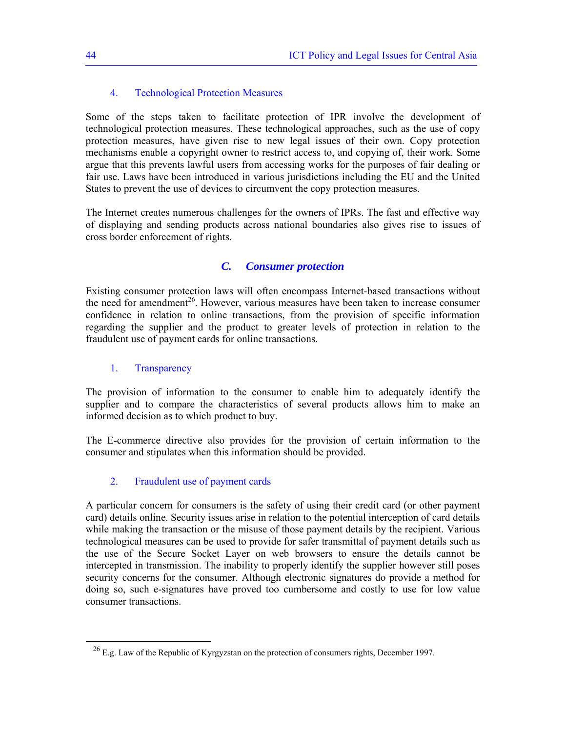### 4. Technological Protection Measures

Some of the steps taken to facilitate protection of IPR involve the development of technological protection measures. These technological approaches, such as the use of copy protection measures, have given rise to new legal issues of their own. Copy protection mechanisms enable a copyright owner to restrict access to, and copying of, their work. Some argue that this prevents lawful users from accessing works for the purposes of fair dealing or fair use. Laws have been introduced in various jurisdictions including the EU and the United States to prevent the use of devices to circumvent the copy protection measures.

The Internet creates numerous challenges for the owners of IPRs. The fast and effective way of displaying and sending products across national boundaries also gives rise to issues of cross border enforcement of rights.

## *C. Consumer protection*

Existing consumer protection laws will often encompass Internet-based transactions without the need for amendment[26]. However, various measures have been taken to increase consumer confidence in relation to online transactions, from the provision of specific information regarding the supplier and the product to greater levels of protection in relation to the fraudulent use of payment cards for online transactions.

### 1. Transparency

The provision of information to the consumer to enable him to adequately identify the supplier and to compare the characteristics of several products allows him to make an informed decision as to which product to buy.

The E-commerce directive also provides for the provision of certain information to the consumer and stipulates when this information should be provided.

### 2. Fraudulent use of payment cards

A particular concern for consumers is the safety of using their credit card (or other payment card) details online. Security issues arise in relation to the potential interception of card details while making the transaction or the misuse of those payment details by the recipient. Various technological measures can be used to provide for safer transmittal of payment details such as the use of the Secure Socket Layer on web browsers to ensure the details cannot be intercepted in transmission. The inability to properly identify the supplier however still poses security concerns for the consumer. Although electronic signatures do provide a method for doing so, such e-signatures have proved too cumbersome and costly to use for low value consumer transactions.

---

[26] E.g. Law of the Republic of Kyrgyzstan on the protection of consumers rights, December 1997.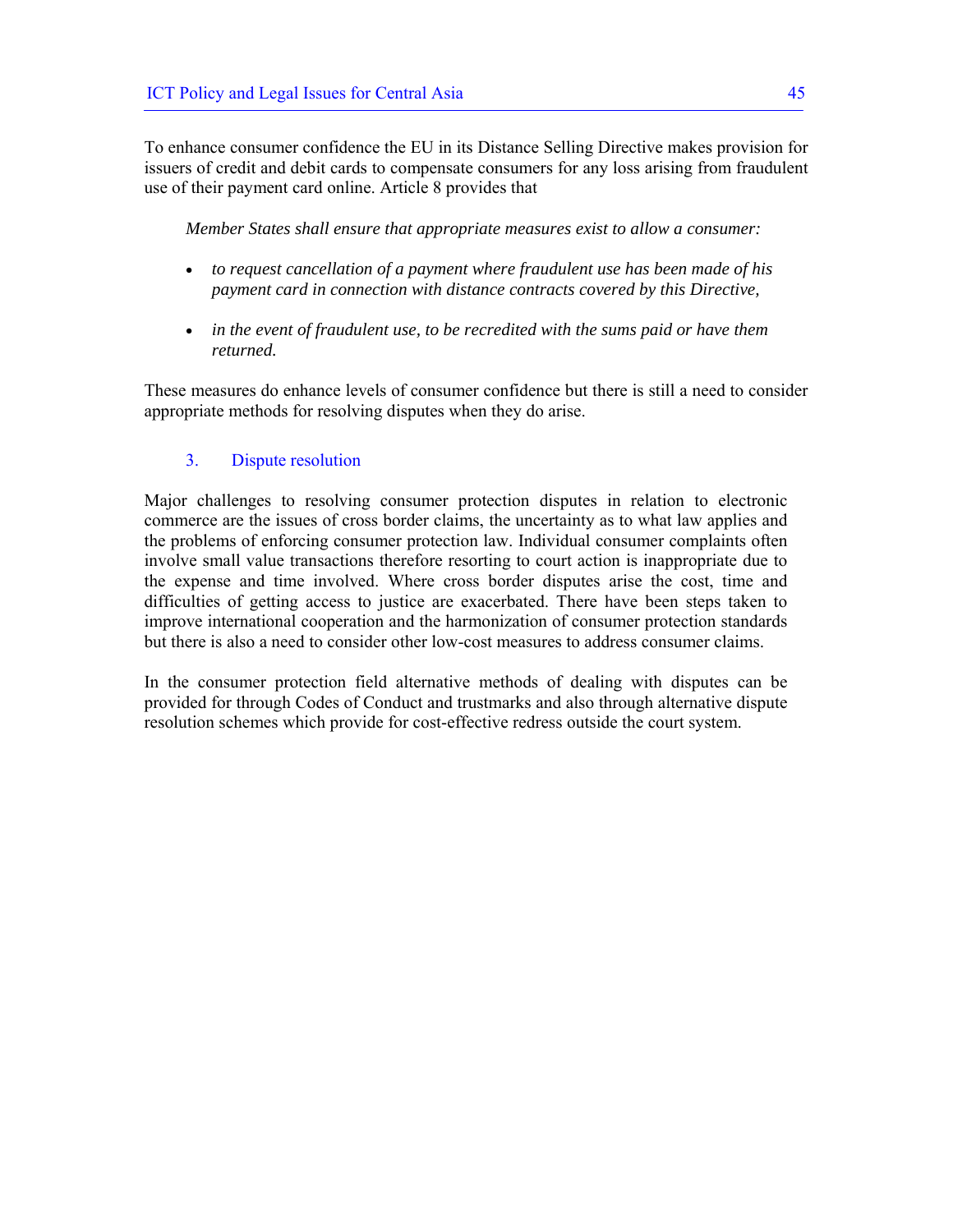To enhance consumer confidence the EU in its Distance Selling Directive makes provision for issuers of credit and debit cards to compensate consumers for any loss arising from fraudulent use of their payment card online. Article 8 provides that

> *Member States shall ensure that appropriate measures exist to allow a consumer:*
>
> - *to request cancellation of a payment where fraudulent use has been made of his payment card in connection with distance contracts covered by this Directive,*
> - *in the event of fraudulent use, to be recredited with the sums paid or have them returned.*

These measures do enhance levels of consumer confidence but there is still a need to consider appropriate methods for resolving disputes when they do arise.

### 3. Dispute resolution

Major challenges to resolving consumer protection disputes in relation to electronic commerce are the issues of cross border claims, the uncertainty as to what law applies and the problems of enforcing consumer protection law. Individual consumer complaints often involve small value transactions therefore resorting to court action is inappropriate due to the expense and time involved. Where cross border disputes arise the cost, time and difficulties of getting access to justice are exacerbated. There have been steps taken to improve international cooperation and the harmonization of consumer protection standards but there is also a need to consider other low-cost measures to address consumer claims.

In the consumer protection field alternative methods of dealing with disputes can be provided for through Codes of Conduct and trustmarks and also through alternative dispute resolution schemes which provide for cost-effective redress outside the court system.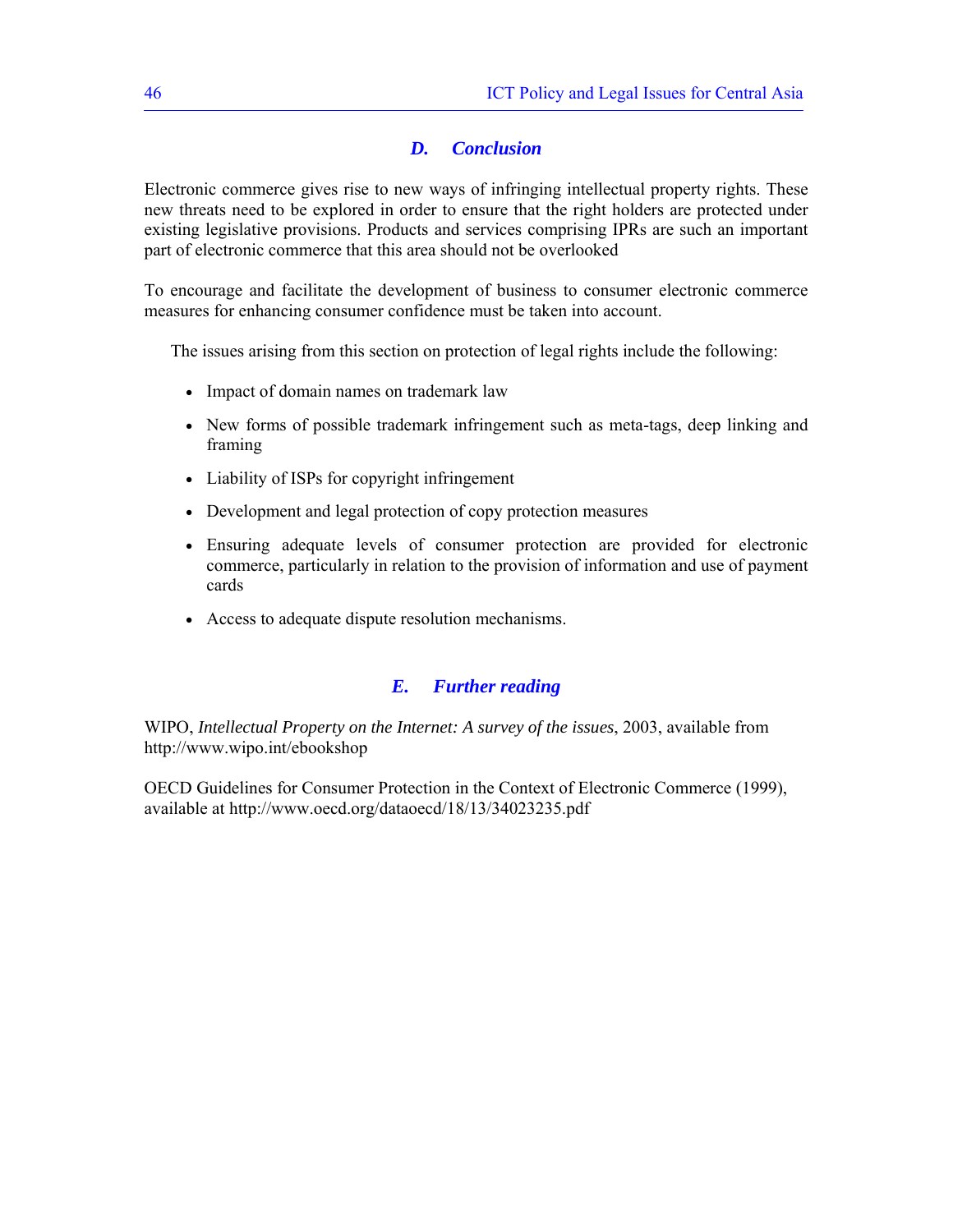## D. Conclusion

Electronic commerce gives rise to new ways of infringing intellectual property rights. These new threats need to be explored in order to ensure that the right holders are protected under existing legislative provisions. Products and services comprising IPRs are such an important part of electronic commerce that this area should not be overlooked

To encourage and facilitate the development of business to consumer electronic commerce measures for enhancing consumer confidence must be taken into account.

The issues arising from this section on protection of legal rights include the following:

- Impact of domain names on trademark law
- New forms of possible trademark infringement such as meta-tags, deep linking and framing
- Liability of ISPs for copyright infringement
- Development and legal protection of copy protection measures
- Ensuring adequate levels of consumer protection are provided for electronic commerce, particularly in relation to the provision of information and use of payment cards
- Access to adequate dispute resolution mechanisms.

## E. Further reading

WIPO, *Intellectual Property on the Internet: A survey of the issues*, 2003, available from http://www.wipo.int/ebookshop

OECD Guidelines for Consumer Protection in the Context of Electronic Commerce (1999), available at http://www.oecd.org/dataoecd/18/13/34023235.pdf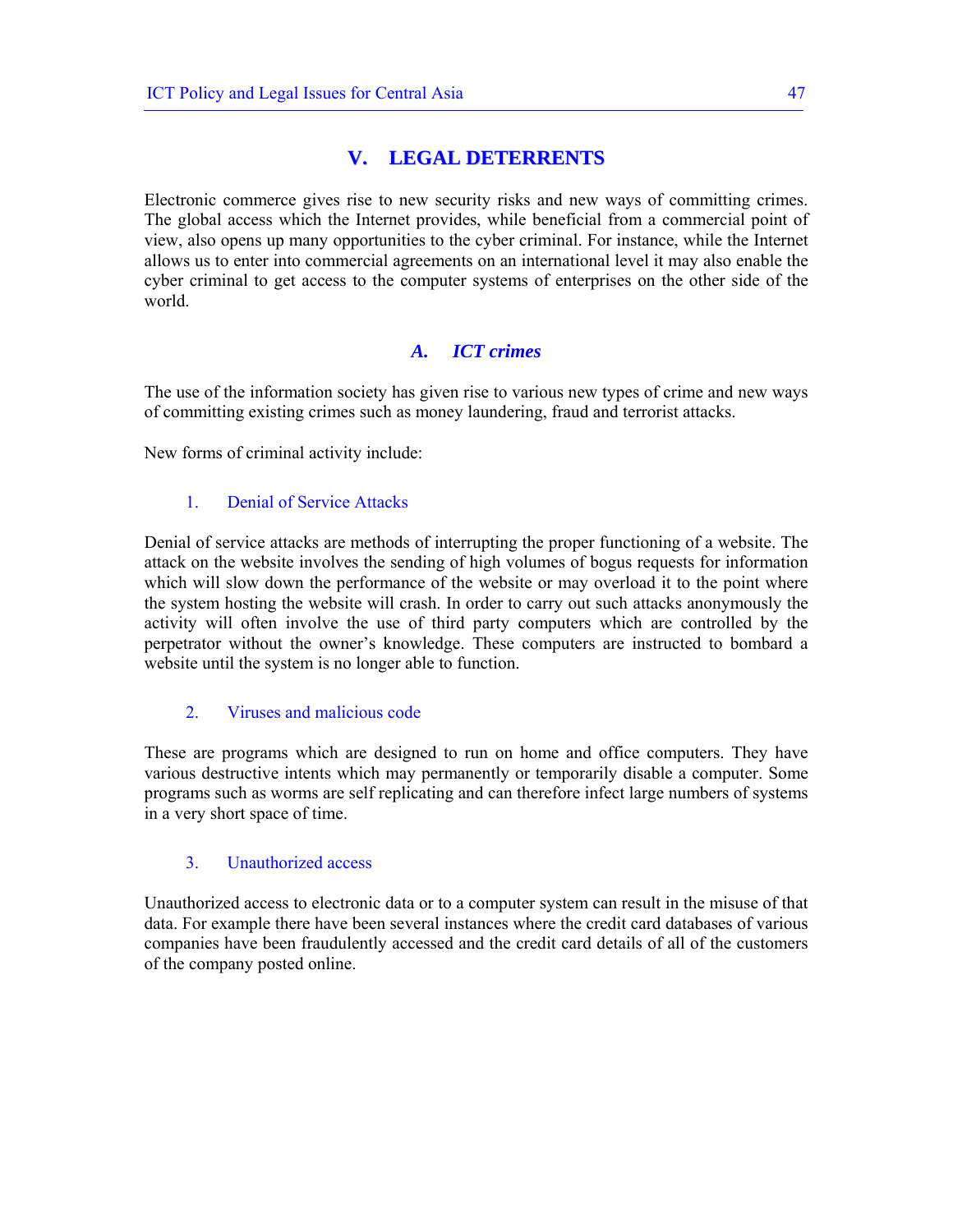# V. LEGAL DETERRENTS

Electronic commerce gives rise to new security risks and new ways of committing crimes. The global access which the Internet provides, while beneficial from a commercial point of view, also opens up many opportunities to the cyber criminal. For instance, while the Internet allows us to enter into commercial agreements on an international level it may also enable the cyber criminal to get access to the computer systems of enterprises on the other side of the world.

## *A. ICT crimes*

The use of the information society has given rise to various new types of crime and new ways of committing existing crimes such as money laundering, fraud and terrorist attacks.

New forms of criminal activity include:

### 1. Denial of Service Attacks

Denial of service attacks are methods of interrupting the proper functioning of a website. The attack on the website involves the sending of high volumes of bogus requests for information which will slow down the performance of the website or may overload it to the point where the system hosting the website will crash. In order to carry out such attacks anonymously the activity will often involve the use of third party computers which are controlled by the perpetrator without the owner's knowledge. These computers are instructed to bombard a website until the system is no longer able to function.

### 2. Viruses and malicious code

These are programs which are designed to run on home and office computers. They have various destructive intents which may permanently or temporarily disable a computer. Some programs such as worms are self replicating and can therefore infect large numbers of systems in a very short space of time.

### 3. Unauthorized access

Unauthorized access to electronic data or to a computer system can result in the misuse of that data. For example there have been several instances where the credit card databases of various companies have been fraudulently accessed and the credit card details of all of the customers of the company posted online.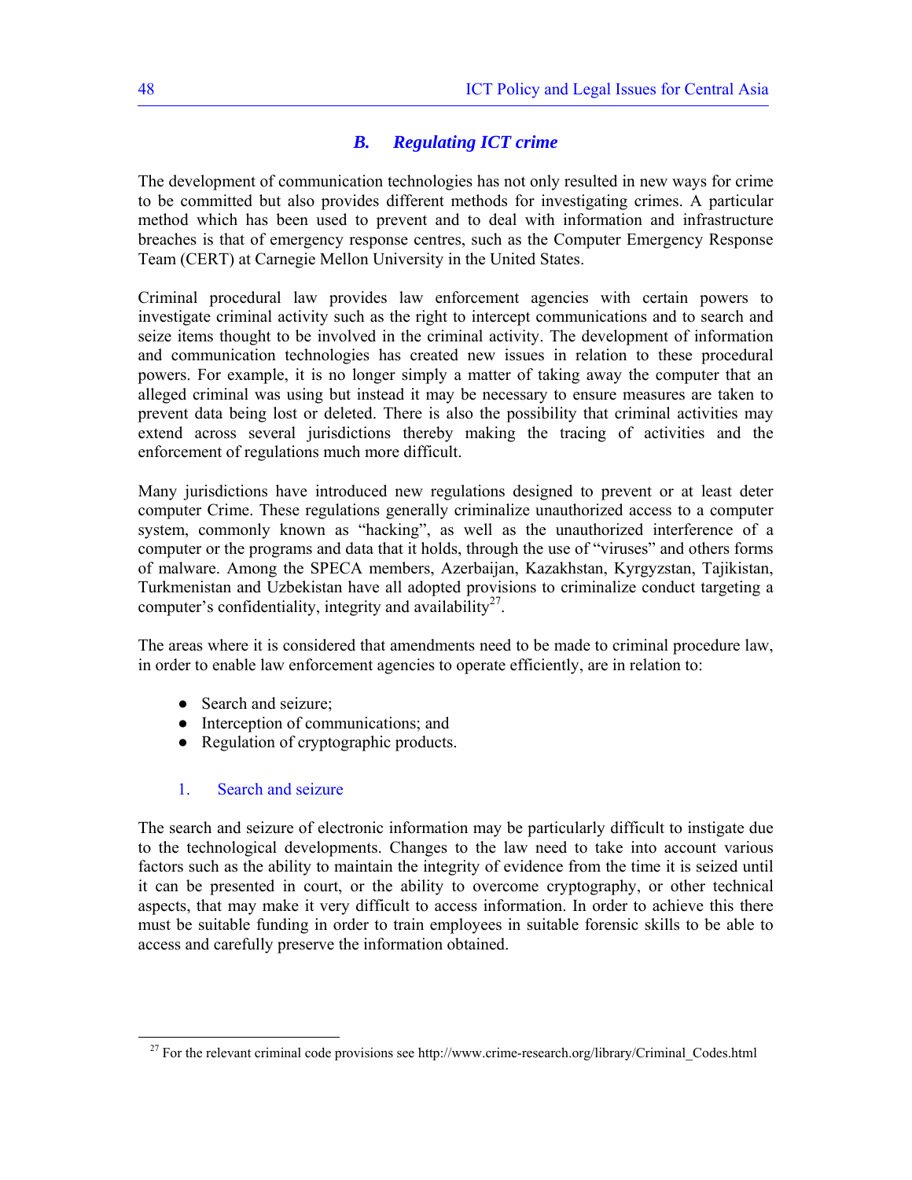## *B. Regulating ICT crime*

The development of communication technologies has not only resulted in new ways for crime to be committed but also provides different methods for investigating crimes. A particular method which has been used to prevent and to deal with information and infrastructure breaches is that of emergency response centres, such as the Computer Emergency Response Team (CERT) at Carnegie Mellon University in the United States.

Criminal procedural law provides law enforcement agencies with certain powers to investigate criminal activity such as the right to intercept communications and to search and seize items thought to be involved in the criminal activity. The development of information and communication technologies has created new issues in relation to these procedural powers. For example, it is no longer simply a matter of taking away the computer that an alleged criminal was using but instead it may be necessary to ensure measures are taken to prevent data being lost or deleted. There is also the possibility that criminal activities may extend across several jurisdictions thereby making the tracing of activities and the enforcement of regulations much more difficult.

Many jurisdictions have introduced new regulations designed to prevent or at least deter computer Crime. These regulations generally criminalize unauthorized access to a computer system, commonly known as "hacking", as well as the unauthorized interference of a computer or the programs and data that it holds, through the use of "viruses" and others forms of malware. Among the SPECA members, Azerbaijan, Kazakhstan, Kyrgyzstan, Tajikistan, Turkmenistan and Uzbekistan have all adopted provisions to criminalize conduct targeting a computer's confidentiality, integrity and availability[27].

The areas where it is considered that amendments need to be made to criminal procedure law, in order to enable law enforcement agencies to operate efficiently, are in relation to:

- Search and seizure;
- Interception of communications; and
- Regulation of cryptographic products.

### 1. Search and seizure

The search and seizure of electronic information may be particularly difficult to instigate due to the technological developments. Changes to the law need to take into account various factors such as the ability to maintain the integrity of evidence from the time it is seized until it can be presented in court, or the ability to overcome cryptography, or other technical aspects, that may make it very difficult to access information. In order to achieve this there must be suitable funding in order to train employees in suitable forensic skills to be able to access and carefully preserve the information obtained.

---

[27] For the relevant criminal code provisions see http://www.crime-research.org/library/Criminal_Codes.html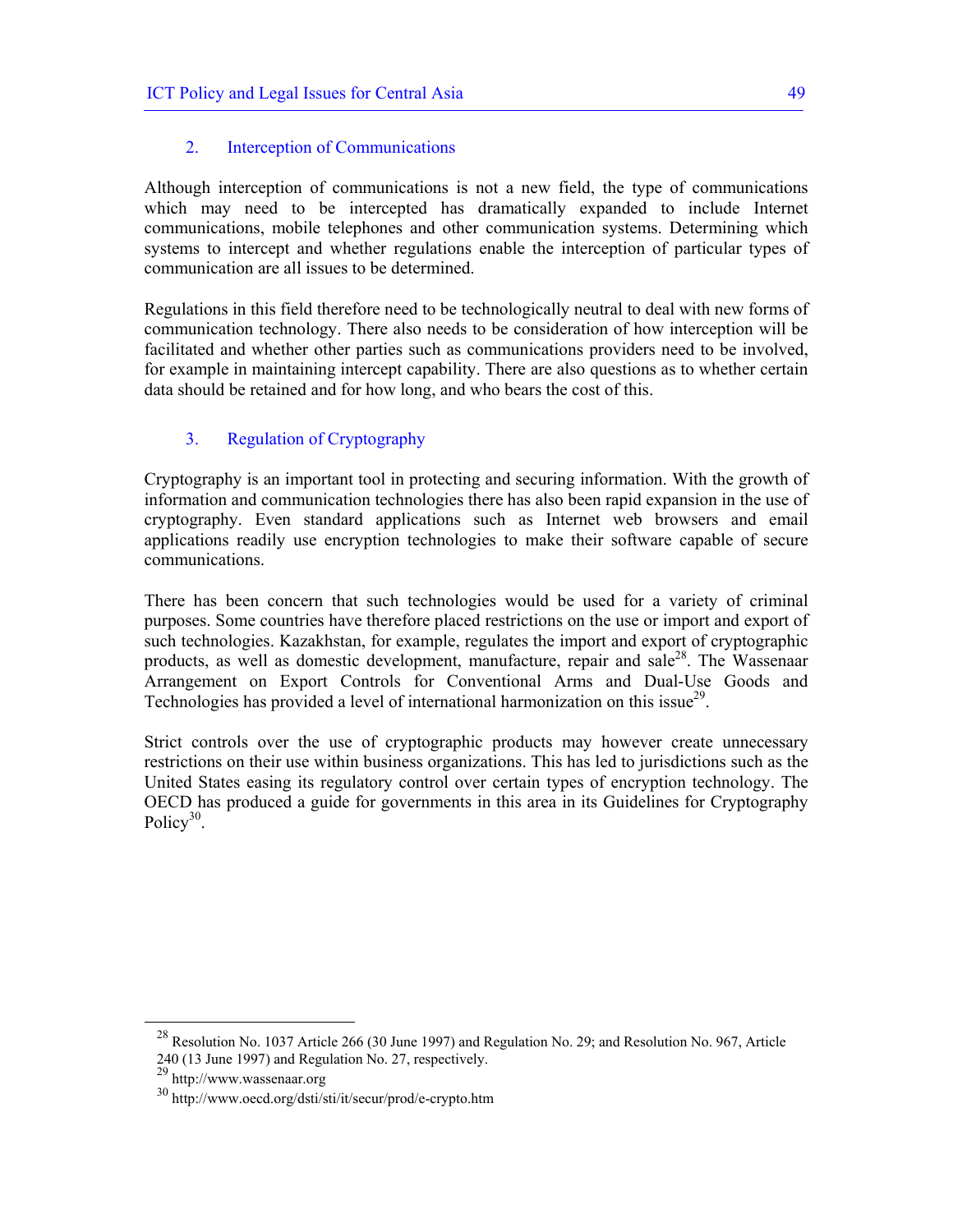### 2. Interception of Communications

Although interception of communications is not a new field, the type of communications which may need to be intercepted has dramatically expanded to include Internet communications, mobile telephones and other communication systems. Determining which systems to intercept and whether regulations enable the interception of particular types of communication are all issues to be determined.

Regulations in this field therefore need to be technologically neutral to deal with new forms of communication technology. There also needs to be consideration of how interception will be facilitated and whether other parties such as communications providers need to be involved, for example in maintaining intercept capability. There are also questions as to whether certain data should be retained and for how long, and who bears the cost of this.

### 3. Regulation of Cryptography

Cryptography is an important tool in protecting and securing information. With the growth of information and communication technologies there has also been rapid expansion in the use of cryptography. Even standard applications such as Internet web browsers and email applications readily use encryption technologies to make their software capable of secure communications.

There has been concern that such technologies would be used for a variety of criminal purposes. Some countries have therefore placed restrictions on the use or import and export of such technologies. Kazakhstan, for example, regulates the import and export of cryptographic products, as well as domestic development, manufacture, repair and sale[28]. The Wassenaar Arrangement on Export Controls for Conventional Arms and Dual-Use Goods and Technologies has provided a level of international harmonization on this issue[29].

Strict controls over the use of cryptographic products may however create unnecessary restrictions on their use within business organizations. This has led to jurisdictions such as the United States easing its regulatory control over certain types of encryption technology. The OECD has produced a guide for governments in this area in its Guidelines for Cryptography Policy[30].

---

[28] Resolution No. 1037 Article 266 (30 June 1997) and Regulation No. 29; and Resolution No. 967, Article 240 (13 June 1997) and Regulation No. 27, respectively.

[29] http://www.wassenaar.org

[30] http://www.oecd.org/dsti/sti/it/secur/prod/e-crypto.htm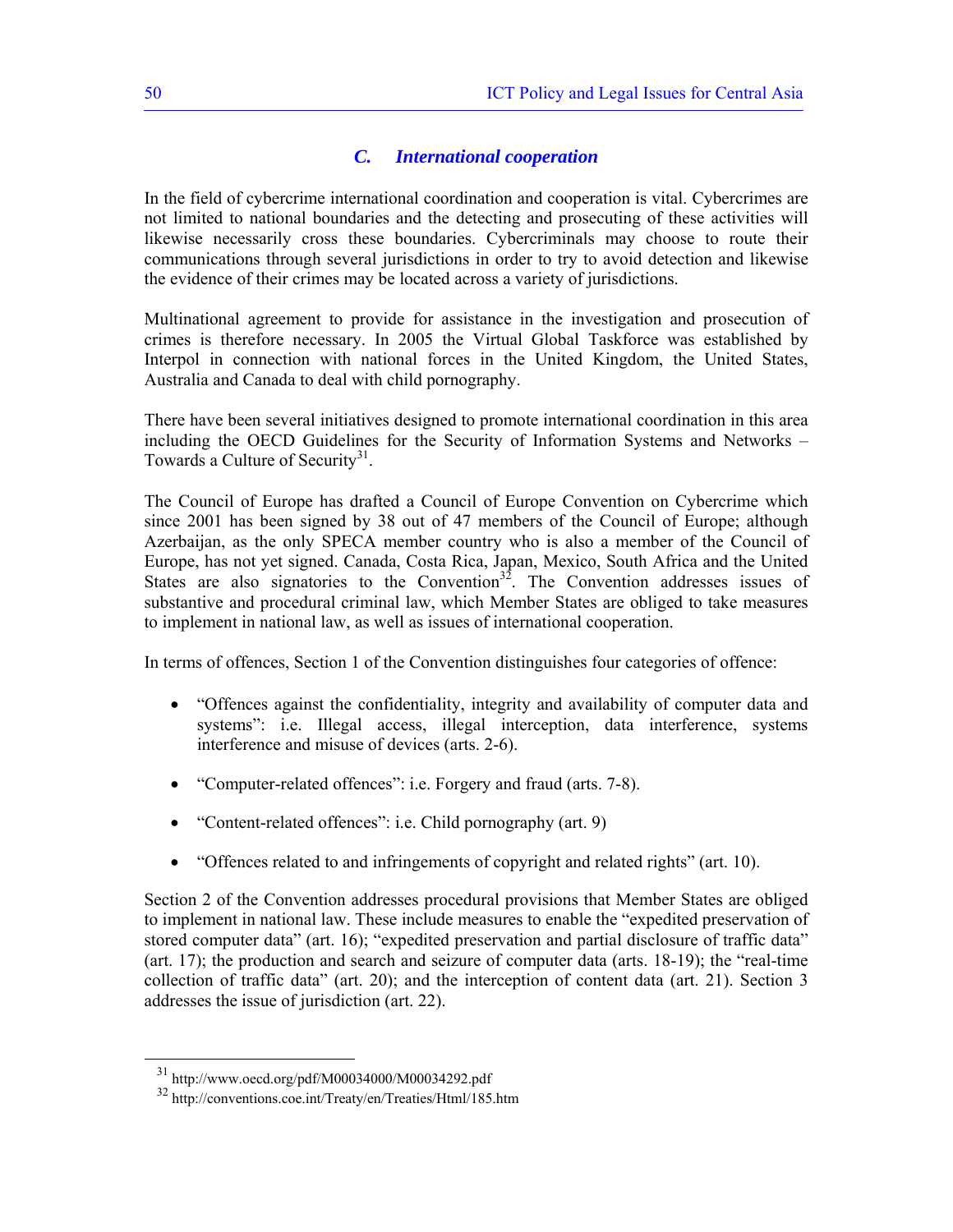### *C. International cooperation*

In the field of cybercrime international coordination and cooperation is vital. Cybercrimes are not limited to national boundaries and the detecting and prosecuting of these activities will likewise necessarily cross these boundaries. Cybercriminals may choose to route their communications through several jurisdictions in order to try to avoid detection and likewise the evidence of their crimes may be located across a variety of jurisdictions.

Multinational agreement to provide for assistance in the investigation and prosecution of crimes is therefore necessary. In 2005 the Virtual Global Taskforce was established by Interpol in connection with national forces in the United Kingdom, the United States, Australia and Canada to deal with child pornography.

There have been several initiatives designed to promote international coordination in this area including the OECD Guidelines for the Security of Information Systems and Networks – Towards a Culture of Security[31].

The Council of Europe has drafted a Council of Europe Convention on Cybercrime which since 2001 has been signed by 38 out of 47 members of the Council of Europe; although Azerbaijan, as the only SPECA member country who is also a member of the Council of Europe, has not yet signed. Canada, Costa Rica, Japan, Mexico, South Africa and the United States are also signatories to the Convention[32]. The Convention addresses issues of substantive and procedural criminal law, which Member States are obliged to take measures to implement in national law, as well as issues of international cooperation.

In terms of offences, Section 1 of the Convention distinguishes four categories of offence:

- "Offences against the confidentiality, integrity and availability of computer data and systems": i.e. Illegal access, illegal interception, data interference, systems interference and misuse of devices (arts. 2-6).
- "Computer-related offences": i.e. Forgery and fraud (arts. 7-8).
- "Content-related offences": i.e. Child pornography (art. 9)
- "Offences related to and infringements of copyright and related rights" (art. 10).

Section 2 of the Convention addresses procedural provisions that Member States are obliged to implement in national law. These include measures to enable the "expedited preservation of stored computer data" (art. 16); "expedited preservation and partial disclosure of traffic data" (art. 17); the production and search and seizure of computer data (arts. 18-19); the "real-time collection of traffic data" (art. 20); and the interception of content data (art. 21). Section 3 addresses the issue of jurisdiction (art. 22).

---

[31] http://www.oecd.org/pdf/M00034000/M00034292.pdf

[32] http://conventions.coe.int/Treaty/en/Treaties/Html/185.htm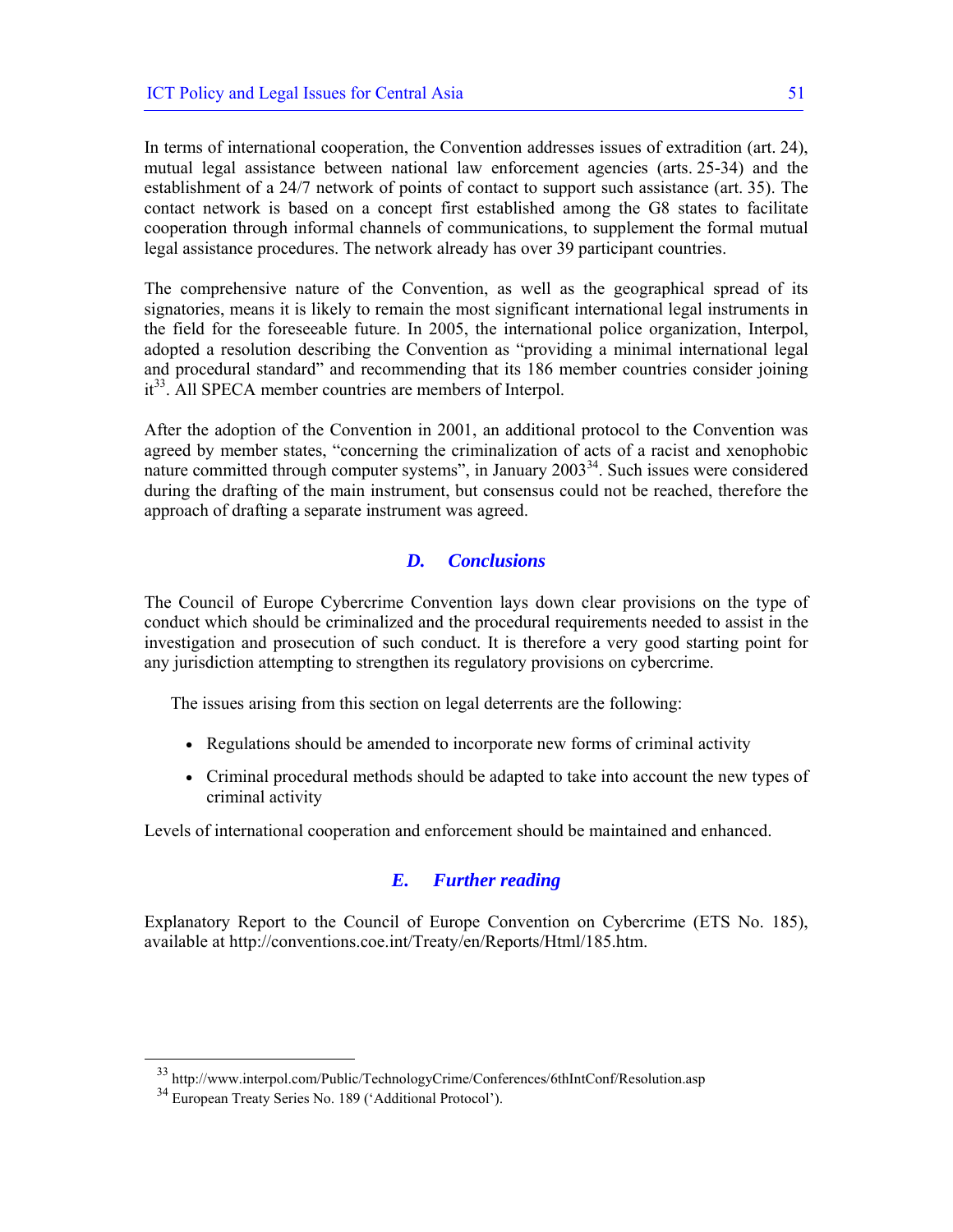In terms of international cooperation, the Convention addresses issues of extradition (art. 24), mutual legal assistance between national law enforcement agencies (arts. 25-34) and the establishment of a 24/7 network of points of contact to support such assistance (art. 35). The contact network is based on a concept first established among the G8 states to facilitate cooperation through informal channels of communications, to supplement the formal mutual legal assistance procedures. The network already has over 39 participant countries.

The comprehensive nature of the Convention, as well as the geographical spread of its signatories, means it is likely to remain the most significant international legal instruments in the field for the foreseeable future. In 2005, the international police organization, Interpol, adopted a resolution describing the Convention as "providing a minimal international legal and procedural standard" and recommending that its 186 member countries consider joining it[33]. All SPECA member countries are members of Interpol.

After the adoption of the Convention in 2001, an additional protocol to the Convention was agreed by member states, "concerning the criminalization of acts of a racist and xenophobic nature committed through computer systems", in January 2003[34]. Such issues were considered during the drafting of the main instrument, but consensus could not be reached, therefore the approach of drafting a separate instrument was agreed.

### *D. Conclusions*

The Council of Europe Cybercrime Convention lays down clear provisions on the type of conduct which should be criminalized and the procedural requirements needed to assist in the investigation and prosecution of such conduct. It is therefore a very good starting point for any jurisdiction attempting to strengthen its regulatory provisions on cybercrime.

The issues arising from this section on legal deterrents are the following:

- Regulations should be amended to incorporate new forms of criminal activity
- Criminal procedural methods should be adapted to take into account the new types of criminal activity

Levels of international cooperation and enforcement should be maintained and enhanced.

### *E. Further reading*

Explanatory Report to the Council of Europe Convention on Cybercrime (ETS No. 185), available at http://conventions.coe.int/Treaty/en/Reports/Html/185.htm.

---

[33] http://www.interpol.com/Public/TechnologyCrime/Conferences/6thIntConf/Resolution.asp

[34] European Treaty Series No. 189 ('Additional Protocol').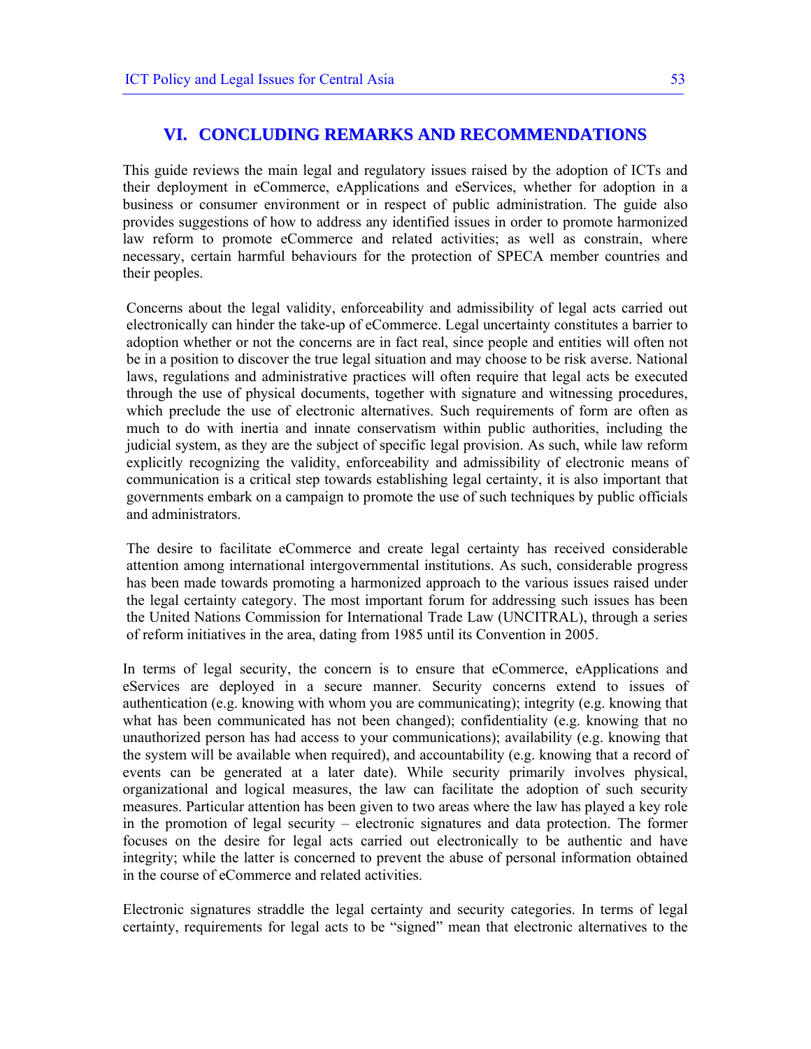# VI. CONCLUDING REMARKS AND RECOMMENDATIONS

This guide reviews the main legal and regulatory issues raised by the adoption of ICTs and their deployment in eCommerce, eApplications and eServices, whether for adoption in a business or consumer environment or in respect of public administration. The guide also provides suggestions of how to address any identified issues in order to promote harmonized law reform to promote eCommerce and related activities; as well as constrain, where necessary, certain harmful behaviours for the protection of SPECA member countries and their peoples.

Concerns about the legal validity, enforceability and admissibility of legal acts carried out electronically can hinder the take-up of eCommerce. Legal uncertainty constitutes a barrier to adoption whether or not the concerns are in fact real, since people and entities will often not be in a position to discover the true legal situation and may choose to be risk averse. National laws, regulations and administrative practices will often require that legal acts be executed through the use of physical documents, together with signature and witnessing procedures, which preclude the use of electronic alternatives. Such requirements of form are often as much to do with inertia and innate conservatism within public authorities, including the judicial system, as they are the subject of specific legal provision. As such, while law reform explicitly recognizing the validity, enforceability and admissibility of electronic means of communication is a critical step towards establishing legal certainty, it is also important that governments embark on a campaign to promote the use of such techniques by public officials and administrators.

The desire to facilitate eCommerce and create legal certainty has received considerable attention among international intergovernmental institutions. As such, considerable progress has been made towards promoting a harmonized approach to the various issues raised under the legal certainty category. The most important forum for addressing such issues has been the United Nations Commission for International Trade Law (UNCITRAL), through a series of reform initiatives in the area, dating from 1985 until its Convention in 2005.

In terms of legal security, the concern is to ensure that eCommerce, eApplications and eServices are deployed in a secure manner. Security concerns extend to issues of authentication (e.g. knowing with whom you are communicating); integrity (e.g. knowing that what has been communicated has not been changed); confidentiality (e.g. knowing that no unauthorized person has had access to your communications); availability (e.g. knowing that the system will be available when required), and accountability (e.g. knowing that a record of events can be generated at a later date). While security primarily involves physical, organizational and logical measures, the law can facilitate the adoption of such security measures. Particular attention has been given to two areas where the law has played a key role in the promotion of legal security – electronic signatures and data protection. The former focuses on the desire for legal acts carried out electronically to be authentic and have integrity; while the latter is concerned to prevent the abuse of personal information obtained in the course of eCommerce and related activities.

Electronic signatures straddle the legal certainty and security categories. In terms of legal certainty, requirements for legal acts to be "signed" mean that electronic alternatives to the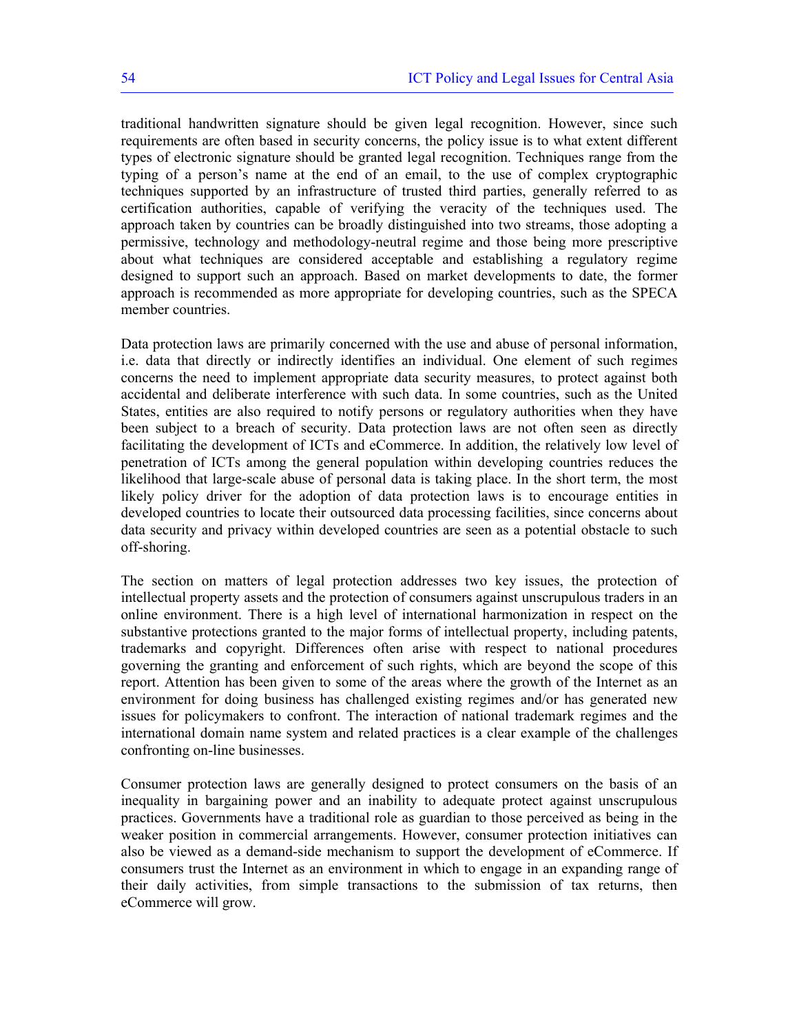traditional handwritten signature should be given legal recognition. However, since such requirements are often based in security concerns, the policy issue is to what extent different types of electronic signature should be granted legal recognition. Techniques range from the typing of a person's name at the end of an email, to the use of complex cryptographic techniques supported by an infrastructure of trusted third parties, generally referred to as certification authorities, capable of verifying the veracity of the techniques used. The approach taken by countries can be broadly distinguished into two streams, those adopting a permissive, technology and methodology-neutral regime and those being more prescriptive about what techniques are considered acceptable and establishing a regulatory regime designed to support such an approach. Based on market developments to date, the former approach is recommended as more appropriate for developing countries, such as the SPECA member countries.

Data protection laws are primarily concerned with the use and abuse of personal information, i.e. data that directly or indirectly identifies an individual. One element of such regimes concerns the need to implement appropriate data security measures, to protect against both accidental and deliberate interference with such data. In some countries, such as the United States, entities are also required to notify persons or regulatory authorities when they have been subject to a breach of security. Data protection laws are not often seen as directly facilitating the development of ICTs and eCommerce. In addition, the relatively low level of penetration of ICTs among the general population within developing countries reduces the likelihood that large-scale abuse of personal data is taking place. In the short term, the most likely policy driver for the adoption of data protection laws is to encourage entities in developed countries to locate their outsourced data processing facilities, since concerns about data security and privacy within developed countries are seen as a potential obstacle to such off-shoring.

The section on matters of legal protection addresses two key issues, the protection of intellectual property assets and the protection of consumers against unscrupulous traders in an online environment. There is a high level of international harmonization in respect on the substantive protections granted to the major forms of intellectual property, including patents, trademarks and copyright. Differences often arise with respect to national procedures governing the granting and enforcement of such rights, which are beyond the scope of this report. Attention has been given to some of the areas where the growth of the Internet as an environment for doing business has challenged existing regimes and/or has generated new issues for policymakers to confront. The interaction of national trademark regimes and the international domain name system and related practices is a clear example of the challenges confronting on-line businesses.

Consumer protection laws are generally designed to protect consumers on the basis of an inequality in bargaining power and an inability to adequate protect against unscrupulous practices. Governments have a traditional role as guardian to those perceived as being in the weaker position in commercial arrangements. However, consumer protection initiatives can also be viewed as a demand-side mechanism to support the development of eCommerce. If consumers trust the Internet as an environment in which to engage in an expanding range of their daily activities, from simple transactions to the submission of tax returns, then eCommerce will grow.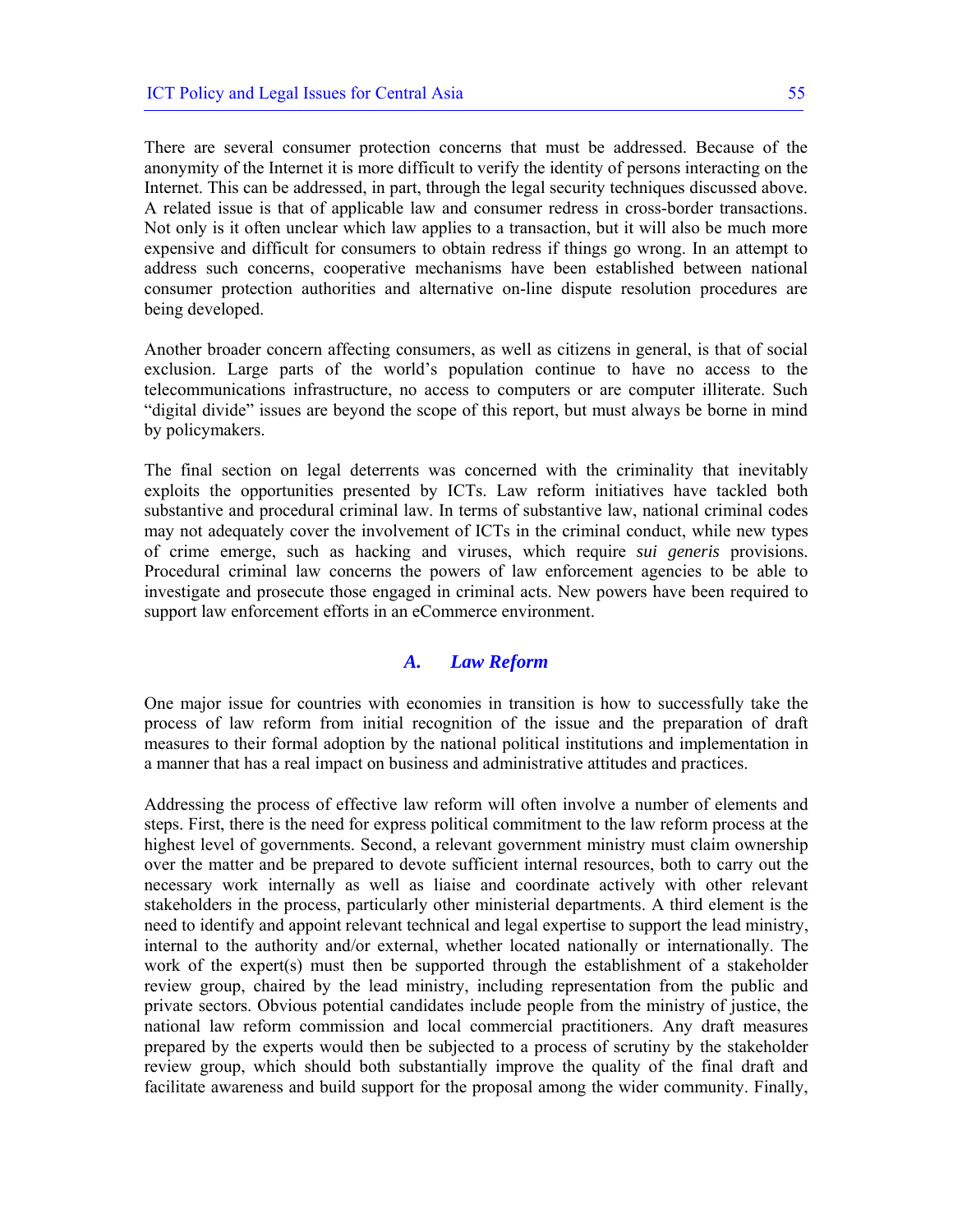There are several consumer protection concerns that must be addressed. Because of the anonymity of the Internet it is more difficult to verify the identity of persons interacting on the Internet. This can be addressed, in part, through the legal security techniques discussed above. A related issue is that of applicable law and consumer redress in cross-border transactions. Not only is it often unclear which law applies to a transaction, but it will also be much more expensive and difficult for consumers to obtain redress if things go wrong. In an attempt to address such concerns, cooperative mechanisms have been established between national consumer protection authorities and alternative on-line dispute resolution procedures are being developed.

Another broader concern affecting consumers, as well as citizens in general, is that of social exclusion. Large parts of the world's population continue to have no access to the telecommunications infrastructure, no access to computers or are computer illiterate. Such "digital divide" issues are beyond the scope of this report, but must always be borne in mind by policymakers.

The final section on legal deterrents was concerned with the criminality that inevitably exploits the opportunities presented by ICTs. Law reform initiatives have tackled both substantive and procedural criminal law. In terms of substantive law, national criminal codes may not adequately cover the involvement of ICTs in the criminal conduct, while new types of crime emerge, such as hacking and viruses, which require *sui generis* provisions. Procedural criminal law concerns the powers of law enforcement agencies to be able to investigate and prosecute those engaged in criminal acts. New powers have been required to support law enforcement efforts in an eCommerce environment.

## A. Law Reform

One major issue for countries with economies in transition is how to successfully take the process of law reform from initial recognition of the issue and the preparation of draft measures to their formal adoption by the national political institutions and implementation in a manner that has a real impact on business and administrative attitudes and practices.

Addressing the process of effective law reform will often involve a number of elements and steps. First, there is the need for express political commitment to the law reform process at the highest level of governments. Second, a relevant government ministry must claim ownership over the matter and be prepared to devote sufficient internal resources, both to carry out the necessary work internally as well as liaise and coordinate actively with other relevant stakeholders in the process, particularly other ministerial departments. A third element is the need to identify and appoint relevant technical and legal expertise to support the lead ministry, internal to the authority and/or external, whether located nationally or internationally. The work of the expert(s) must then be supported through the establishment of a stakeholder review group, chaired by the lead ministry, including representation from the public and private sectors. Obvious potential candidates include people from the ministry of justice, the national law reform commission and local commercial practitioners. Any draft measures prepared by the experts would then be subjected to a process of scrutiny by the stakeholder review group, which should both substantially improve the quality of the final draft and facilitate awareness and build support for the proposal among the wider community. Finally,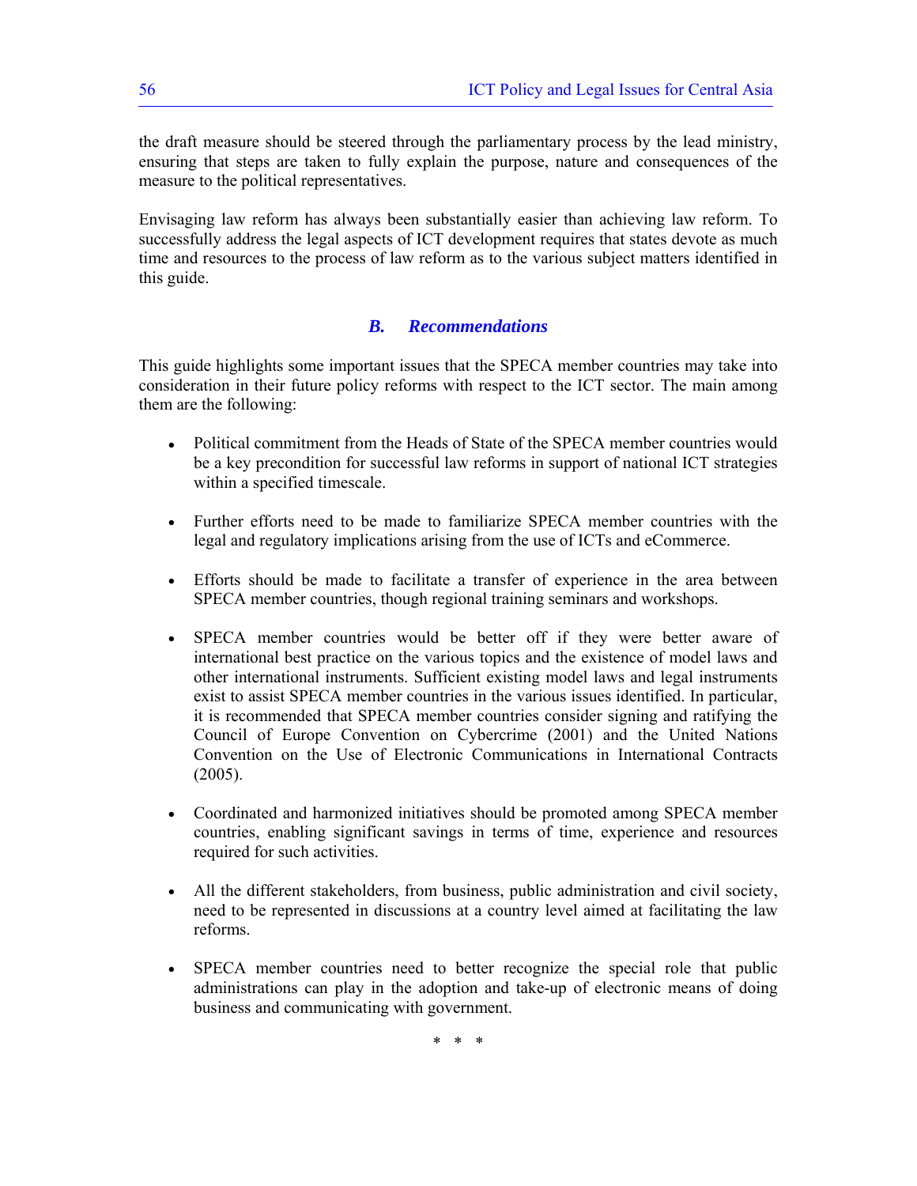the draft measure should be steered through the parliamentary process by the lead ministry, ensuring that steps are taken to fully explain the purpose, nature and consequences of the measure to the political representatives.

Envisaging law reform has always been substantially easier than achieving law reform. To successfully address the legal aspects of ICT development requires that states devote as much time and resources to the process of law reform as to the various subject matters identified in this guide.

## *B. Recommendations*

This guide highlights some important issues that the SPECA member countries may take into consideration in their future policy reforms with respect to the ICT sector. The main among them are the following:

- Political commitment from the Heads of State of the SPECA member countries would be a key precondition for successful law reforms in support of national ICT strategies within a specified timescale.

- Further efforts need to be made to familiarize SPECA member countries with the legal and regulatory implications arising from the use of ICTs and eCommerce.

- Efforts should be made to facilitate a transfer of experience in the area between SPECA member countries, though regional training seminars and workshops.

- SPECA member countries would be better off if they were better aware of international best practice on the various topics and the existence of model laws and other international instruments. Sufficient existing model laws and legal instruments exist to assist SPECA member countries in the various issues identified. In particular, it is recommended that SPECA member countries consider signing and ratifying the Council of Europe Convention on Cybercrime (2001) and the United Nations Convention on the Use of Electronic Communications in International Contracts (2005).

- Coordinated and harmonized initiatives should be promoted among SPECA member countries, enabling significant savings in terms of time, experience and resources required for such activities.

- All the different stakeholders, from business, public administration and civil society, need to be represented in discussions at a country level aimed at facilitating the law reforms.

- SPECA member countries need to better recognize the special role that public administrations can play in the adoption and take-up of electronic means of doing business and communicating with government.

\* \* \*